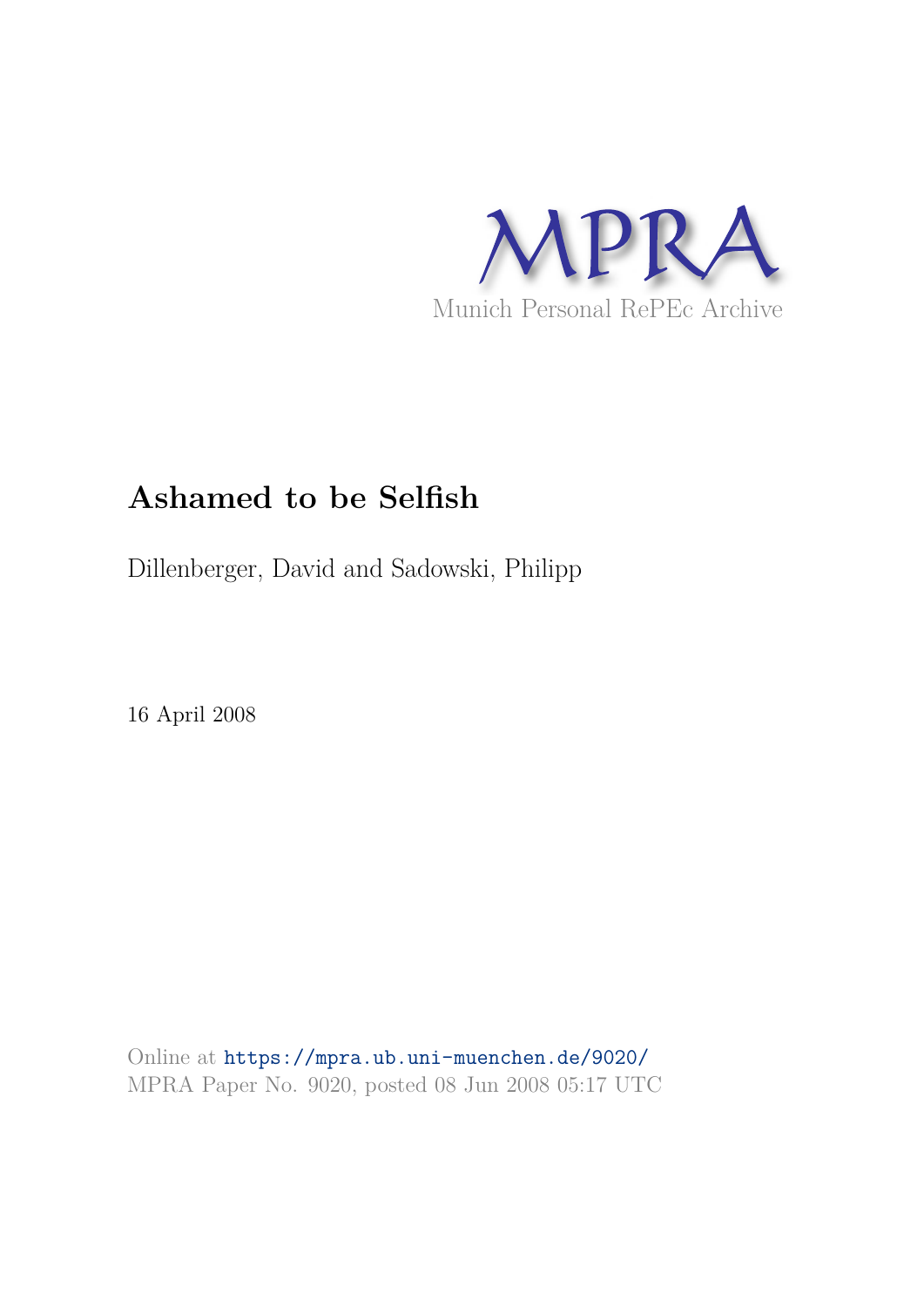MPRA

Munich Personal RePEc Archive

# Ashamed to be Selfish

Dillenberger, David and Sadowski, Philipp

16 April 2008

Online at https://mpra.ub.uni-muenchen.de/9020/
MPRA Paper No. 9020, posted 08 Jun 2008 05:17 UTC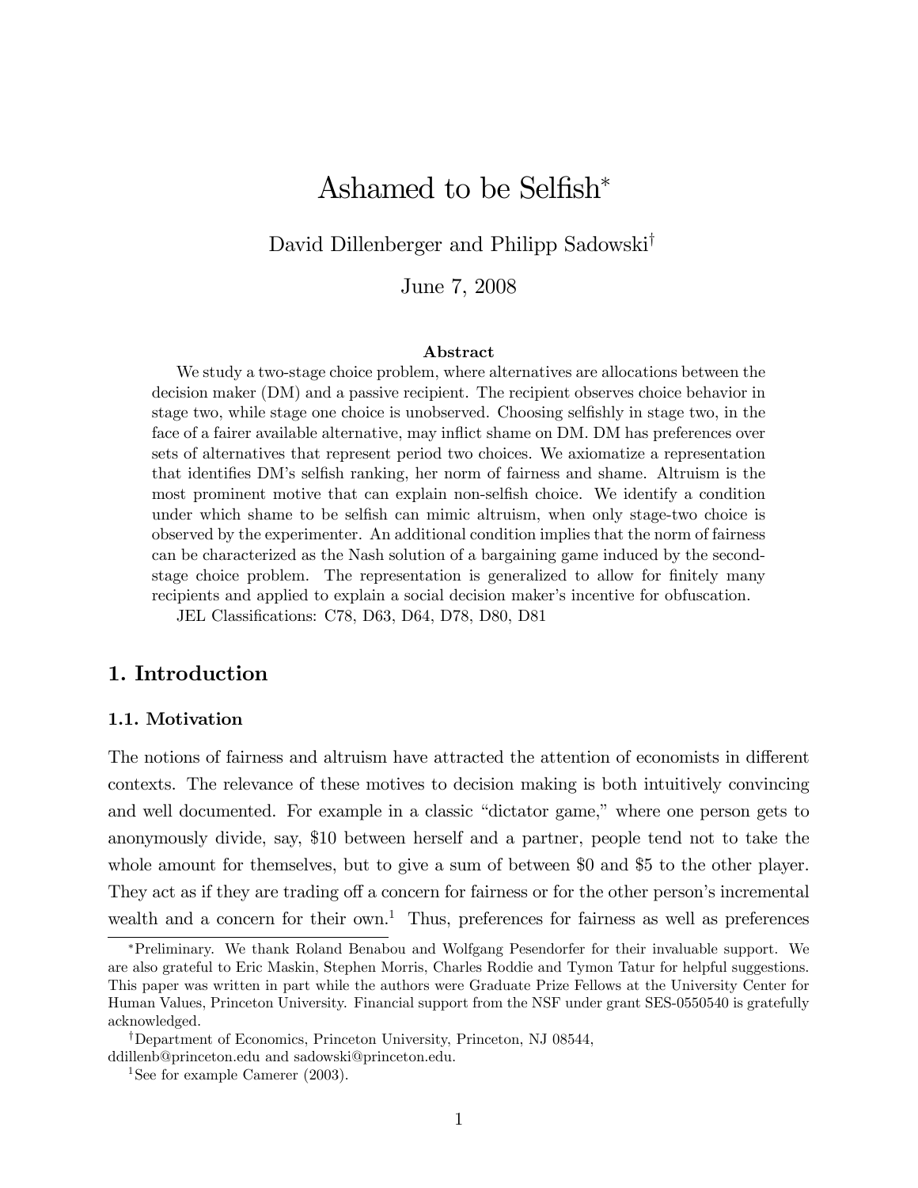// Ashamed to be Selfish[*]

David Dillenberger and Philipp Sadowski[†]

June 7, 2008

**Abstract**

We study a two-stage choice problem, where alternatives are allocations between the decision maker (DM) and a passive recipient. The recipient observes choice behavior in stage two, while stage one choice is unobserved. Choosing selfishly in stage two, in the face of a fairer available alternative, may inflict shame on DM. DM has preferences over sets of alternatives that represent period two choices. We axiomatize a representation that identifies DM's selfish ranking, her norm of fairness and shame. Altruism is the most prominent motive that can explain non-selfish choice. We identify a condition under which shame to be selfish can mimic altruism, when only stage-two choice is observed by the experimenter. An additional condition implies that the norm of fairness can be characterized as the Nash solution of a bargaining game induced by the second-stage choice problem. The representation is generalized to allow for finitely many recipients and applied to explain a social decision maker's incentive for obfuscation.

JEL Classifications: C78, D63, D64, D78, D80, D81

## 1. Introduction

### 1.1. Motivation

The notions of fairness and altruism have attracted the attention of economists in different contexts. The relevance of these motives to decision making is both intuitively convincing and well documented. For example in a classic "dictator game," where one person gets to anonymously divide, say, \$10 between herself and a partner, people tend not to take the whole amount for themselves, but to give a sum of between \$0 and \$5 to the other player. They act as if they are trading off a concern for fairness or for the other person's incremental wealth and a concern for their own.[1] Thus, preferences for fairness as well as preferences

---

[*]Preliminary. We thank Roland Benabou and Wolfgang Pesendorfer for their invaluable support. We are also grateful to Eric Maskin, Stephen Morris, Charles Roddie and Tymon Tatur for helpful suggestions. This paper was written in part while the authors were Graduate Prize Fellows at the University Center for Human Values, Princeton University. Financial support from the NSF under grant SES-0550540 is gratefully acknowledged.

[†]Department of Economics, Princeton University, Princeton, NJ 08544, ddillenb@princeton.edu and sadowski@princeton.edu.

[1]See for example Camerer (2003).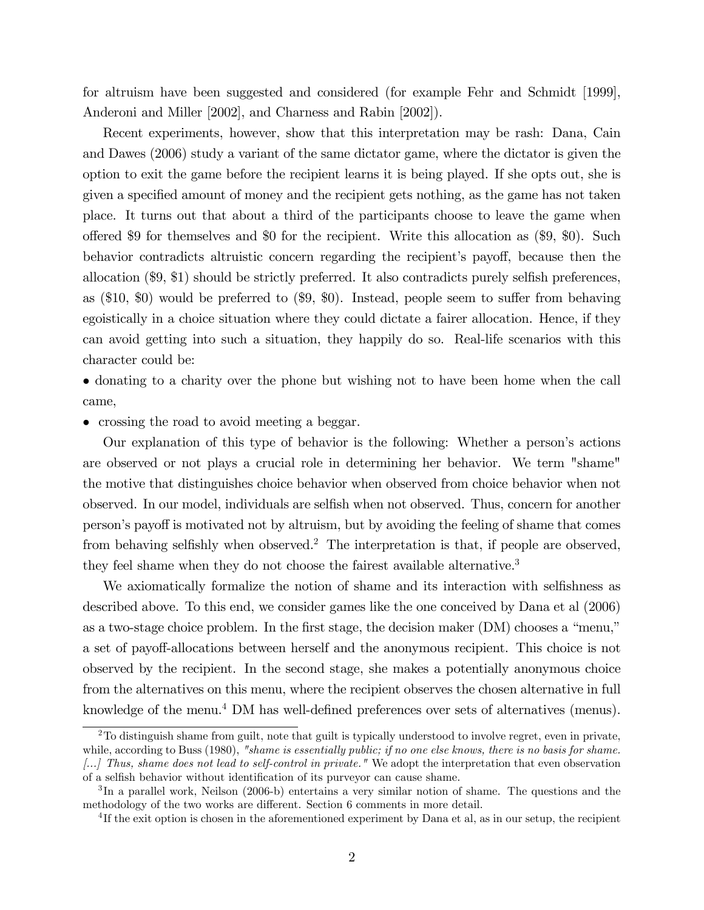for altruism have been suggested and considered (for example Fehr and Schmidt [1999], Anderoni and Miller [2002], and Charness and Rabin [2002]).

Recent experiments, however, show that this interpretation may be rash: Dana, Cain and Dawes (2006) study a variant of the same dictator game, where the dictator is given the option to exit the game before the recipient learns it is being played. If she opts out, she is given a specified amount of money and the recipient gets nothing, as the game has not taken place. It turns out that about a third of the participants choose to leave the game when offered \$9 for themselves and \$0 for the recipient. Write this allocation as (\$9, \$0). Such behavior contradicts altruistic concern regarding the recipient's payoff, because then the allocation (\$9, \$1) should be strictly preferred. It also contradicts purely selfish preferences, as (\$10, \$0) would be preferred to (\$9, \$0). Instead, people seem to suffer from behaving egoistically in a choice situation where they could dictate a fairer allocation. Hence, if they can avoid getting into such a situation, they happily do so. Real-life scenarios with this character could be:

- donating to a charity over the phone but wishing not to have been home when the call came,
- crossing the road to avoid meeting a beggar.

Our explanation of this type of behavior is the following: Whether a person's actions are observed or not plays a crucial role in determining her behavior. We term "shame" the motive that distinguishes choice behavior when observed from choice behavior when not observed. In our model, individuals are selfish when not observed. Thus, concern for another person's payoff is motivated not by altruism, but by avoiding the feeling of shame that comes from behaving selfishly when observed.[2] The interpretation is that, if people are observed, they feel shame when they do not choose the fairest available alternative.[3]

We axiomatically formalize the notion of shame and its interaction with selfishness as described above. To this end, we consider games like the one conceived by Dana et al (2006) as a two-stage choice problem. In the first stage, the decision maker (DM) chooses a "menu," a set of payoff-allocations between herself and the anonymous recipient. This choice is not observed by the recipient. In the second stage, she makes a potentially anonymous choice from the alternatives on this menu, where the recipient observes the chosen alternative in full knowledge of the menu.[4] DM has well-defined preferences over sets of alternatives (menus).

[2] To distinguish shame from guilt, note that guilt is typically understood to involve regret, even in private, while, according to Buss (1980), *"shame is essentially public; if no one else knows, there is no basis for shame. [...] Thus, shame does not lead to self-control in private."* We adopt the interpretation that even observation of a selfish behavior without identification of its purveyor can cause shame.

[3] In a parallel work, Neilson (2006-b) entertains a very similar notion of shame. The questions and the methodology of the two works are different. Section 6 comments in more detail.

[4] If the exit option is chosen in the aforementioned experiment by Dana et al, as in our setup, the recipient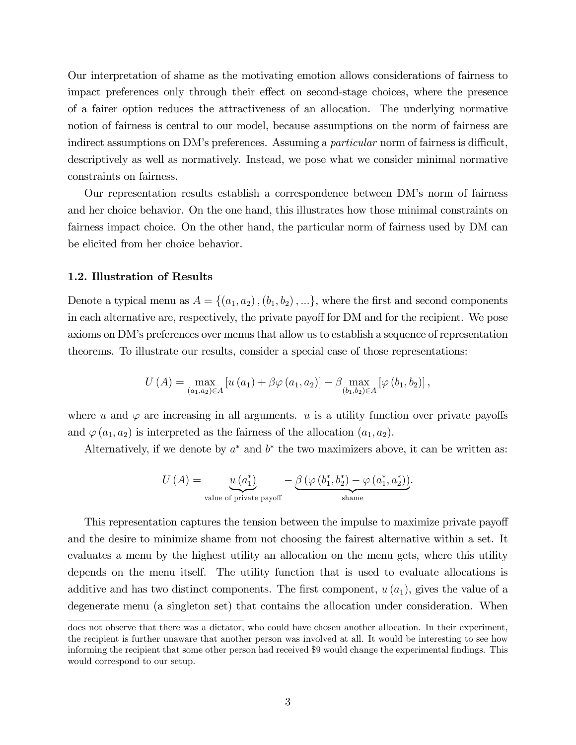Our interpretation of shame as the motivating emotion allows considerations of fairness to impact preferences only through their effect on second-stage choices, where the presence of a fairer option reduces the attractiveness of an allocation. The underlying normative notion of fairness is central to our model, because assumptions on the norm of fairness are indirect assumptions on DM's preferences. Assuming a *particular* norm of fairness is difficult, descriptively as well as normatively. Instead, we pose what we consider minimal normative constraints on fairness.

Our representation results establish a correspondence between DM's norm of fairness and her choice behavior. On the one hand, this illustrates how those minimal constraints on fairness impact choice. On the other hand, the particular norm of fairness used by DM can be elicited from her choice behavior.

### 1.2. Illustration of Results

Denote a typical menu as $A = \{(a_1, a_2), (b_1, b_2), ...\}$, where the first and second components in each alternative are, respectively, the private payoff for DM and for the recipient. We pose axioms on DM's preferences over menus that allow us to establish a sequence of representation theorems. To illustrate our results, consider a special case of those representations:

$$U(A) = \max_{(a_1,a_2)\in A} [u(a_1) + \beta\varphi(a_1, a_2)] - \beta \max_{(b_1,b_2)\in A} [\varphi(b_1, b_2)],$$

where $u$ and $\varphi$ are increasing in all arguments. $u$ is a utility function over private payoffs and $\varphi(a_1, a_2)$ is interpreted as the fairness of the allocation $(a_1, a_2)$.

Alternatively, if we denote by $a^*$ and $b^*$ the two maximizers above, it can be written as:

$$U(A) = \underbrace{u(a_1^*)}_{\text{value of private payoff}} - \underbrace{\beta(\varphi(b_1^*, b_2^*) - \varphi(a_1^*, a_2^*))}_{\text{shame}}.$$

This representation captures the tension between the impulse to maximize private payoff and the desire to minimize shame from not choosing the fairest alternative within a set. It evaluates a menu by the highest utility an allocation on the menu gets, where this utility depends on the menu itself. The utility function that is used to evaluate allocations is additive and has two distinct components. The first component, $u(a_1)$, gives the value of a degenerate menu (a singleton set) that contains the allocation under consideration. When

does not observe that there was a dictator, who could have chosen another allocation. In their experiment, the recipient is further unaware that another person was involved at all. It would be interesting to see how informing the recipient that some other person had received \$9 would change the experimental findings. This would correspond to our setup.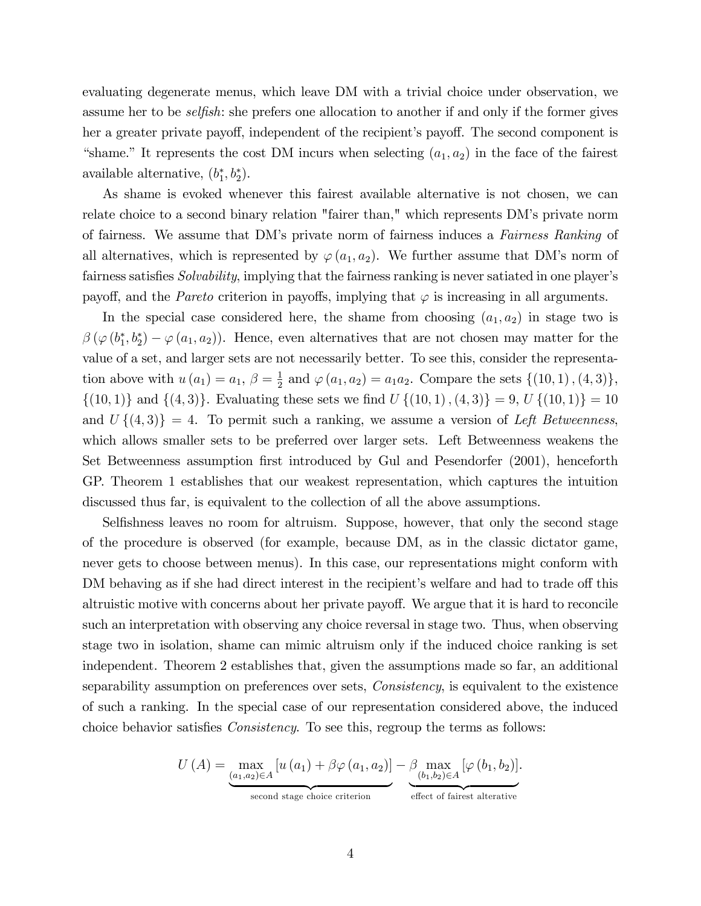evaluating degenerate menus, which leave DM with a trivial choice under observation, we assume her to be *selfish*: she prefers one allocation to another if and only if the former gives her a greater private payoff, independent of the recipient's payoff. The second component is "shame." It represents the cost DM incurs when selecting $(a_1, a_2)$ in the face of the fairest available alternative, $(b_1^*, b_2^*)$.

As shame is evoked whenever this fairest available alternative is not chosen, we can relate choice to a second binary relation "fairer than," which represents DM's private norm of fairness. We assume that DM's private norm of fairness induces a *Fairness Ranking* of all alternatives, which is represented by $\varphi(a_1, a_2)$. We further assume that DM's norm of fairness satisfies *Solvability*, implying that the fairness ranking is never satiated in one player's payoff, and the *Pareto* criterion in payoffs, implying that $\varphi$ is increasing in all arguments.

In the special case considered here, the shame from choosing $(a_1, a_2)$ in stage two is $\beta(\varphi(b_1^*, b_2^*) - \varphi(a_1, a_2))$. Hence, even alternatives that are not chosen may matter for the value of a set, and larger sets are not necessarily better. To see this, consider the representation above with $u(a_1) = a_1$, $\beta = \frac{1}{2}$ and $\varphi(a_1, a_2) = a_1 a_2$. Compare the sets $\{(10, 1), (4, 3)\}$, $\{(10, 1)\}$ and $\{(4, 3)\}$. Evaluating these sets we find $U\{(10, 1), (4, 3)\} = 9$, $U\{(10, 1)\} = 10$ and $U\{(4, 3)\} = 4$. To permit such a ranking, we assume a version of *Left Betweenness*, which allows smaller sets to be preferred over larger sets. Left Betweenness weakens the Set Betweenness assumption first introduced by Gul and Pesendorfer (2001), henceforth GP. Theorem 1 establishes that our weakest representation, which captures the intuition discussed thus far, is equivalent to the collection of all the above assumptions.

Selfishness leaves no room for altruism. Suppose, however, that only the second stage of the procedure is observed (for example, because DM, as in the classic dictator game, never gets to choose between menus). In this case, our representations might conform with DM behaving as if she had direct interest in the recipient's welfare and had to trade off this altruistic motive with concerns about her private payoff. We argue that it is hard to reconcile such an interpretation with observing any choice reversal in stage two. Thus, when observing stage two in isolation, shame can mimic altruism only if the induced choice ranking is set independent. Theorem 2 establishes that, given the assumptions made so far, an additional separability assumption on preferences over sets, *Consistency*, is equivalent to the existence of such a ranking. In the special case of our representation considered above, the induced choice behavior satisfies *Consistency*. To see this, regroup the terms as follows:

$$U(A) = \underbrace{\max_{(a_1,a_2)\in A}\left[u(a_1) + \beta\varphi(a_1, a_2)\right]}_{\text{second stage choice criterion}} - \underbrace{\beta \max_{(b_1,b_2)\in A}\left[\varphi(b_1, b_2)\right]}_{\text{effect of fairest alterative}}.$$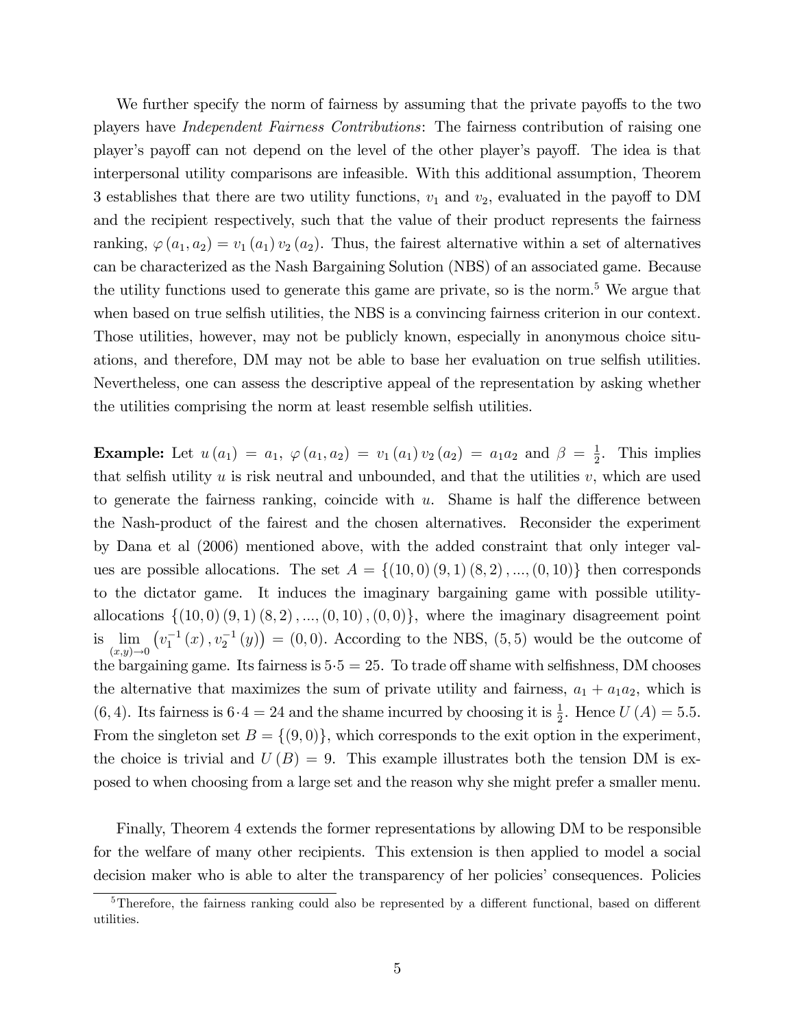We further specify the norm of fairness by assuming that the private payoffs to the two players have *Independent Fairness Contributions*: The fairness contribution of raising one player's payoff can not depend on the level of the other player's payoff. The idea is that interpersonal utility comparisons are infeasible. With this additional assumption, Theorem 3 establishes that there are two utility functions, $v_1$ and $v_2$, evaluated in the payoff to DM and the recipient respectively, such that the value of their product represents the fairness ranking, $\varphi(a_1, a_2) = v_1(a_1) v_2(a_2)$. Thus, the fairest alternative within a set of alternatives can be characterized as the Nash Bargaining Solution (NBS) of an associated game. Because the utility functions used to generate this game are private, so is the norm.[5] We argue that when based on true selfish utilities, the NBS is a convincing fairness criterion in our context. Those utilities, however, may not be publicly known, especially in anonymous choice situations, and therefore, DM may not be able to base her evaluation on true selfish utilities. Nevertheless, one can assess the descriptive appeal of the representation by asking whether the utilities comprising the norm at least resemble selfish utilities.

**Example:** Let $u(a_1) = a_1$, $\varphi(a_1, a_2) = v_1(a_1) v_2(a_2) = a_1 a_2$ and $\beta = \frac{1}{2}$. This implies that selfish utility $u$ is risk neutral and unbounded, and that the utilities $v$, which are used to generate the fairness ranking, coincide with $u$. Shame is half the difference between the Nash-product of the fairest and the chosen alternatives. Reconsider the experiment by Dana et al (2006) mentioned above, with the added constraint that only integer values are possible allocations. The set $A = \{(10,0)(9,1)(8,2),...,(0,10)\}$ then corresponds to the dictator game. It induces the imaginary bargaining game with possible utility-allocations $\{(10,0)(9,1)(8,2),...,(0,10),(0,0)\}$, where the imaginary disagreement point is $\lim_{(x,y)\to 0}\left(v_1^{-1}(x), v_2^{-1}(y)\right) = (0,0)$. According to the NBS, $(5,5)$ would be the outcome of the bargaining game. Its fairness is $5{\cdot}5 = 25$. To trade off shame with selfishness, DM chooses the alternative that maximizes the sum of private utility and fairness, $a_1 + a_1 a_2$, which is $(6,4)$. Its fairness is $6{\cdot}4 = 24$ and the shame incurred by choosing it is $\frac{1}{2}$. Hence $U(A) = 5.5$. From the singleton set $B = \{(9,0)\}$, which corresponds to the exit option in the experiment, the choice is trivial and $U(B) = 9$. This example illustrates both the tension DM is exposed to when choosing from a large set and the reason why she might prefer a smaller menu.

Finally, Theorem 4 extends the former representations by allowing DM to be responsible for the welfare of many other recipients. This extension is then applied to model a social decision maker who is able to alter the transparency of her policies' consequences. Policies

[5] Therefore, the fairness ranking could also be represented by a different functional, based on different utilities.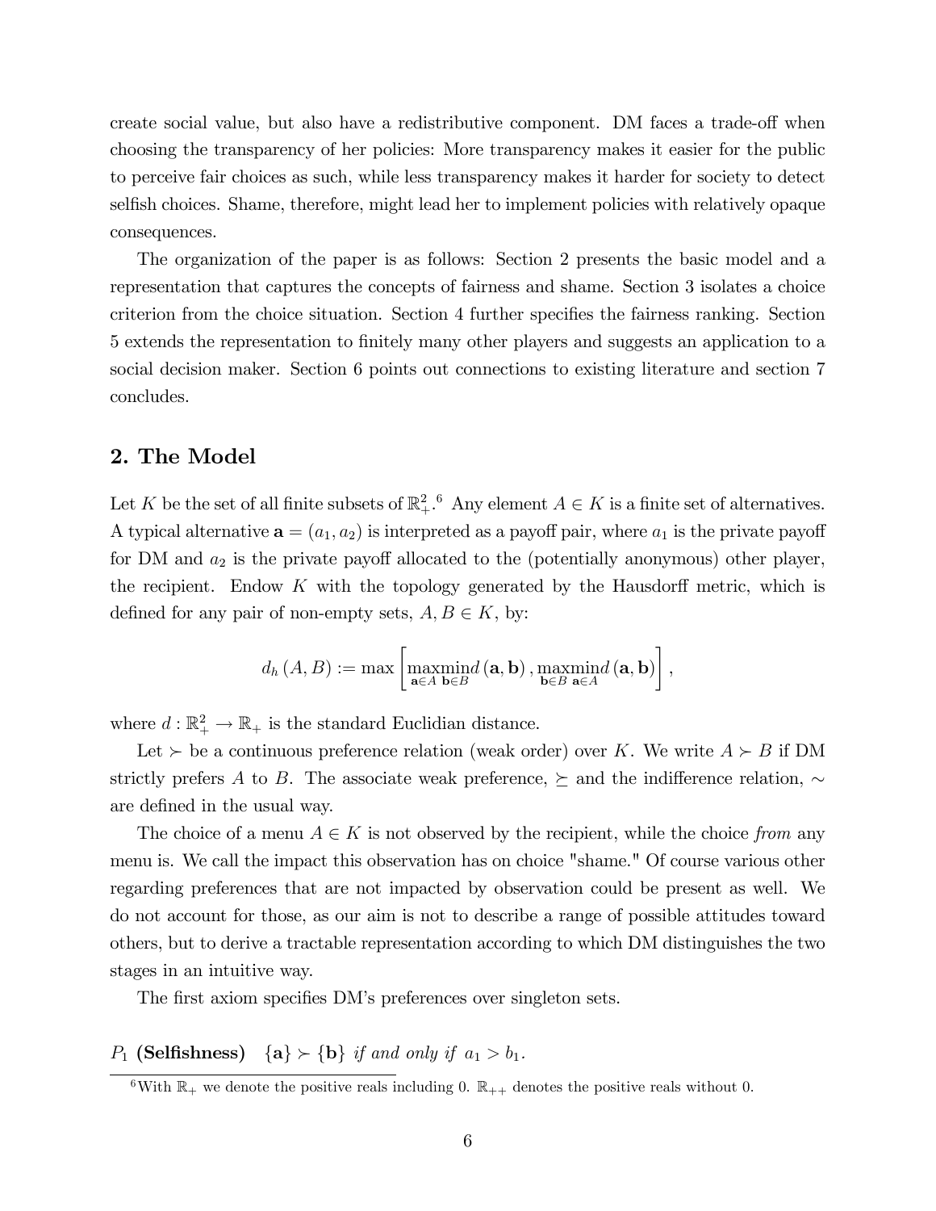create social value, but also have a redistributive component. DM faces a trade-off when choosing the transparency of her policies: More transparency makes it easier for the public to perceive fair choices as such, while less transparency makes it harder for society to detect selfish choices. Shame, therefore, might lead her to implement policies with relatively opaque consequences.

The organization of the paper is as follows: Section 2 presents the basic model and a representation that captures the concepts of fairness and shame. Section 3 isolates a choice criterion from the choice situation. Section 4 further specifies the fairness ranking. Section 5 extends the representation to finitely many other players and suggests an application to a social decision maker. Section 6 points out connections to existing literature and section 7 concludes.

## 2. The Model

Let $K$ be the set of all finite subsets of $\mathbb{R}^2_+$.[6] Any element $A \in K$ is a finite set of alternatives. A typical alternative $\mathbf{a} = (a_1, a_2)$ is interpreted as a payoff pair, where $a_1$ is the private payoff for DM and $a_2$ is the private payoff allocated to the (potentially anonymous) other player, the recipient. Endow $K$ with the topology generated by the Hausdorff metric, which is defined for any pair of non-empty sets, $A, B \in K$, by:

$$d_h(A, B) := \max\left[\max_{\mathbf{a} \in A} \min_{\mathbf{b} \in B} d(\mathbf{a}, \mathbf{b}), \max_{\mathbf{b} \in B} \min_{\mathbf{a} \in A} d(\mathbf{a}, \mathbf{b})\right],$$

where $d : \mathbb{R}^2_+ \to \mathbb{R}_+$ is the standard Euclidian distance.

Let $\succ$ be a continuous preference relation (weak order) over $K$. We write $A \succ B$ if DM strictly prefers $A$ to $B$. The associate weak preference, $\succeq$ and the indifference relation, $\sim$ are defined in the usual way.

The choice of a menu $A \in K$ is not observed by the recipient, while the choice *from* any menu is. We call the impact this observation has on choice "shame." Of course various other regarding preferences that are not impacted by observation could be present as well. We do not account for those, as our aim is not to describe a range of possible attitudes toward others, but to derive a tractable representation according to which DM distinguishes the two stages in an intuitive way.

The first axiom specifies DM's preferences over singleton sets.

$P_1$ **(Selfishness)** *$\{\mathbf{a}\} \succ \{\mathbf{b}\}$ if and only if $a_1 > b_1$.*

---

[6] With $\mathbb{R}_+$ we denote the positive reals including 0. $\mathbb{R}_{++}$ denotes the positive reals without 0.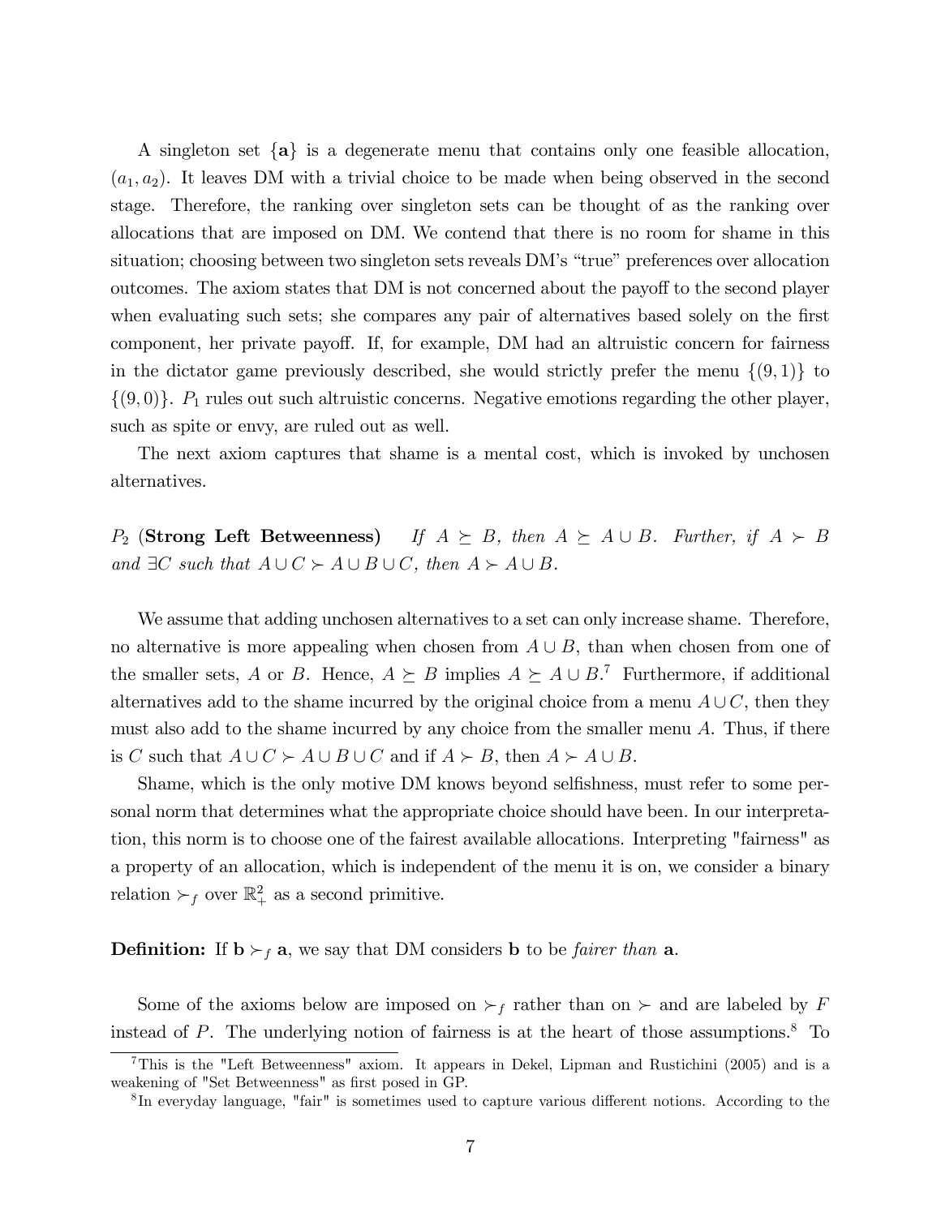A singleton set $\{\mathbf{a}\}$ is a degenerate menu that contains only one feasible allocation, $(a_1, a_2)$. It leaves DM with a trivial choice to be made when being observed in the second stage. Therefore, the ranking over singleton sets can be thought of as the ranking over allocations that are imposed on DM. We contend that there is no room for shame in this situation; choosing between two singleton sets reveals DM's "true" preferences over allocation outcomes. The axiom states that DM is not concerned about the payoff to the second player when evaluating such sets; she compares any pair of alternatives based solely on the first component, her private payoff. If, for example, DM had an altruistic concern for fairness in the dictator game previously described, she would strictly prefer the menu $\{(9, 1)\}$ to $\{(9, 0)\}$. $P_1$ rules out such altruistic concerns. Negative emotions regarding the other player, such as spite or envy, are ruled out as well.

The next axiom captures that shame is a mental cost, which is invoked by unchosen alternatives.

$P_2$ (**Strong Left Betweenness**) *If $A \succeq B$, then $A \succeq A \cup B$. Further, if $A \succ B$ and $\exists C$ such that $A \cup C \succ A \cup B \cup C$, then $A \succ A \cup B$.*

We assume that adding unchosen alternatives to a set can only increase shame. Therefore, no alternative is more appealing when chosen from $A \cup B$, than when chosen from one of the smaller sets, $A$ or $B$. Hence, $A \succeq B$ implies $A \succeq A \cup B$.[7] Furthermore, if additional alternatives add to the shame incurred by the original choice from a menu $A \cup C$, then they must also add to the shame incurred by any choice from the smaller menu $A$. Thus, if there is $C$ such that $A \cup C \succ A \cup B \cup C$ and if $A \succ B$, then $A \succ A \cup B$.

Shame, which is the only motive DM knows beyond selfishness, must refer to some personal norm that determines what the appropriate choice should have been. In our interpretation, this norm is to choose one of the fairest available allocations. Interpreting "fairness" as a property of an allocation, which is independent of the menu it is on, we consider a binary relation $\succ_f$ over $\mathbb{R}^2_+$ as a second primitive.

**Definition:** If $\mathbf{b} \succ_f \mathbf{a}$, we say that DM considers $\mathbf{b}$ to be *fairer than* $\mathbf{a}$.

Some of the axioms below are imposed on $\succ_f$ rather than on $\succ$ and are labeled by $F$ instead of $P$. The underlying notion of fairness is at the heart of those assumptions.[8] To

[7] This is the "Left Betweenness" axiom. It appears in Dekel, Lipman and Rustichini (2005) and is a weakening of "Set Betweenness" as first posed in GP.

[8] In everyday language, "fair" is sometimes used to capture various different notions. According to the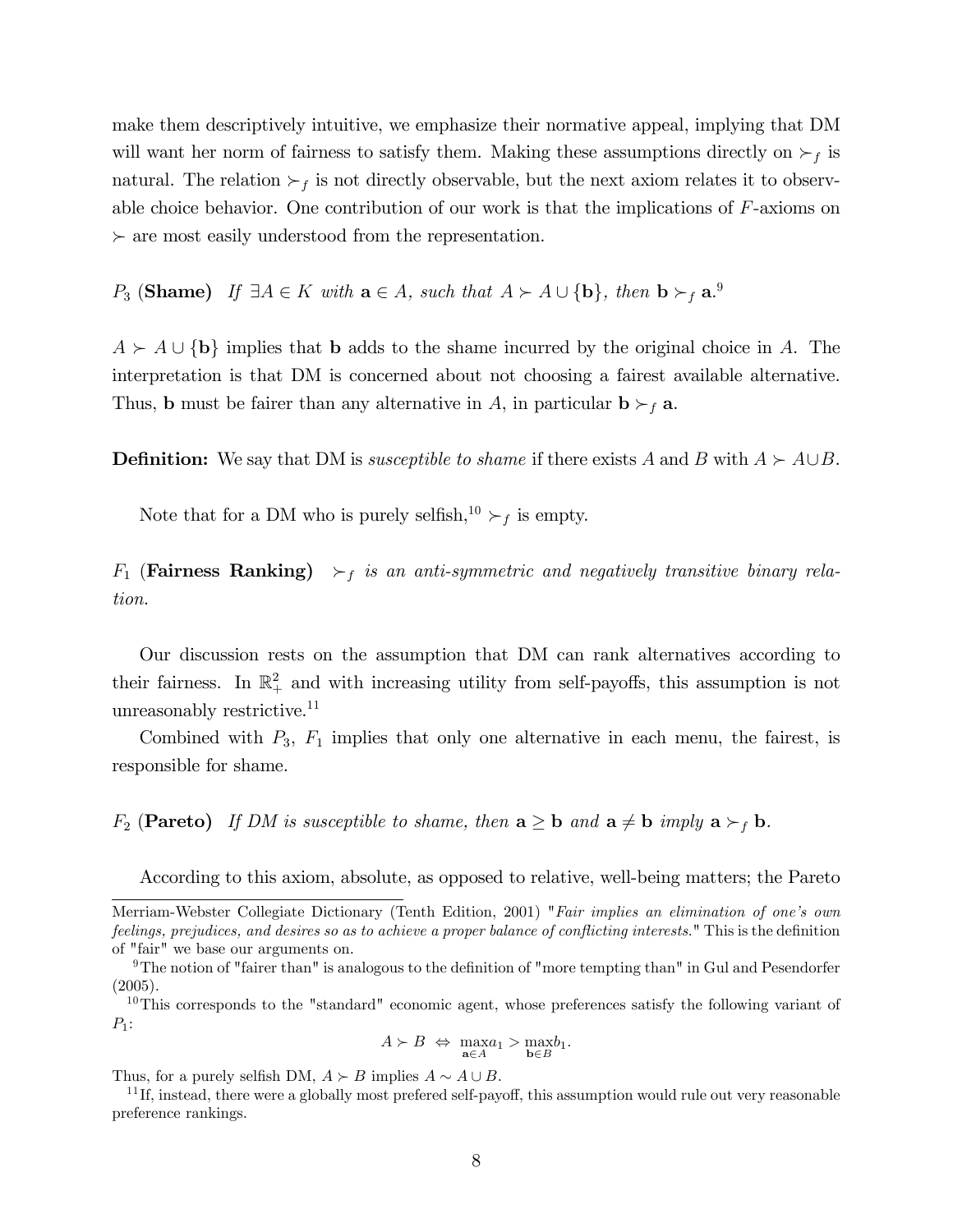make them descriptively intuitive, we emphasize their normative appeal, implying that DM will want her norm of fairness to satisfy them. Making these assumptions directly on $\succ_f$ is natural. The relation $\succ_f$ is not directly observable, but the next axiom relates it to observable choice behavior. One contribution of our work is that the implications of $F$-axioms on $\succ$ are most easily understood from the representation.

$P_3$ **(Shame)** *If $\exists A \in K$ with $\mathbf{a} \in A$, such that $A \succ A \cup \{\mathbf{b}\}$, then $\mathbf{b} \succ_f \mathbf{a}$.*[9]

$A \succ A \cup \{\mathbf{b}\}$ implies that $\mathbf{b}$ adds to the shame incurred by the original choice in $A$. The interpretation is that DM is concerned about not choosing a fairest available alternative. Thus, $\mathbf{b}$ must be fairer than any alternative in $A$, in particular $\mathbf{b} \succ_f \mathbf{a}$.

**Definition:** We say that DM is *susceptible to shame* if there exists $A$ and $B$ with $A \succ A \cup B$.

Note that for a DM who is purely selfish,[10] $\succ_f$ is empty.

$F_1$ **(Fairness Ranking)** *$\succ_f$ is an anti-symmetric and negatively transitive binary relation.*

Our discussion rests on the assumption that DM can rank alternatives according to their fairness. In $\mathbb{R}^2_+$ and with increasing utility from self-payoffs, this assumption is not unreasonably restrictive.[11]

Combined with $P_3$, $F_1$ implies that only one alternative in each menu, the fairest, is responsible for shame.

$F_2$ **(Pareto)** *If DM is susceptible to shame, then $\mathbf{a} \geq \mathbf{b}$ and $\mathbf{a} \neq \mathbf{b}$ imply $\mathbf{a} \succ_f \mathbf{b}$.*

According to this axiom, absolute, as opposed to relative, well-being matters; the Pareto

---

Merriam-Webster Collegiate Dictionary (Tenth Edition, 2001) "*Fair implies an elimination of one's own feelings, prejudices, and desires so as to achieve a proper balance of conflicting interests.*" This is the definition of "fair" we base our arguments on.

[9] The notion of "fairer than" is analogous to the definition of "more tempting than" in Gul and Pesendorfer (2005).

[10] This corresponds to the "standard" economic agent, whose preferences satisfy the following variant of $P_1$:

$$A \succ B \;\Leftrightarrow\; \max_{\mathbf{a} \in A} a_1 > \max_{\mathbf{b} \in B} b_1.$$

Thus, for a purely selfish DM, $A \succ B$ implies $A \sim A \cup B$.

[11] If, instead, there were a globally most prefered self-payoff, this assumption would rule out very reasonable preference rankings.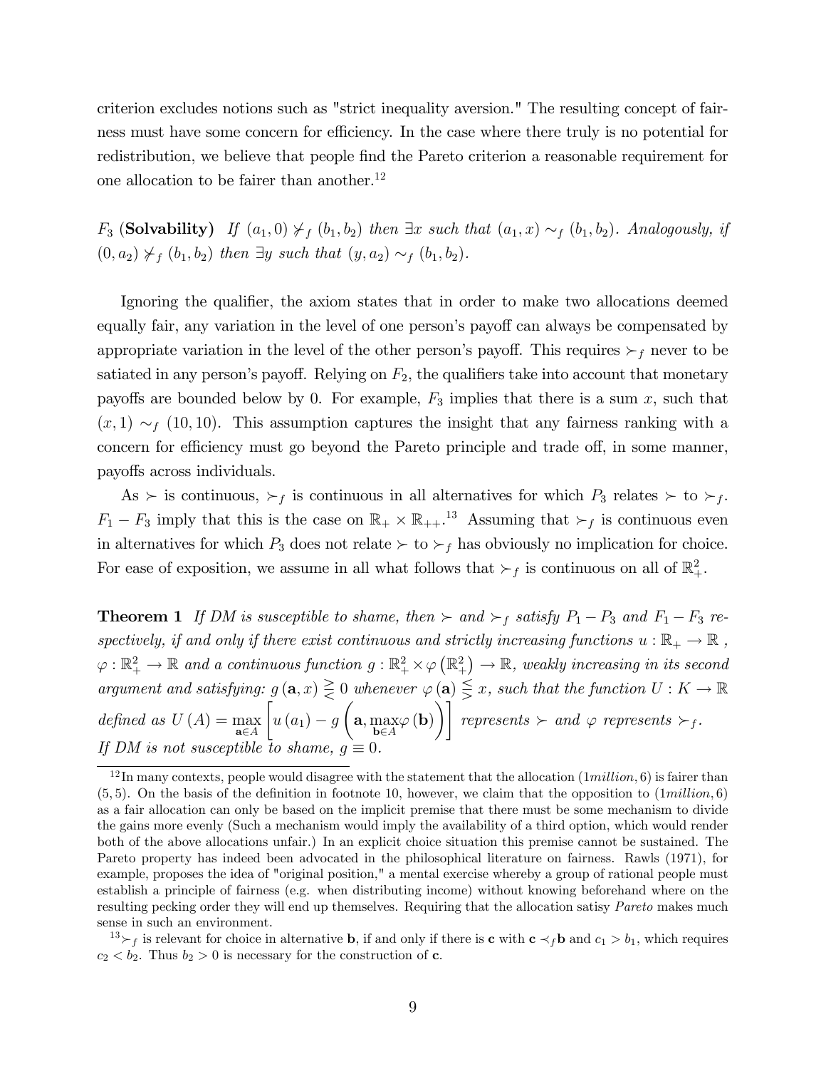criterion excludes notions such as "strict inequality aversion." The resulting concept of fairness must have some concern for efficiency. In the case where there truly is no potential for redistribution, we believe that people find the Pareto criterion a reasonable requirement for one allocation to be fairer than another.[12]

$F_3$ (**Solvability**) *If* $(a_1, 0) \not\succ_f (b_1, b_2)$ *then* $\exists x$ *such that* $(a_1, x) \sim_f (b_1, b_2)$*. Analogously, if* $(0, a_2) \not\succ_f (b_1, b_2)$ *then* $\exists y$ *such that* $(y, a_2) \sim_f (b_1, b_2)$*.*

Ignoring the qualifier, the axiom states that in order to make two allocations deemed equally fair, any variation in the level of one person's payoff can always be compensated by appropriate variation in the level of the other person's payoff. This requires $\succ_f$ never to be satiated in any person's payoff. Relying on $F_2$, the qualifiers take into account that monetary payoffs are bounded below by 0. For example, $F_3$ implies that there is a sum $x$, such that $(x, 1) \sim_f (10, 10)$. This assumption captures the insight that any fairness ranking with a concern for efficiency must go beyond the Pareto principle and trade off, in some manner, payoffs across individuals.

As $\succ$ is continuous, $\succ_f$ is continuous in all alternatives for which $P_3$ relates $\succ$ to $\succ_f$. $F_1 - F_3$ imply that this is the case on $\mathbb{R}_+ \times \mathbb{R}_{++}$.[13] Assuming that $\succ_f$ is continuous even in alternatives for which $P_3$ does not relate $\succ$ to $\succ_f$ has obviously no implication for choice. For ease of exposition, we assume in all what follows that $\succ_f$ is continuous on all of $\mathbb{R}^2_+$.

**Theorem 1** *If DM is susceptible to shame, then* $\succ$ *and* $\succ_f$ *satisfy* $P_1 - P_3$ *and* $F_1 - F_3$ *respectively, if and only if there exist continuous and strictly increasing functions* $u : \mathbb{R}_+ \to \mathbb{R}$ *,* $\varphi : \mathbb{R}^2_+ \to \mathbb{R}$ *and a continuous function* $g : \mathbb{R}^2_+ \times \varphi\left(\mathbb{R}^2_+\right) \to \mathbb{R}$*, weakly increasing in its second argument and satisfying:* $g(\mathbf{a}, x) \gtreqless 0$ *whenever* $\varphi(\mathbf{a}) \lesseqgtr x$*, such that the function* $U : K \to \mathbb{R}$ *defined as* $U(A) = \max\limits_{\mathbf{a} \in A} \left[ u(a_1) - g\left(\mathbf{a}, \max\limits_{\mathbf{b} \in A} \varphi(\mathbf{b})\right)\right]$ *represents* $\succ$ *and* $\varphi$ *represents* $\succ_f$*. If DM is not susceptible to shame,* $g \equiv 0$*.*

[12] In many contexts, people would disagree with the statement that the allocation $(1million, 6)$ is fairer than $(5, 5)$. On the basis of the definition in footnote 10, however, we claim that the opposition to $(1million, 6)$ as a fair allocation can only be based on the implicit premise that there must be some mechanism to divide the gains more evenly (Such a mechanism would imply the availability of a third option, which would render both of the above allocations unfair.) In an explicit choice situation this premise cannot be sustained. The Pareto property has indeed been advocated in the philosophical literature on fairness. Rawls (1971), for example, proposes the idea of "original position," a mental exercise whereby a group of rational people must establish a principle of fairness (e.g. when distributing income) without knowing beforehand where on the resulting pecking order they will end up themselves. Requiring that the allocation satisy *Pareto* makes much sense in such an environment.

[13] $\succ_f$ is relevant for choice in alternative $\mathbf{b}$, if and only if there is $\mathbf{c}$ with $\mathbf{c} \prec_f \mathbf{b}$ and $c_1 > b_1$, which requires $c_2 < b_2$. Thus $b_2 > 0$ is necessary for the construction of $\mathbf{c}$.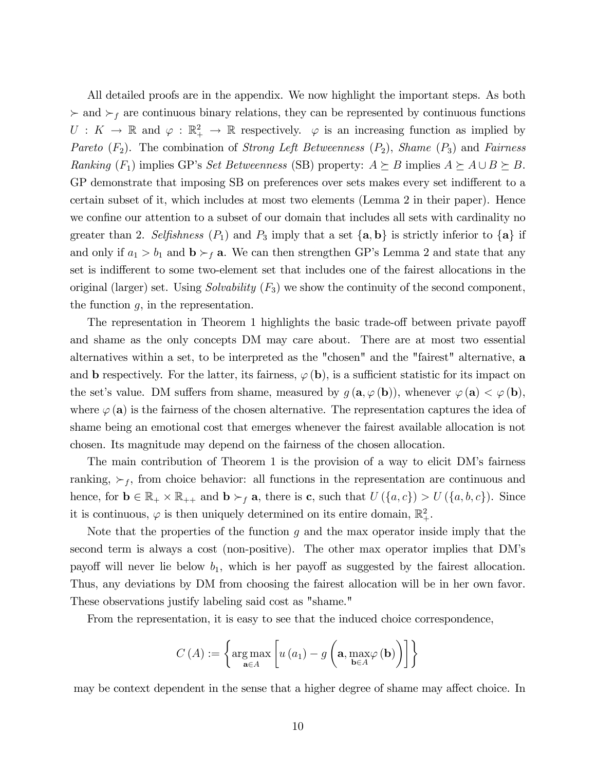All detailed proofs are in the appendix. We now highlight the important steps. As both $\succ$ and $\succ_f$ are continuous binary relations, they can be represented by continuous functions $U : K \to \mathbb{R}$ and $\varphi : \mathbb{R}^2_+ \to \mathbb{R}$ respectively. $\varphi$ is an increasing function as implied by *Pareto* ($F_2$). The combination of *Strong Left Betweenness* ($P_2$), *Shame* ($P_3$) and *Fairness Ranking* ($F_1$) implies GP's *Set Betweenness* (SB) property: $A \succeq B$ implies $A \succeq A \cup B \succeq B$. GP demonstrate that imposing SB on preferences over sets makes every set indifferent to a certain subset of it, which includes at most two elements (Lemma 2 in their paper). Hence we confine our attention to a subset of our domain that includes all sets with cardinality no greater than 2. *Selfishness* ($P_1$) and $P_3$ imply that a set $\{\mathbf{a}, \mathbf{b}\}$ is strictly inferior to $\{\mathbf{a}\}$ if and only if $a_1 > b_1$ and $\mathbf{b} \succ_f \mathbf{a}$. We can then strengthen GP's Lemma 2 and state that any set is indifferent to some two-element set that includes one of the fairest allocations in the original (larger) set. Using *Solvability* ($F_3$) we show the continuity of the second component, the function $g$, in the representation.

The representation in Theorem 1 highlights the basic trade-off between private payoff and shame as the only concepts DM may care about. There are at most two essential alternatives within a set, to be interpreted as the "chosen" and the "fairest" alternative, $\mathbf{a}$ and $\mathbf{b}$ respectively. For the latter, its fairness, $\varphi(\mathbf{b})$, is a sufficient statistic for its impact on the set's value. DM suffers from shame, measured by $g(\mathbf{a}, \varphi(\mathbf{b}))$, whenever $\varphi(\mathbf{a}) < \varphi(\mathbf{b})$, where $\varphi(\mathbf{a})$ is the fairness of the chosen alternative. The representation captures the idea of shame being an emotional cost that emerges whenever the fairest available allocation is not chosen. Its magnitude may depend on the fairness of the chosen allocation.

The main contribution of Theorem 1 is the provision of a way to elicit DM's fairness ranking, $\succ_f$, from choice behavior: all functions in the representation are continuous and hence, for $\mathbf{b} \in \mathbb{R}_+ \times \mathbb{R}_{++}$ and $\mathbf{b} \succ_f \mathbf{a}$, there is $\mathbf{c}$, such that $U(\{a, c\}) > U(\{a, b, c\})$. Since it is continuous, $\varphi$ is then uniquely determined on its entire domain, $\mathbb{R}^2_+$.

Note that the properties of the function $g$ and the max operator inside imply that the second term is always a cost (non-positive). The other max operator implies that DM's payoff will never lie below $b_1$, which is her payoff as suggested by the fairest allocation. Thus, any deviations by DM from choosing the fairest allocation will be in her own favor. These observations justify labeling said cost as "shame."

From the representation, it is easy to see that the induced choice correspondence,

$$C(A) := \left\{ \underset{\mathbf{a} \in A}{\arg\max} \left[ u(a_1) - g\left( \mathbf{a}, \max_{\mathbf{b} \in A} \varphi(\mathbf{b}) \right) \right] \right\}$$

may be context dependent in the sense that a higher degree of shame may affect choice. In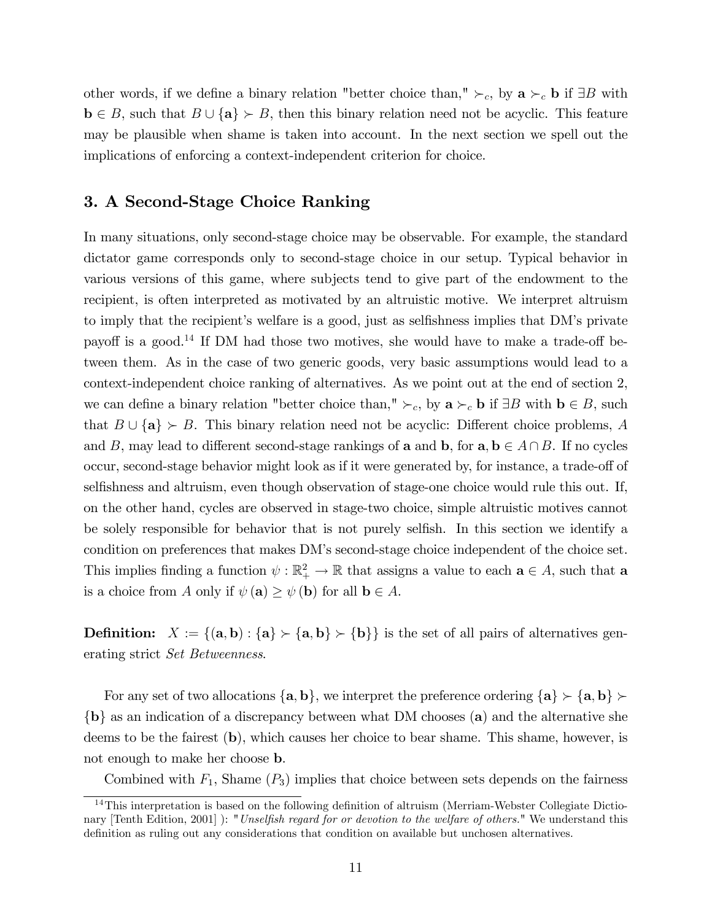other words, if we define a binary relation "better choice than," $\succ_c$, by $\mathbf{a} \succ_c \mathbf{b}$ if $\exists B$ with $\mathbf{b} \in B$, such that $B \cup \{\mathbf{a}\} \succ B$, then this binary relation need not be acyclic. This feature may be plausible when shame is taken into account. In the next section we spell out the implications of enforcing a context-independent criterion for choice.

## 3. A Second-Stage Choice Ranking

In many situations, only second-stage choice may be observable. For example, the standard dictator game corresponds only to second-stage choice in our setup. Typical behavior in various versions of this game, where subjects tend to give part of the endowment to the recipient, is often interpreted as motivated by an altruistic motive. We interpret altruism to imply that the recipient's welfare is a good, just as selfishness implies that DM's private payoff is a good.[14] If DM had those two motives, she would have to make a trade-off between them. As in the case of two generic goods, very basic assumptions would lead to a context-independent choice ranking of alternatives. As we point out at the end of section 2, we can define a binary relation "better choice than," $\succ_c$, by $\mathbf{a} \succ_c \mathbf{b}$ if $\exists B$ with $\mathbf{b} \in B$, such that $B \cup \{\mathbf{a}\} \succ B$. This binary relation need not be acyclic: Different choice problems, $A$ and $B$, may lead to different second-stage rankings of $\mathbf{a}$ and $\mathbf{b}$, for $\mathbf{a}, \mathbf{b} \in A \cap B$. If no cycles occur, second-stage behavior might look as if it were generated by, for instance, a trade-off of selfishness and altruism, even though observation of stage-one choice would rule this out. If, on the other hand, cycles are observed in stage-two choice, simple altruistic motives cannot be solely responsible for behavior that is not purely selfish. In this section we identify a condition on preferences that makes DM's second-stage choice independent of the choice set. This implies finding a function $\psi : \mathbb{R}^2_+ \to \mathbb{R}$ that assigns a value to each $\mathbf{a} \in A$, such that $\mathbf{a}$ is a choice from $A$ only if $\psi(\mathbf{a}) \geq \psi(\mathbf{b})$ for all $\mathbf{b} \in A$.

**Definition:** $X := \{(\mathbf{a}, \mathbf{b}) : \{\mathbf{a}\} \succ \{\mathbf{a}, \mathbf{b}\} \succ \{\mathbf{b}\}\}$ is the set of all pairs of alternatives generating strict *Set Betweenness*.

For any set of two allocations $\{\mathbf{a}, \mathbf{b}\}$, we interpret the preference ordering $\{\mathbf{a}\} \succ \{\mathbf{a}, \mathbf{b}\} \succ \{\mathbf{b}\}$ as an indication of a discrepancy between what DM chooses ($\mathbf{a}$) and the alternative she deems to be the fairest ($\mathbf{b}$), which causes her choice to bear shame. This shame, however, is not enough to make her choose $\mathbf{b}$.

Combined with $F_1$, Shame ($P_3$) implies that choice between sets depends on the fairness

[14] This interpretation is based on the following definition of altruism (Merriam-Webster Collegiate Dictionary [Tenth Edition, 2001] ): "*Unselfish regard for or devotion to the welfare of others.*" We understand this definition as ruling out any considerations that condition on available but unchosen alternatives.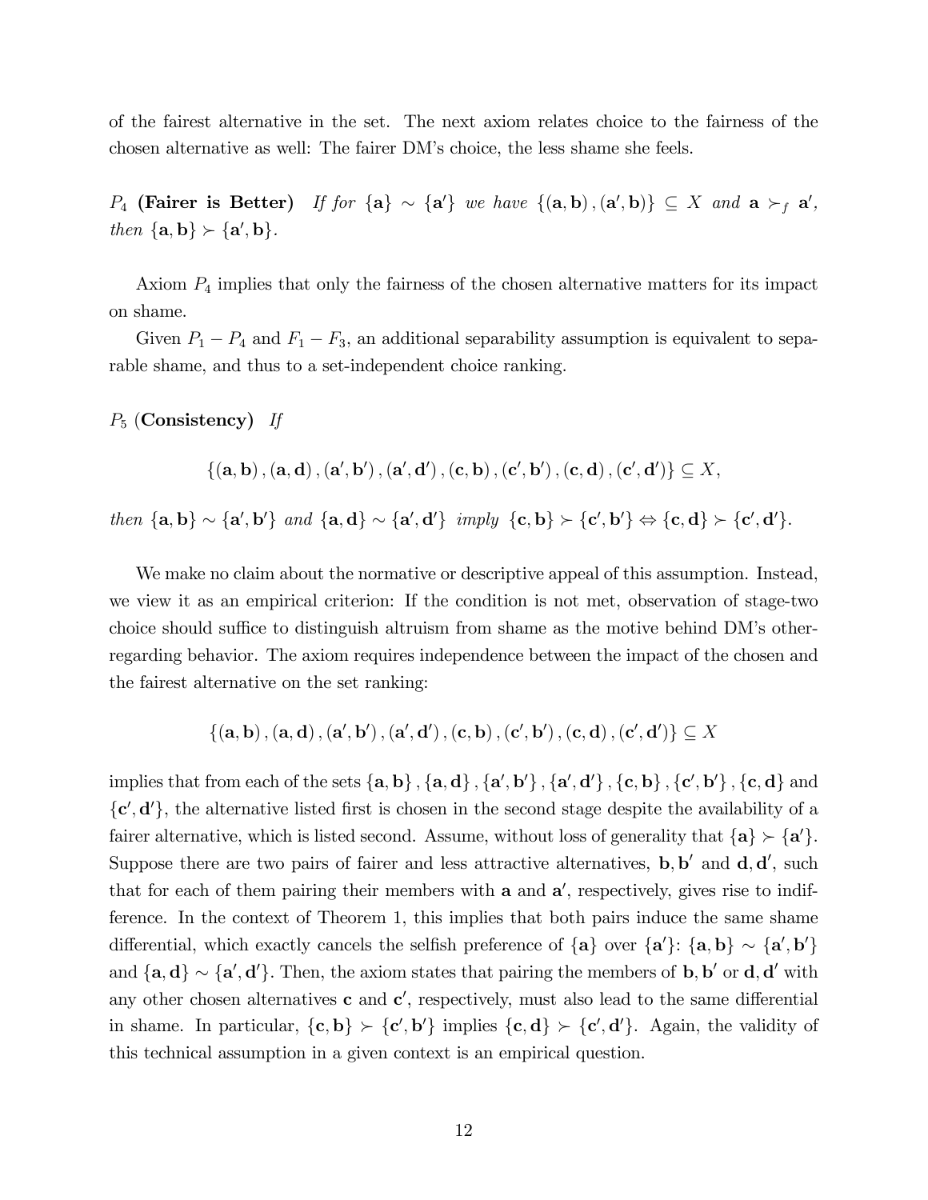of the fairest alternative in the set. The next axiom relates choice to the fairness of the chosen alternative as well: The fairer DM's choice, the less shame she feels.

$P_4$ **(Fairer is Better)** *If for* $\{\mathbf{a}\} \sim \{\mathbf{a}'\}$ *we have* $\{(\mathbf{a}, \mathbf{b}), (\mathbf{a}', \mathbf{b})\} \subseteq X$ *and* $\mathbf{a} \succ_f \mathbf{a}'$, *then* $\{\mathbf{a}, \mathbf{b}\} \succ \{\mathbf{a}', \mathbf{b}\}$.

Axiom $P_4$ implies that only the fairness of the chosen alternative matters for its impact on shame.

Given $P_1 - P_4$ and $F_1 - F_3$, an additional separability assumption is equivalent to separable shame, and thus to a set-independent choice ranking.

$P_5$ **(Consistency)** *If*

$$\{(\mathbf{a}, \mathbf{b}), (\mathbf{a}, \mathbf{d}), (\mathbf{a}', \mathbf{b}'), (\mathbf{a}', \mathbf{d}'), (\mathbf{c}, \mathbf{b}), (\mathbf{c}', \mathbf{b}'), (\mathbf{c}, \mathbf{d}), (\mathbf{c}', \mathbf{d}')\} \subseteq X,$$

*then* $\{\mathbf{a}, \mathbf{b}\} \sim \{\mathbf{a}', \mathbf{b}'\}$ *and* $\{\mathbf{a}, \mathbf{d}\} \sim \{\mathbf{a}', \mathbf{d}'\}$ *imply* $\{\mathbf{c}, \mathbf{b}\} \succ \{\mathbf{c}', \mathbf{b}'\} \Leftrightarrow \{\mathbf{c}, \mathbf{d}\} \succ \{\mathbf{c}', \mathbf{d}'\}$.

We make no claim about the normative or descriptive appeal of this assumption. Instead, we view it as an empirical criterion: If the condition is not met, observation of stage-two choice should suffice to distinguish altruism from shame as the motive behind DM's other-regarding behavior. The axiom requires independence between the impact of the chosen and the fairest alternative on the set ranking:

$$\{(\mathbf{a}, \mathbf{b}), (\mathbf{a}, \mathbf{d}), (\mathbf{a}', \mathbf{b}'), (\mathbf{a}', \mathbf{d}'), (\mathbf{c}, \mathbf{b}), (\mathbf{c}', \mathbf{b}'), (\mathbf{c}, \mathbf{d}), (\mathbf{c}', \mathbf{d}')\} \subseteq X$$

implies that from each of the sets $\{\mathbf{a}, \mathbf{b}\}, \{\mathbf{a}, \mathbf{d}\}, \{\mathbf{a}', \mathbf{b}'\}, \{\mathbf{a}', \mathbf{d}'\}, \{\mathbf{c}, \mathbf{b}\}, \{\mathbf{c}', \mathbf{b}'\}, \{\mathbf{c}, \mathbf{d}\}$ and $\{\mathbf{c}', \mathbf{d}'\}$, the alternative listed first is chosen in the second stage despite the availability of a fairer alternative, which is listed second. Assume, without loss of generality that $\{\mathbf{a}\} \succ \{\mathbf{a}'\}$. Suppose there are two pairs of fairer and less attractive alternatives, $\mathbf{b}, \mathbf{b}'$ and $\mathbf{d}, \mathbf{d}'$, such that for each of them pairing their members with $\mathbf{a}$ and $\mathbf{a}'$, respectively, gives rise to indifference. In the context of Theorem 1, this implies that both pairs induce the same shame differential, which exactly cancels the selfish preference of $\{\mathbf{a}\}$ over $\{\mathbf{a}'\}$: $\{\mathbf{a}, \mathbf{b}\} \sim \{\mathbf{a}', \mathbf{b}'\}$ and $\{\mathbf{a}, \mathbf{d}\} \sim \{\mathbf{a}', \mathbf{d}'\}$. Then, the axiom states that pairing the members of $\mathbf{b}, \mathbf{b}'$ or $\mathbf{d}, \mathbf{d}'$ with any other chosen alternatives $\mathbf{c}$ and $\mathbf{c}'$, respectively, must also lead to the same differential in shame. In particular, $\{\mathbf{c}, \mathbf{b}\} \succ \{\mathbf{c}', \mathbf{b}'\}$ implies $\{\mathbf{c}, \mathbf{d}\} \succ \{\mathbf{c}', \mathbf{d}'\}$. Again, the validity of this technical assumption in a given context is an empirical question.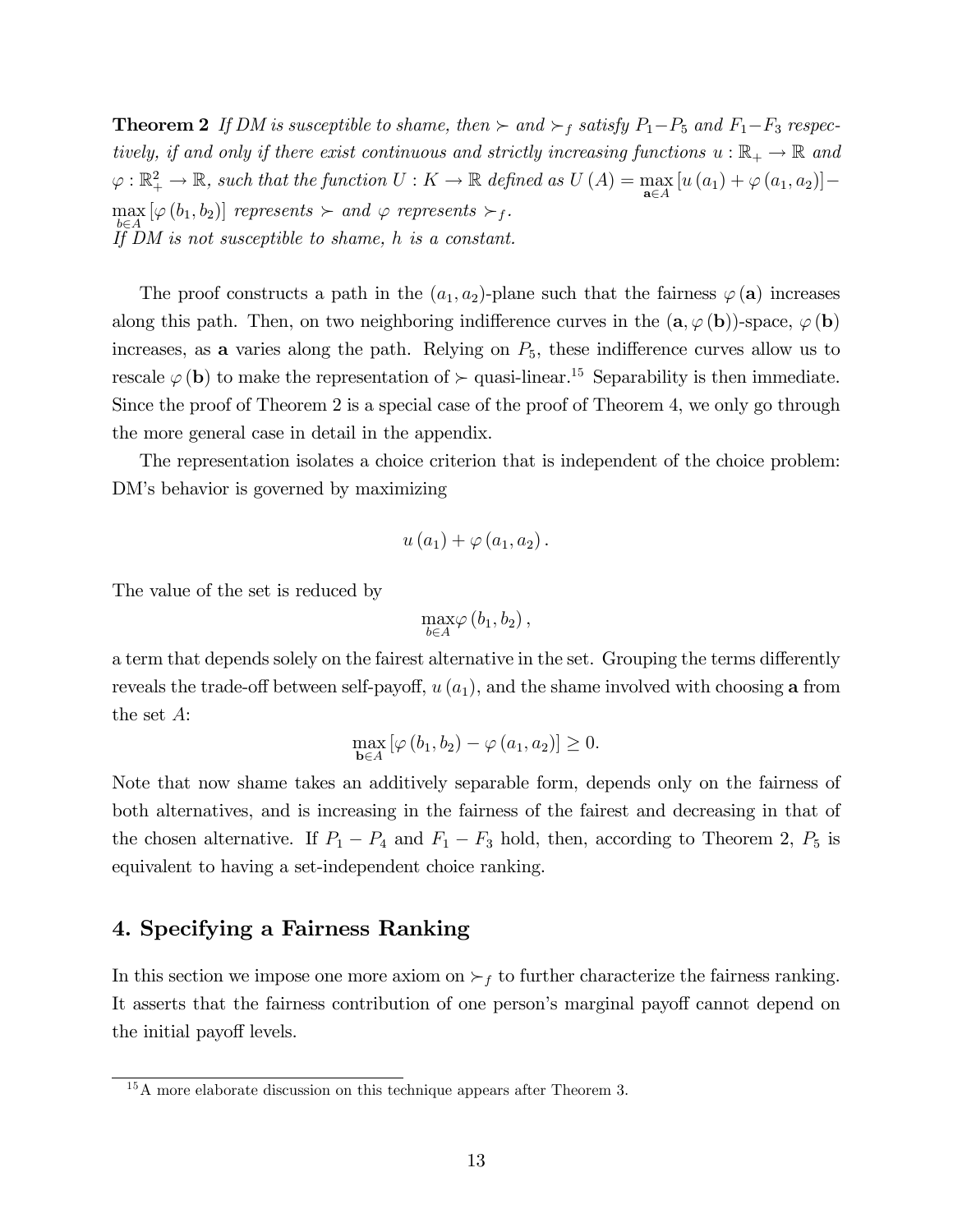**Theorem 2** *If DM is susceptible to shame, then $\succ$ and $\succ_f$ satisfy $P_1$−$P_5$ and $F_1$−$F_3$ respectively, if and only if there exist continuous and strictly increasing functions $u : \mathbb{R}_+ \to \mathbb{R}$ and $\varphi : \mathbb{R}^2_+ \to \mathbb{R}$, such that the function $U : K \to \mathbb{R}$ defined as $U(A) = \max_{\mathbf{a}\in A}[u(a_1) + \varphi(a_1, a_2)] - \max_{b\in A}[\varphi(b_1, b_2)]$ represents $\succ$ and $\varphi$ represents $\succ_f$.*
*If DM is not susceptible to shame, $h$ is a constant.*

The proof constructs a path in the $(a_1, a_2)$-plane such that the fairness $\varphi(\mathbf{a})$ increases along this path. Then, on two neighboring indifference curves in the $(\mathbf{a}, \varphi(\mathbf{b}))$-space, $\varphi(\mathbf{b})$ increases, as $\mathbf{a}$ varies along the path. Relying on $P_5$, these indifference curves allow us to rescale $\varphi(\mathbf{b})$ to make the representation of $\succ$ quasi-linear.[15] Separability is then immediate. Since the proof of Theorem 2 is a special case of the proof of Theorem 4, we only go through the more general case in detail in the appendix.

The representation isolates a choice criterion that is independent of the choice problem: DM's behavior is governed by maximizing

$$u(a_1) + \varphi(a_1, a_2).$$

The value of the set is reduced by

$$\max_{b\in A} \varphi(b_1, b_2),$$

a term that depends solely on the fairest alternative in the set. Grouping the terms differently reveals the trade-off between self-payoff, $u(a_1)$, and the shame involved with choosing $\mathbf{a}$ from the set $A$:

$$\max_{\mathbf{b}\in A}[\varphi(b_1, b_2) - \varphi(a_1, a_2)] \geq 0.$$

Note that now shame takes an additively separable form, depends only on the fairness of both alternatives, and is increasing in the fairness of the fairest and decreasing in that of the chosen alternative. If $P_1 - P_4$ and $F_1 - F_3$ hold, then, according to Theorem 2, $P_5$ is equivalent to having a set-independent choice ranking.

## 4. Specifying a Fairness Ranking

In this section we impose one more axiom on $\succ_f$ to further characterize the fairness ranking. It asserts that the fairness contribution of one person's marginal payoff cannot depend on the initial payoff levels.

[15] A more elaborate discussion on this technique appears after Theorem 3.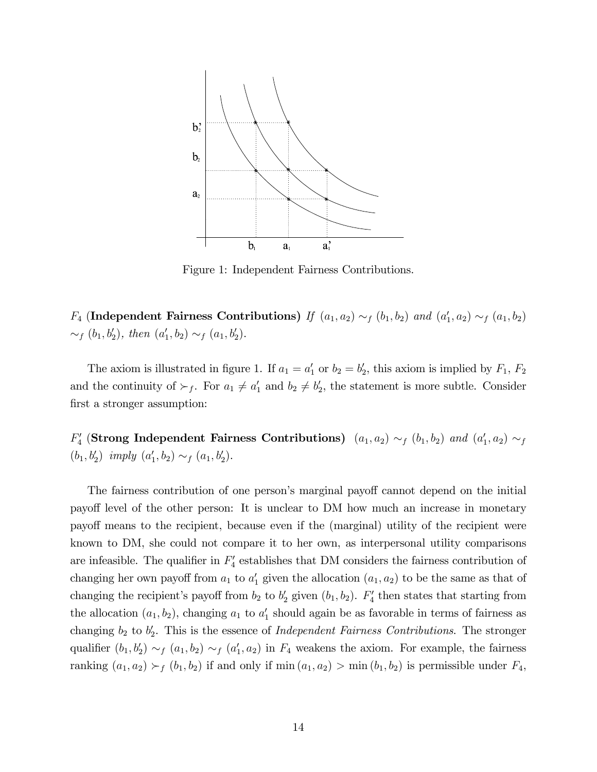Figure 1: Independent Fairness Contributions.

$F_4$ (**Independent Fairness Contributions**) *If* $(a_1, a_2) \sim_f (b_1, b_2)$ *and* $(a_1', a_2) \sim_f (a_1, b_2)$ $\sim_f (b_1, b_2')$*, then* $(a_1', b_2) \sim_f (a_1, b_2')$.

The axiom is illustrated in figure 1. If $a_1 = a_1'$ or $b_2 = b_2'$, this axiom is implied by $F_1$, $F_2$ and the continuity of $\succ_f$. For $a_1 \neq a_1'$ and $b_2 \neq b_2'$, the statement is more subtle. Consider first a stronger assumption:

$F_4'$ (**Strong Independent Fairness Contributions**) $(a_1, a_2) \sim_f (b_1, b_2)$ *and* $(a_1', a_2) \sim_f$ $(b_1, b_2')$ *imply* $(a_1', b_2) \sim_f (a_1, b_2')$.

The fairness contribution of one person's marginal payoff cannot depend on the initial payoff level of the other person: It is unclear to DM how much an increase in monetary payoff means to the recipient, because even if the (marginal) utility of the recipient were known to DM, she could not compare it to her own, as interpersonal utility comparisons are infeasible. The qualifier in $F_4'$ establishes that DM considers the fairness contribution of changing her own payoff from $a_1$ to $a_1'$ given the allocation $(a_1, a_2)$ to be the same as that of changing the recipient's payoff from $b_2$ to $b_2'$ given $(b_1, b_2)$. $F_4'$ then states that starting from the allocation $(a_1, b_2)$, changing $a_1$ to $a_1'$ should again be as favorable in terms of fairness as changing $b_2$ to $b_2'$. This is the essence of *Independent Fairness Contributions*. The stronger qualifier $(b_1, b_2') \sim_f (a_1, b_2) \sim_f (a_1', a_2)$ in $F_4$ weakens the axiom. For example, the fairness ranking $(a_1, a_2) \succ_f (b_1, b_2)$ if and only if $\min(a_1, a_2) > \min(b_1, b_2)$ is permissible under $F_4$,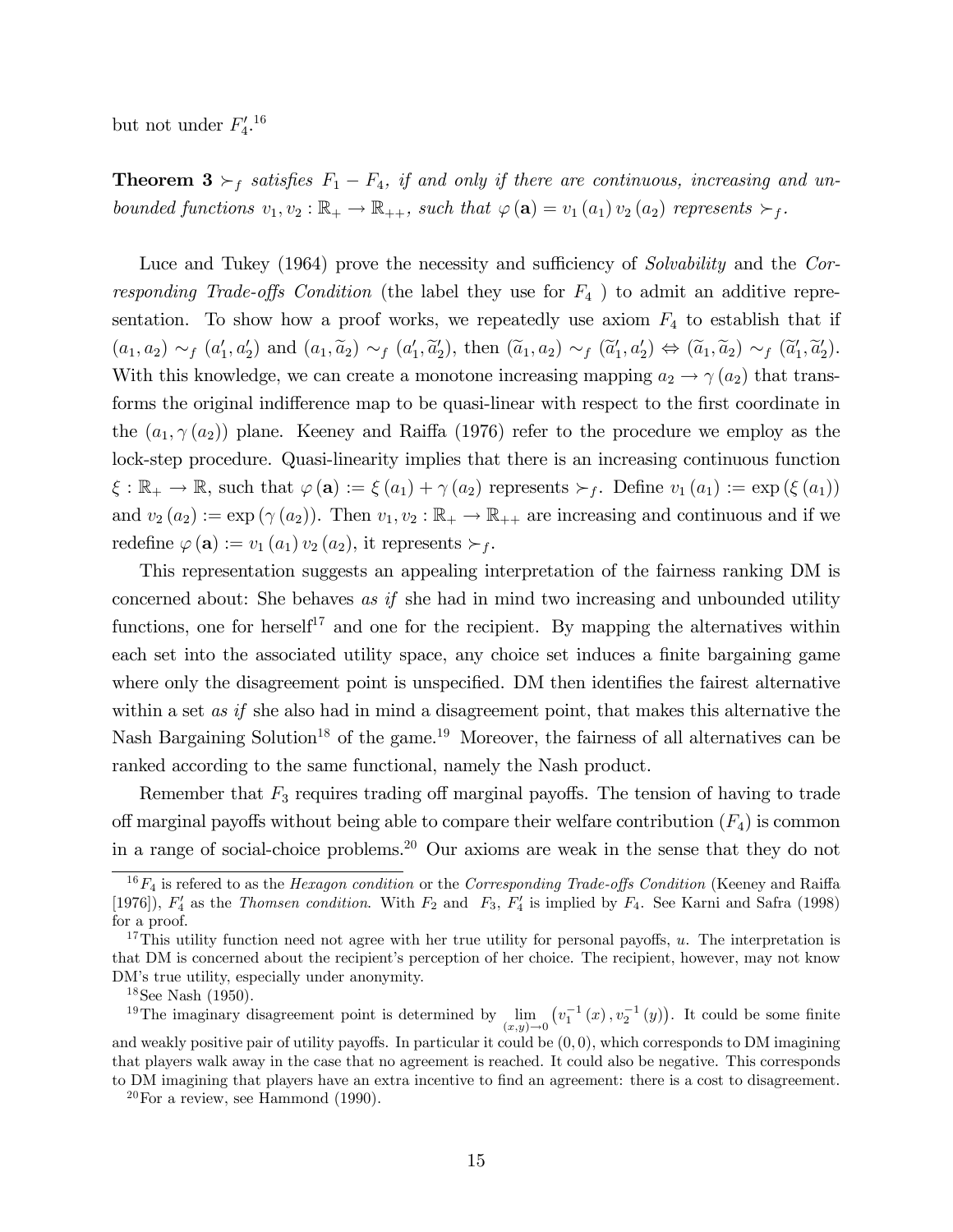but not under $F_4'$.[16]

**Theorem 3** *$\succ_f$ satisfies $F_1 - F_4$, if and only if there are continuous, increasing and unbounded functions $v_1, v_2 : \mathbb{R}_+ \to \mathbb{R}_{++}$, such that $\varphi(\mathbf{a}) = v_1(a_1)\, v_2(a_2)$ represents $\succ_f$.*

Luce and Tukey (1964) prove the necessity and sufficiency of *Solvability* and the *Corresponding Trade-offs Condition* (the label they use for $F_4$ ) to admit an additive representation. To show how a proof works, we repeatedly use axiom $F_4$ to establish that if $(a_1, a_2) \sim_f (a_1', a_2')$ and $(a_1, \widetilde{a}_2) \sim_f (a_1', \widetilde{a}_2')$, then $(\widetilde{a}_1, a_2) \sim_f (\widetilde{a}_1', a_2') \Leftrightarrow (\widetilde{a}_1, \widetilde{a}_2) \sim_f (\widetilde{a}_1', \widetilde{a}_2')$. With this knowledge, we can create a monotone increasing mapping $a_2 \to \gamma(a_2)$ that transforms the original indifference map to be quasi-linear with respect to the first coordinate in the $(a_1, \gamma(a_2))$ plane. Keeney and Raiffa (1976) refer to the procedure we employ as the lock-step procedure. Quasi-linearity implies that there is an increasing continuous function $\xi : \mathbb{R}_+ \to \mathbb{R}$, such that $\varphi(\mathbf{a}) := \xi(a_1) + \gamma(a_2)$ represents $\succ_f$. Define $v_1(a_1) := \exp(\xi(a_1))$ and $v_2(a_2) := \exp(\gamma(a_2))$. Then $v_1, v_2 : \mathbb{R}_+ \to \mathbb{R}_{++}$ are increasing and continuous and if we redefine $\varphi(\mathbf{a}) := v_1(a_1)\, v_2(a_2)$, it represents $\succ_f$.

This representation suggests an appealing interpretation of the fairness ranking DM is concerned about: She behaves *as if* she had in mind two increasing and unbounded utility functions, one for herself[17] and one for the recipient. By mapping the alternatives within each set into the associated utility space, any choice set induces a finite bargaining game where only the disagreement point is unspecified. DM then identifies the fairest alternative within a set *as if* she also had in mind a disagreement point, that makes this alternative the Nash Bargaining Solution[18] of the game.[19] Moreover, the fairness of all alternatives can be ranked according to the same functional, namely the Nash product.

Remember that $F_3$ requires trading off marginal payoffs. The tension of having to trade off marginal payoffs without being able to compare their welfare contribution ($F_4$) is common in a range of social-choice problems.[20] Our axioms are weak in the sense that they do not

[16] $F_4$ is refered to as the *Hexagon condition* or the *Corresponding Trade-offs Condition* (Keeney and Raiffa [1976]), $F_4'$ as the *Thomsen condition*. With $F_2$ and $F_3$, $F_4'$ is implied by $F_4$. See Karni and Safra (1998) for a proof.

[17] This utility function need not agree with her true utility for personal payoffs, $u$. The interpretation is that DM is concerned about the recipient's perception of her choice. The recipient, however, may not know DM's true utility, especially under anonymity.

[18] See Nash (1950).

[19] The imaginary disagreement point is determined by $\lim_{(x,y)\to 0} \left(v_1^{-1}(x), v_2^{-1}(y)\right)$. It could be some finite and weakly positive pair of utility payoffs. In particular it could be $(0,0)$, which corresponds to DM imagining that players walk away in the case that no agreement is reached. It could also be negative. This corresponds to DM imagining that players have an extra incentive to find an agreement: there is a cost to disagreement.

[20] For a review, see Hammond (1990).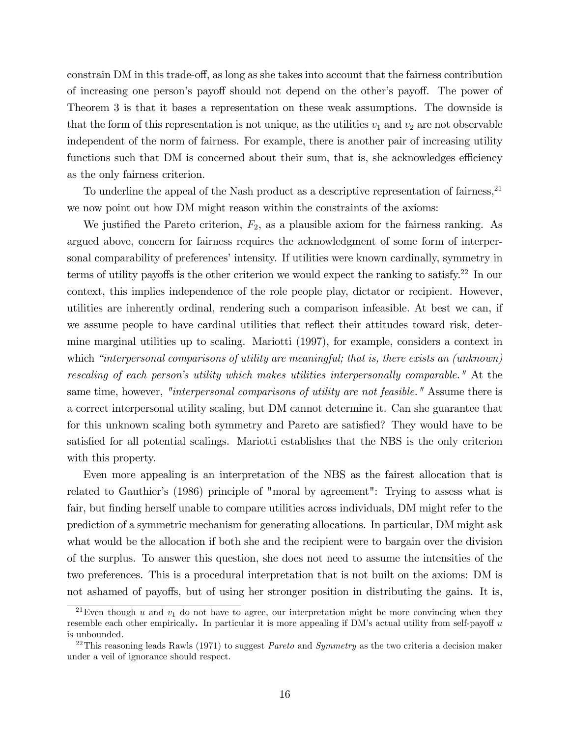constrain DM in this trade-off, as long as she takes into account that the fairness contribution of increasing one person's payoff should not depend on the other's payoff. The power of Theorem 3 is that it bases a representation on these weak assumptions. The downside is that the form of this representation is not unique, as the utilities $v_1$ and $v_2$ are not observable independent of the norm of fairness. For example, there is another pair of increasing utility functions such that DM is concerned about their sum, that is, she acknowledges efficiency as the only fairness criterion.

To underline the appeal of the Nash product as a descriptive representation of fairness,[21] we now point out how DM might reason within the constraints of the axioms:

We justified the Pareto criterion, $F_2$, as a plausible axiom for the fairness ranking. As argued above, concern for fairness requires the acknowledgment of some form of interpersonal comparability of preferences' intensity. If utilities were known cardinally, symmetry in terms of utility payoffs is the other criterion we would expect the ranking to satisfy.[22] In our context, this implies independence of the role people play, dictator or recipient. However, utilities are inherently ordinal, rendering such a comparison infeasible. At best we can, if we assume people to have cardinal utilities that reflect their attitudes toward risk, determine marginal utilities up to scaling. Mariotti (1997), for example, considers a context in which *"interpersonal comparisons of utility are meaningful; that is, there exists an (unknown) rescaling of each person's utility which makes utilities interpersonally comparable."* At the same time, however, *"interpersonal comparisons of utility are not feasible."* Assume there is a correct interpersonal utility scaling, but DM cannot determine it. Can she guarantee that for this unknown scaling both symmetry and Pareto are satisfied? They would have to be satisfied for all potential scalings. Mariotti establishes that the NBS is the only criterion with this property.

Even more appealing is an interpretation of the NBS as the fairest allocation that is related to Gauthier's (1986) principle of "moral by agreement": Trying to assess what is fair, but finding herself unable to compare utilities across individuals, DM might refer to the prediction of a symmetric mechanism for generating allocations. In particular, DM might ask what would be the allocation if both she and the recipient were to bargain over the division of the surplus. To answer this question, she does not need to assume the intensities of the two preferences. This is a procedural interpretation that is not built on the axioms: DM is not ashamed of payoffs, but of using her stronger position in distributing the gains. It is,

[21] Even though $u$ and $v_1$ do not have to agree, our interpretation might be more convincing when they resemble each other empirically. In particular it is more appealing if DM's actual utility from self-payoff $u$ is unbounded.

[22] This reasoning leads Rawls (1971) to suggest *Pareto* and *Symmetry* as the two criteria a decision maker under a veil of ignorance should respect.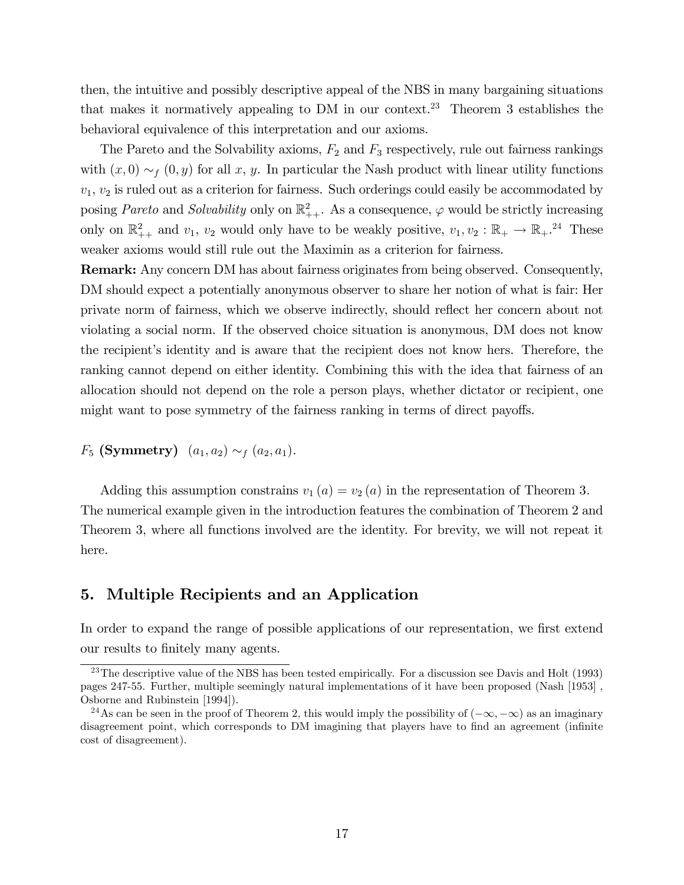then, the intuitive and possibly descriptive appeal of the NBS in many bargaining situations that makes it normatively appealing to DM in our context.[23] Theorem 3 establishes the behavioral equivalence of this interpretation and our axioms.

The Pareto and the Solvability axioms, $F_2$ and $F_3$ respectively, rule out fairness rankings with $(x, 0) \sim_f (0, y)$ for all $x$, $y$. In particular the Nash product with linear utility functions $v_1$, $v_2$ is ruled out as a criterion for fairness. Such orderings could easily be accommodated by posing *Pareto* and *Solvability* only on $\mathbb{R}^2_{++}$. As a consequence, $\varphi$ would be strictly increasing only on $\mathbb{R}^2_{++}$ and $v_1$, $v_2$ would only have to be weakly positive, $v_1, v_2 : \mathbb{R}_+ \to \mathbb{R}_+$.[24] These weaker axioms would still rule out the Maximin as a criterion for fairness.

**Remark:** Any concern DM has about fairness originates from being observed. Consequently, DM should expect a potentially anonymous observer to share her notion of what is fair: Her private norm of fairness, which we observe indirectly, should reflect her concern about not violating a social norm. If the observed choice situation is anonymous, DM does not know the recipient's identity and is aware that the recipient does not know hers. Therefore, the ranking cannot depend on either identity. Combining this with the idea that fairness of an allocation should not depend on the role a person plays, whether dictator or recipient, one might want to pose symmetry of the fairness ranking in terms of direct payoffs.

$F_5$ **(Symmetry)** $(a_1, a_2) \sim_f (a_2, a_1)$.

Adding this assumption constrains $v_1(a) = v_2(a)$ in the representation of Theorem 3. The numerical example given in the introduction features the combination of Theorem 2 and Theorem 3, where all functions involved are the identity. For brevity, we will not repeat it here.

## 5. Multiple Recipients and an Application

In order to expand the range of possible applications of our representation, we first extend our results to finitely many agents.

[23] The descriptive value of the NBS has been tested empirically. For a discussion see Davis and Holt (1993) pages 247-55. Further, multiple seemingly natural implementations of it have been proposed (Nash [1953], Osborne and Rubinstein [1994]).

[24] As can be seen in the proof of Theorem 2, this would imply the possibility of $(-\infty, -\infty)$ as an imaginary disagreement point, which corresponds to DM imagining that players have to find an agreement (infinite cost of disagreement).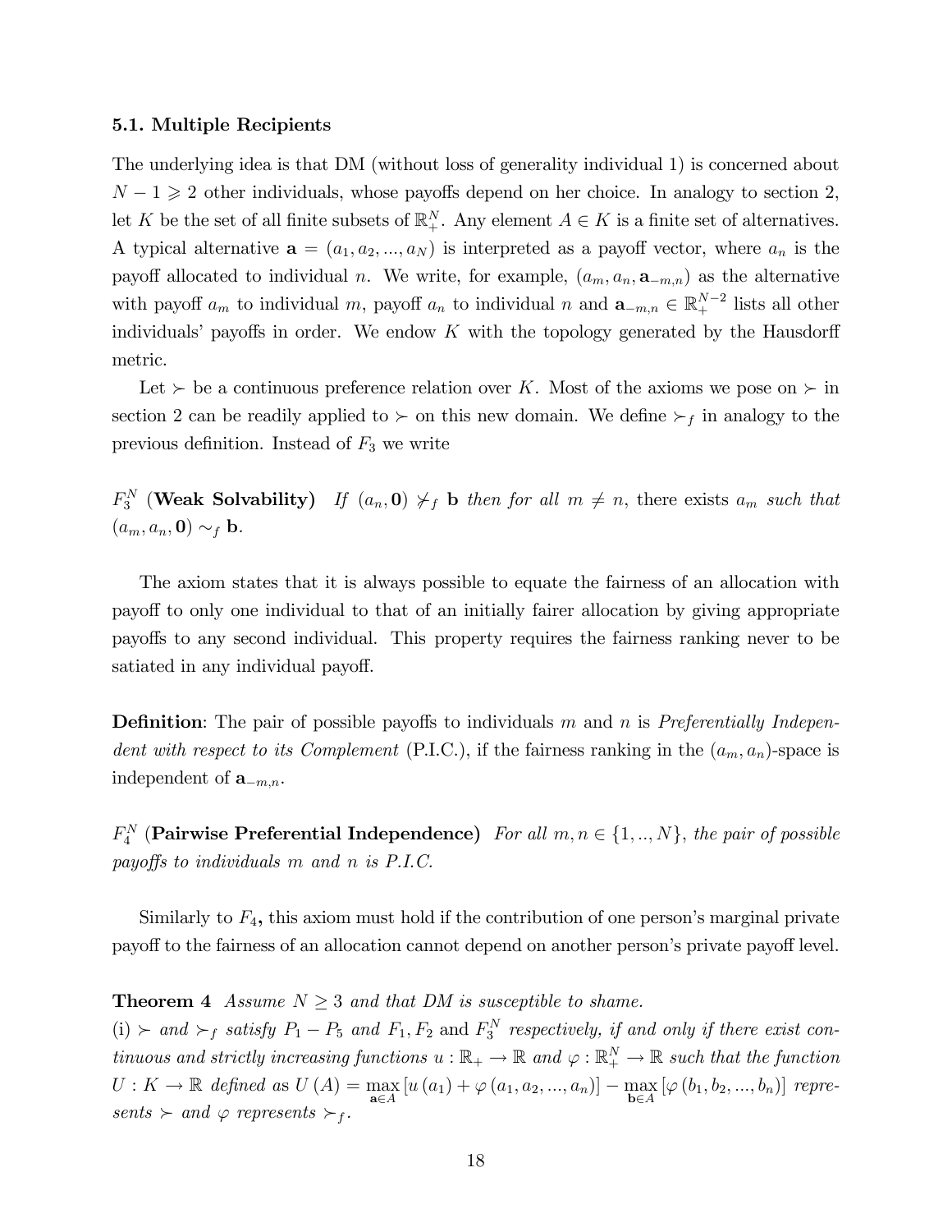### 5.1. Multiple Recipients

The underlying idea is that DM (without loss of generality individual 1) is concerned about $N-1 \geqslant 2$ other individuals, whose payoffs depend on her choice. In analogy to section 2, let $K$ be the set of all finite subsets of $\mathbb{R}_+^N$. Any element $A \in K$ is a finite set of alternatives. A typical alternative $\mathbf{a} = (a_1, a_2, ..., a_N)$ is interpreted as a payoff vector, where $a_n$ is the payoff allocated to individual $n$. We write, for example, $(a_m, a_n, \mathbf{a}_{-m,n})$ as the alternative with payoff $a_m$ to individual $m$, payoff $a_n$ to individual $n$ and $\mathbf{a}_{-m,n} \in \mathbb{R}_+^{N-2}$ lists all other individuals' payoffs in order. We endow $K$ with the topology generated by the Hausdorff metric.

Let $\succ$ be a continuous preference relation over $K$. Most of the axioms we pose on $\succ$ in section 2 can be readily applied to $\succ$ on this new domain. We define $\succ_f$ in analogy to the previous definition. Instead of $F_3$ we write

$F_3^N$ (**Weak Solvability**) *If* $(a_n, \mathbf{0}) \not\succ_f \mathbf{b}$ *then for all* $m \neq n$, there exists $a_m$ *such that* $(a_m, a_n, \mathbf{0}) \sim_f \mathbf{b}$.

The axiom states that it is always possible to equate the fairness of an allocation with payoff to only one individual to that of an initially fairer allocation by giving appropriate payoffs to any second individual. This property requires the fairness ranking never to be satiated in any individual payoff.

**Definition**: The pair of possible payoffs to individuals $m$ and $n$ is *Preferentially Independent with respect to its Complement* (P.I.C.), if the fairness ranking in the $(a_m, a_n)$-space is independent of $\mathbf{a}_{-m,n}$.

$F_4^N$ (**Pairwise Preferential Independence**) *For all* $m, n \in \{1, .., N\}$, *the pair of possible payoffs to individuals* $m$ *and* $n$ *is P.I.C.*

Similarly to $F_4$, this axiom must hold if the contribution of one person's marginal private payoff to the fairness of an allocation cannot depend on another person's private payoff level.

**Theorem 4** *Assume* $N \geq 3$ *and that DM is susceptible to shame.*
(i) $\succ$ *and* $\succ_f$ *satisfy* $P_1 - P_5$ *and* $F_1, F_2$ and $F_3^N$ *respectively, if and only if there exist continuous and strictly increasing functions* $u : \mathbb{R}_+ \to \mathbb{R}$ *and* $\varphi : \mathbb{R}_+^N \to \mathbb{R}$ *such that the function* $U : K \to \mathbb{R}$ *defined as* $U(A) = \max_{\mathbf{a} \in A} [u(a_1) + \varphi(a_1, a_2, ..., a_n)] - \max_{\mathbf{b} \in A} [\varphi(b_1, b_2, ..., b_n)]$ *represents* $\succ$ *and* $\varphi$ *represents* $\succ_f$.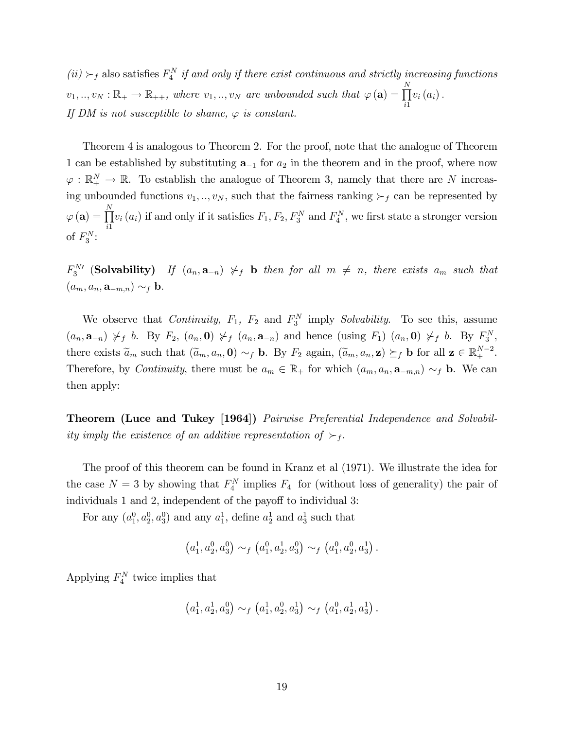*(ii)* $\succ_f$ also satisfies $F_4^N$ *if and only if there exist continuous and strictly increasing functions* $v_1, .., v_N : \mathbb{R}_+ \to \mathbb{R}_{++}$*, where* $v_1, .., v_N$ *are unbounded such that* $\varphi(\mathbf{a}) = \prod_{i1}^{N} v_i(a_i)$.
*If DM is not susceptible to shame,* $\varphi$ *is constant.*

Theorem 4 is analogous to Theorem 2. For the proof, note that the analogue of Theorem 1 can be established by substituting $\mathbf{a}_{-1}$ for $a_2$ in the theorem and in the proof, where now $\varphi : \mathbb{R}_+^N \to \mathbb{R}$. To establish the analogue of Theorem 3, namely that there are $N$ increasing unbounded functions $v_1, .., v_N$, such that the fairness ranking $\succ_f$ can be represented by $\varphi(\mathbf{a}) = \prod_{i1}^{N} v_i(a_i)$ if and only if it satisfies $F_1$, $F_2$, $F_3^N$ and $F_4^N$, we first state a stronger version of $F_3^N$:

$F_3^{N\prime}$ **(Solvability)** *If* $(a_n, \mathbf{a}_{-n}) \not\succ_f \mathbf{b}$ *then for all* $m \neq n$*, there exists* $a_m$ *such that* $(a_m, a_n, \mathbf{a}_{-m,n}) \sim_f \mathbf{b}$.

We observe that *Continuity*, $F_1$, $F_2$ and $F_3^N$ imply *Solvability*. To see this, assume $(a_n, \mathbf{a}_{-n}) \not\succ_f b$. By $F_2$, $(a_n, \mathbf{0}) \not\succ_f (a_n, \mathbf{a}_{-n})$ and hence (using $F_1$) $(a_n, \mathbf{0}) \not\succ_f b$. By $F_3^N$, there exists $\widetilde{a}_m$ such that $(\widetilde{a}_m, a_n, \mathbf{0}) \sim_f \mathbf{b}$. By $F_2$ again, $(\widetilde{a}_m, a_n, \mathbf{z}) \succeq_f \mathbf{b}$ for all $\mathbf{z} \in \mathbb{R}_+^{N-2}$. Therefore, by *Continuity*, there must be $a_m \in \mathbb{R}_+$ for which $(a_m, a_n, \mathbf{a}_{-m,n}) \sim_f \mathbf{b}$. We can then apply:

**Theorem (Luce and Tukey [1964])** *Pairwise Preferential Independence and Solvability imply the existence of an additive representation of* $\succ_f$.

The proof of this theorem can be found in Kranz et al (1971). We illustrate the idea for the case $N = 3$ by showing that $F_4^N$ implies $F_4$ for (without loss of generality) the pair of individuals 1 and 2, independent of the payoff to individual 3:

For any $(a_1^0, a_2^0, a_3^0)$ and any $a_1^1$, define $a_2^1$ and $a_3^1$ such that

$$\left(a_1^1, a_2^0, a_3^0\right) \sim_f \left(a_1^0, a_2^1, a_3^0\right) \sim_f \left(a_1^0, a_2^0, a_3^1\right).$$

Applying $F_4^N$ twice implies that

$$\left(a_1^1, a_2^1, a_3^0\right) \sim_f \left(a_1^1, a_2^0, a_3^1\right) \sim_f \left(a_1^0, a_2^1, a_3^1\right).$$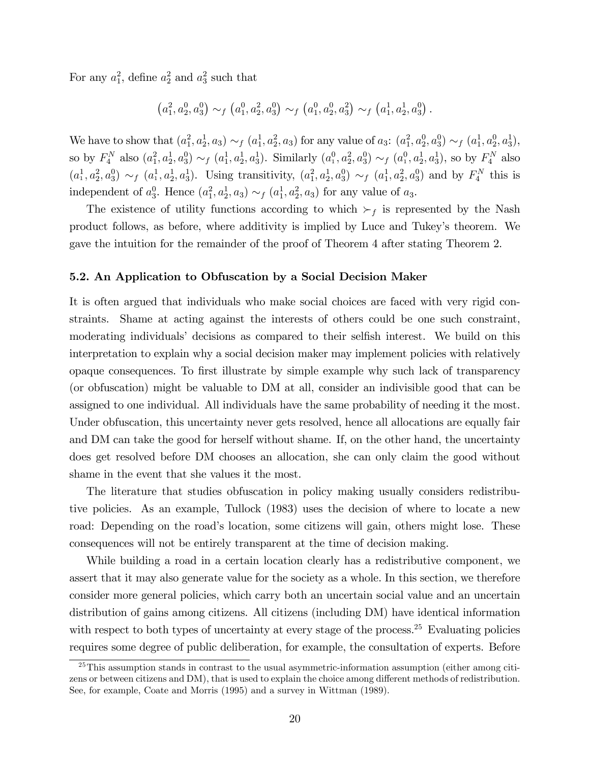For any $a_1^2$, define $a_2^2$ and $a_3^2$ such that

$$\left(a_1^2, a_2^0, a_3^0\right) \sim_f \left(a_1^0, a_2^2, a_3^0\right) \sim_f \left(a_1^0, a_2^0, a_3^2\right) \sim_f \left(a_1^1, a_2^1, a_3^0\right).$$

We have to show that $(a_1^2, a_2^1, a_3) \sim_f (a_1^1, a_2^2, a_3)$ for any value of $a_3$: $(a_1^2, a_2^0, a_3^0) \sim_f (a_1^1, a_2^0, a_3^1)$, so by $F_4^N$ also $(a_1^2, a_2^1, a_3^0) \sim_f (a_1^1, a_2^1, a_3^1)$. Similarly $(a_1^0, a_2^2, a_3^0) \sim_f (a_1^0, a_2^1, a_3^1)$, so by $F_4^N$ also $(a_1^1, a_2^2, a_3^0) \sim_f (a_1^1, a_2^1, a_3^1)$. Using transitivity, $(a_1^2, a_2^1, a_3^0) \sim_f (a_1^1, a_2^2, a_3^0)$ and by $F_4^N$ this is independent of $a_3^0$. Hence $(a_1^2, a_2^1, a_3) \sim_f (a_1^1, a_2^2, a_3)$ for any value of $a_3$.

The existence of utility functions according to which $\succ_f$ is represented by the Nash product follows, as before, where additivity is implied by Luce and Tukey's theorem. We gave the intuition for the remainder of the proof of Theorem 4 after stating Theorem 2.

### 5.2. An Application to Obfuscation by a Social Decision Maker

It is often argued that individuals who make social choices are faced with very rigid constraints. Shame at acting against the interests of others could be one such constraint, moderating individuals' decisions as compared to their selfish interest. We build on this interpretation to explain why a social decision maker may implement policies with relatively opaque consequences. To first illustrate by simple example why such lack of transparency (or obfuscation) might be valuable to DM at all, consider an indivisible good that can be assigned to one individual. All individuals have the same probability of needing it the most. Under obfuscation, this uncertainty never gets resolved, hence all allocations are equally fair and DM can take the good for herself without shame. If, on the other hand, the uncertainty does get resolved before DM chooses an allocation, she can only claim the good without shame in the event that she values it the most.

The literature that studies obfuscation in policy making usually considers redistributive policies. As an example, Tullock (1983) uses the decision of where to locate a new road: Depending on the road's location, some citizens will gain, others might lose. These consequences will not be entirely transparent at the time of decision making.

While building a road in a certain location clearly has a redistributive component, we assert that it may also generate value for the society as a whole. In this section, we therefore consider more general policies, which carry both an uncertain social value and an uncertain distribution of gains among citizens. All citizens (including DM) have identical information with respect to both types of uncertainty at every stage of the process.[25] Evaluating policies requires some degree of public deliberation, for example, the consultation of experts. Before

[25] This assumption stands in contrast to the usual asymmetric-information assumption (either among citizens or between citizens and DM), that is used to explain the choice among different methods of redistribution. See, for example, Coate and Morris (1995) and a survey in Wittman (1989).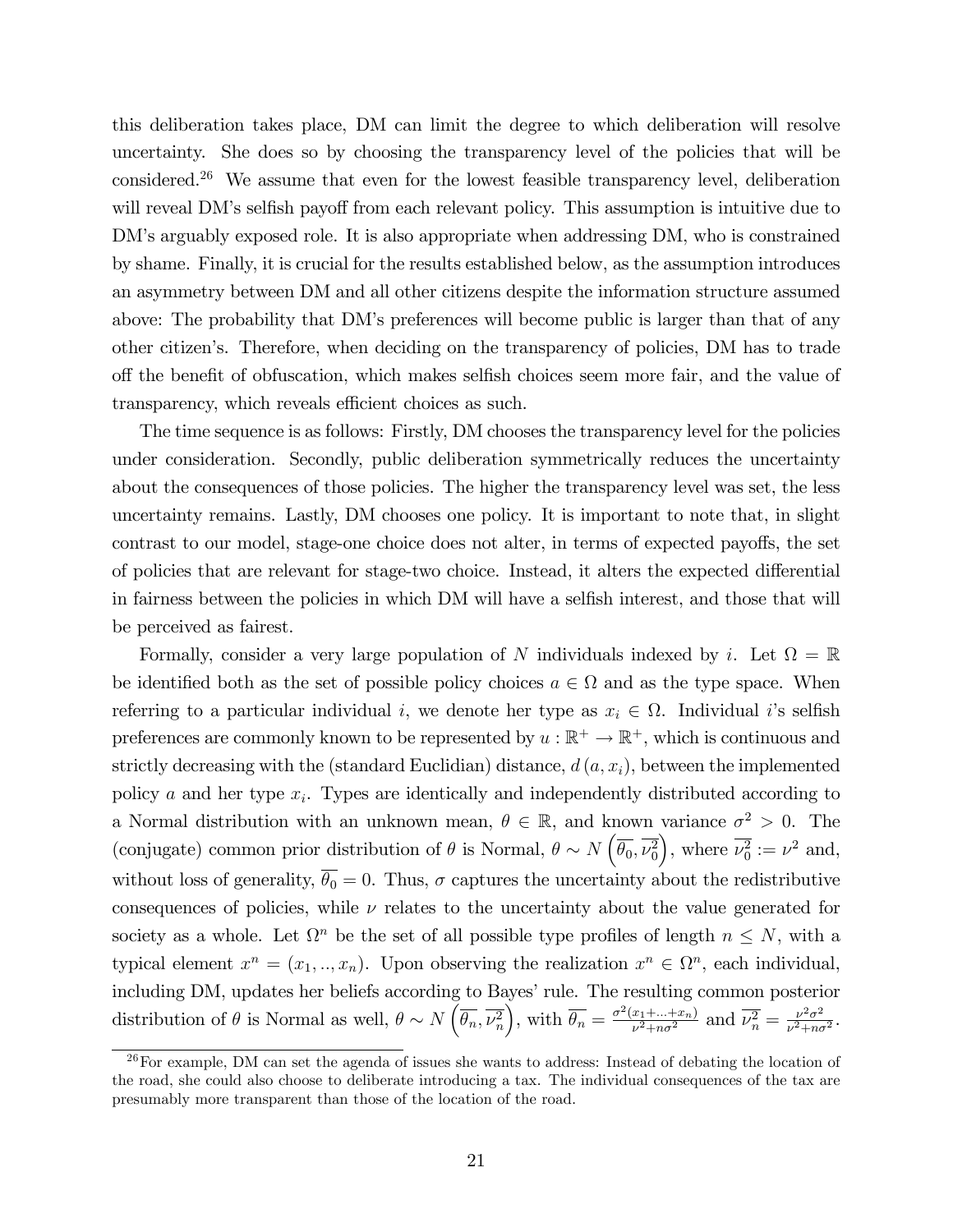this deliberation takes place, DM can limit the degree to which deliberation will resolve uncertainty. She does so by choosing the transparency level of the policies that will be considered.[26] We assume that even for the lowest feasible transparency level, deliberation will reveal DM's selfish payoff from each relevant policy. This assumption is intuitive due to DM's arguably exposed role. It is also appropriate when addressing DM, who is constrained by shame. Finally, it is crucial for the results established below, as the assumption introduces an asymmetry between DM and all other citizens despite the information structure assumed above: The probability that DM's preferences will become public is larger than that of any other citizen's. Therefore, when deciding on the transparency of policies, DM has to trade off the benefit of obfuscation, which makes selfish choices seem more fair, and the value of transparency, which reveals efficient choices as such.

The time sequence is as follows: Firstly, DM chooses the transparency level for the policies under consideration. Secondly, public deliberation symmetrically reduces the uncertainty about the consequences of those policies. The higher the transparency level was set, the less uncertainty remains. Lastly, DM chooses one policy. It is important to note that, in slight contrast to our model, stage-one choice does not alter, in terms of expected payoffs, the set of policies that are relevant for stage-two choice. Instead, it alters the expected differential in fairness between the policies in which DM will have a selfish interest, and those that will be perceived as fairest.

Formally, consider a very large population of $N$ individuals indexed by $i$. Let $\Omega = \mathbb{R}$ be identified both as the set of possible policy choices $a \in \Omega$ and as the type space. When referring to a particular individual $i$, we denote her type as $x_i \in \Omega$. Individual $i$'s selfish preferences are commonly known to be represented by $u : \mathbb{R}^+ \to \mathbb{R}^+$, which is continuous and strictly decreasing with the (standard Euclidian) distance, $d(a, x_i)$, between the implemented policy $a$ and her type $x_i$. Types are identically and independently distributed according to a Normal distribution with an unknown mean, $\theta \in \mathbb{R}$, and known variance $\sigma^2 > 0$. The (conjugate) common prior distribution of $\theta$ is Normal, $\theta \sim N\left(\overline{\theta_0}, \overline{\nu_0^2}\right)$, where $\overline{\nu_0^2} := \nu^2$ and, without loss of generality, $\overline{\theta_0} = 0$. Thus, $\sigma$ captures the uncertainty about the redistributive consequences of policies, while $\nu$ relates to the uncertainty about the value generated for society as a whole. Let $\Omega^n$ be the set of all possible type profiles of length $n \leq N$, with a typical element $x^n = (x_1, .., x_n)$. Upon observing the realization $x^n \in \Omega^n$, each individual, including DM, updates her beliefs according to Bayes' rule. The resulting common posterior distribution of $\theta$ is Normal as well, $\theta \sim N\left(\overline{\theta_n}, \overline{\nu_n^2}\right)$, with $\overline{\theta_n} = \frac{\sigma^2(x_1+...+x_n)}{\nu^2+n\sigma^2}$ and $\overline{\nu_n^2} = \frac{\nu^2\sigma^2}{\nu^2+n\sigma^2}$.

[26] For example, DM can set the agenda of issues she wants to address: Instead of debating the location of the road, she could also choose to deliberate introducing a tax. The individual consequences of the tax are presumably more transparent than those of the location of the road.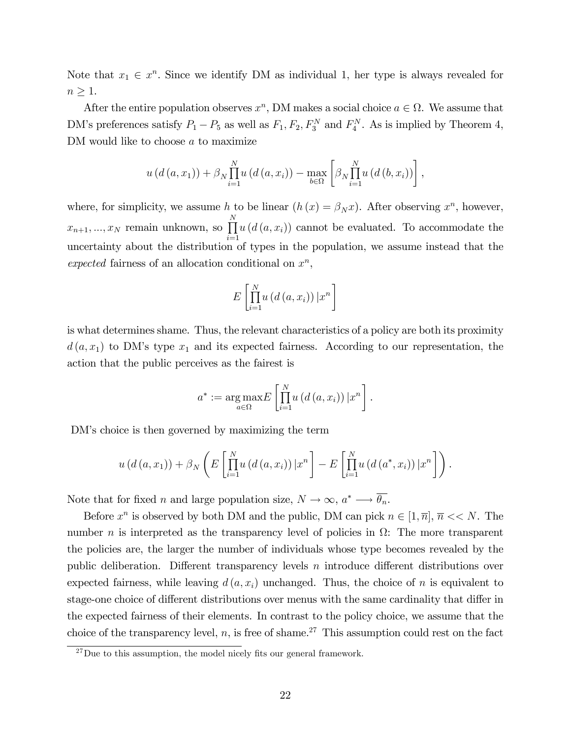Note that $x_1 \in x^n$. Since we identify DM as individual 1, her type is always revealed for $n \geq 1$.

After the entire population observes $x^n$, DM makes a social choice $a \in \Omega$. We assume that DM's preferences satisfy $P_1 - P_5$ as well as $F_1, F_2, F_3^N$ and $F_4^N$. As is implied by Theorem 4, DM would like to choose $a$ to maximize

$$u\left(d\left(a, x_1\right)\right) + \beta_N \prod_{i=1}^{N} u\left(d\left(a, x_i\right)\right) - \max_{b \in \Omega} \left[\beta_N \prod_{i=1}^{N} u\left(d\left(b, x_i\right)\right)\right],$$

where, for simplicity, we assume $h$ to be linear ($h(x) = \beta_N x$). After observing $x^n$, however, $x_{n+1}, \ldots, x_N$ remain unknown, so $\prod_{i=1}^{N} u\left(d\left(a, x_i\right)\right)$ cannot be evaluated. To accommodate the uncertainty about the distribution of types in the population, we assume instead that the *expected* fairness of an allocation conditional on $x^n$,

$$E\left[\prod_{i=1}^{N} u\left(d\left(a, x_i\right)\right) | x^n\right]$$

is what determines shame. Thus, the relevant characteristics of a policy are both its proximity $d\left(a, x_1\right)$ to DM's type $x_1$ and its expected fairness. According to our representation, the action that the public perceives as the fairest is

$$a^* := \underset{a \in \Omega}{\arg\max} E\left[\prod_{i=1}^{N} u\left(d\left(a, x_i\right)\right) | x^n\right].$$

DM's choice is then governed by maximizing the term

$$u\left(d\left(a, x_1\right)\right) + \beta_N \left(E\left[\prod_{i=1}^{N} u\left(d\left(a, x_i\right)\right) | x^n\right] - E\left[\prod_{i=1}^{N} u\left(d\left(a^*, x_i\right)\right) | x^n\right]\right).$$

Note that for fixed $n$ and large population size, $N \to \infty$, $a^* \longrightarrow \overline{\theta_n}$.

Before $x^n$ is observed by both DM and the public, DM can pick $n \in [1, \overline{n}]$, $\overline{n} << N$. The number $n$ is interpreted as the transparency level of policies in $\Omega$: The more transparent the policies are, the larger the number of individuals whose type becomes revealed by the public deliberation. Different transparency levels $n$ introduce different distributions over expected fairness, while leaving $d\left(a, x_i\right)$ unchanged. Thus, the choice of $n$ is equivalent to stage-one choice of different distributions over menus with the same cardinality that differ in the expected fairness of their elements. In contrast to the policy choice, we assume that the choice of the transparency level, $n$, is free of shame.[27] This assumption could rest on the fact

[27] Due to this assumption, the model nicely fits our general framework.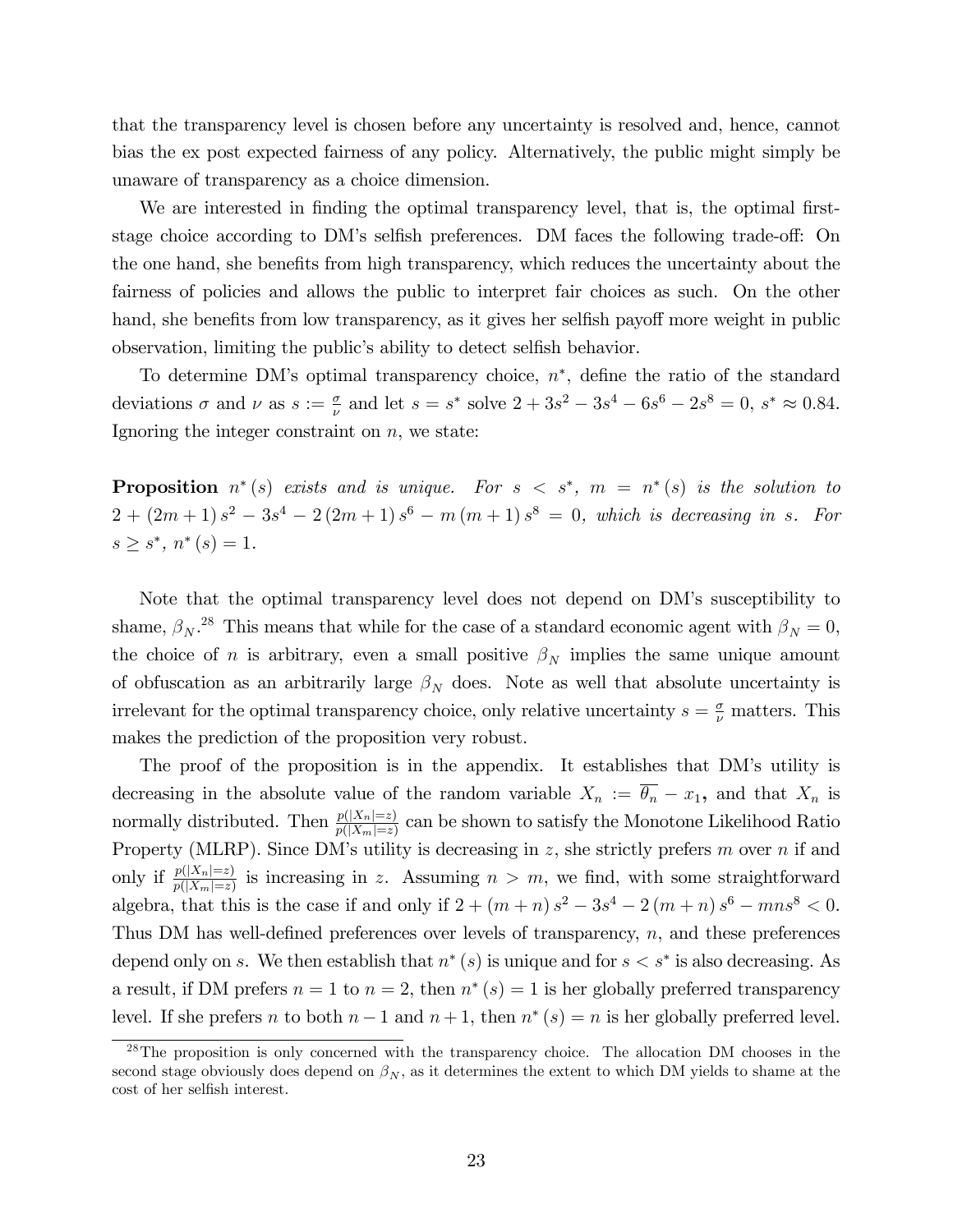that the transparency level is chosen before any uncertainty is resolved and, hence, cannot bias the ex post expected fairness of any policy. Alternatively, the public might simply be unaware of transparency as a choice dimension.

We are interested in finding the optimal transparency level, that is, the optimal first-stage choice according to DM's selfish preferences. DM faces the following trade-off: On the one hand, she benefits from high transparency, which reduces the uncertainty about the fairness of policies and allows the public to interpret fair choices as such. On the other hand, she benefits from low transparency, as it gives her selfish payoff more weight in public observation, limiting the public's ability to detect selfish behavior.

To determine DM's optimal transparency choice, $n^*$, define the ratio of the standard deviations $\sigma$ and $\nu$ as $s := \frac{\sigma}{\nu}$ and let $s = s^*$ solve $2 + 3s^2 - 3s^4 - 6s^6 - 2s^8 = 0$, $s^* \approx 0.84$. Ignoring the integer constraint on $n$, we state:

**Proposition** *$n^*(s)$ exists and is unique. For $s < s^*$, $m = n^*(s)$ is the solution to $2 + (2m+1)s^2 - 3s^4 - 2(2m+1)s^6 - m(m+1)s^8 = 0$, which is decreasing in $s$. For $s \geq s^*$, $n^*(s) = 1$.*

Note that the optimal transparency level does not depend on DM's susceptibility to shame, $\beta_N$.[28] This means that while for the case of a standard economic agent with $\beta_N = 0$, the choice of $n$ is arbitrary, even a small positive $\beta_N$ implies the same unique amount of obfuscation as an arbitrarily large $\beta_N$ does. Note as well that absolute uncertainty is irrelevant for the optimal transparency choice, only relative uncertainty $s = \frac{\sigma}{\nu}$ matters. This makes the prediction of the proposition very robust.

The proof of the proposition is in the appendix. It establishes that DM's utility is decreasing in the absolute value of the random variable $X_n := \overline{\theta_n} - x_1$, and that $X_n$ is normally distributed. Then $\frac{p(|X_n|=z)}{p(|X_m|=z)}$ can be shown to satisfy the Monotone Likelihood Ratio Property (MLRP). Since DM's utility is decreasing in $z$, she strictly prefers $m$ over $n$ if and only if $\frac{p(|X_n|=z)}{p(|X_m|=z)}$ is increasing in $z$. Assuming $n > m$, we find, with some straightforward algebra, that this is the case if and only if $2 + (m+n)s^2 - 3s^4 - 2(m+n)s^6 - mns^8 < 0$. Thus DM has well-defined preferences over levels of transparency, $n$, and these preferences depend only on $s$. We then establish that $n^*(s)$ is unique and for $s < s^*$ is also decreasing. As a result, if DM prefers $n = 1$ to $n = 2$, then $n^*(s) = 1$ is her globally preferred transparency level. If she prefers $n$ to both $n-1$ and $n+1$, then $n^*(s) = n$ is her globally preferred level.

[28] The proposition is only concerned with the transparency choice. The allocation DM chooses in the second stage obviously does depend on $\beta_N$, as it determines the extent to which DM yields to shame at the cost of her selfish interest.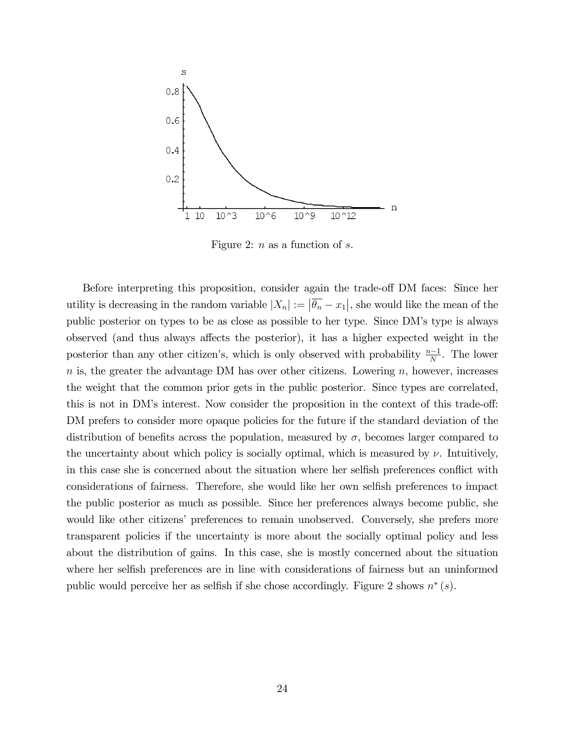Figure 2: $n$ as a function of $s$.

Before interpreting this proposition, consider again the trade-off DM faces: Since her utility is decreasing in the random variable $|X_n| := |\overline{\theta_n} - x_1|$, she would like the mean of the public posterior on types to be as close as possible to her type. Since DM's type is always observed (and thus always affects the posterior), it has a higher expected weight in the posterior than any other citizen's, which is only observed with probability $\frac{n-1}{N}$. The lower $n$ is, the greater the advantage DM has over other citizens. Lowering $n$, however, increases the weight that the common prior gets in the public posterior. Since types are correlated, this is not in DM's interest. Now consider the proposition in the context of this trade-off: DM prefers to consider more opaque policies for the future if the standard deviation of the distribution of benefits across the population, measured by $\sigma$, becomes larger compared to the uncertainty about which policy is socially optimal, which is measured by $\nu$. Intuitively, in this case she is concerned about the situation where her selfish preferences conflict with considerations of fairness. Therefore, she would like her own selfish preferences to impact the public posterior as much as possible. Since her preferences always become public, she would like other citizens' preferences to remain unobserved. Conversely, she prefers more transparent policies if the uncertainty is more about the socially optimal policy and less about the distribution of gains. In this case, she is mostly concerned about the situation where her selfish preferences are in line with considerations of fairness but an uninformed public would perceive her as selfish if she chose accordingly. Figure 2 shows $n^*(s)$.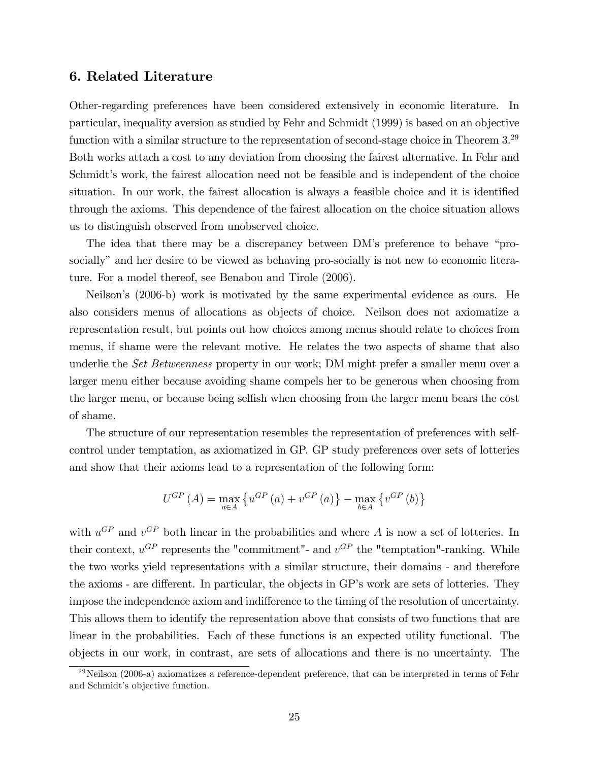## 6. Related Literature

Other-regarding preferences have been considered extensively in economic literature. In particular, inequality aversion as studied by Fehr and Schmidt (1999) is based on an objective function with a similar structure to the representation of second-stage choice in Theorem 3.[29] Both works attach a cost to any deviation from choosing the fairest alternative. In Fehr and Schmidt's work, the fairest allocation need not be feasible and is independent of the choice situation. In our work, the fairest allocation is always a feasible choice and it is identified through the axioms. This dependence of the fairest allocation on the choice situation allows us to distinguish observed from unobserved choice.

The idea that there may be a discrepancy between DM's preference to behave "pro-socially" and her desire to be viewed as behaving pro-socially is not new to economic literature. For a model thereof, see Benabou and Tirole (2006).

Neilson's (2006-b) work is motivated by the same experimental evidence as ours. He also considers menus of allocations as objects of choice. Neilson does not axiomatize a representation result, but points out how choices among menus should relate to choices from menus, if shame were the relevant motive. He relates the two aspects of shame that also underlie the *Set Betweenness* property in our work; DM might prefer a smaller menu over a larger menu either because avoiding shame compels her to be generous when choosing from the larger menu, or because being selfish when choosing from the larger menu bears the cost of shame.

The structure of our representation resembles the representation of preferences with self-control under temptation, as axiomatized in GP. GP study preferences over sets of lotteries and show that their axioms lead to a representation of the following form:

$$U^{GP}(A) = \max_{a \in A} \left\{ u^{GP}(a) + v^{GP}(a) \right\} - \max_{b \in A} \left\{ v^{GP}(b) \right\}$$

with $u^{GP}$ and $v^{GP}$ both linear in the probabilities and where $A$ is now a set of lotteries. In their context, $u^{GP}$ represents the "commitment"- and $v^{GP}$ the "temptation"-ranking. While the two works yield representations with a similar structure, their domains - and therefore the axioms - are different. In particular, the objects in GP's work are sets of lotteries. They impose the independence axiom and indifference to the timing of the resolution of uncertainty. This allows them to identify the representation above that consists of two functions that are linear in the probabilities. Each of these functions is an expected utility functional. The objects in our work, in contrast, are sets of allocations and there is no uncertainty. The

[29] Neilson (2006-a) axiomatizes a reference-dependent preference, that can be interpreted in terms of Fehr and Schmidt's objective function.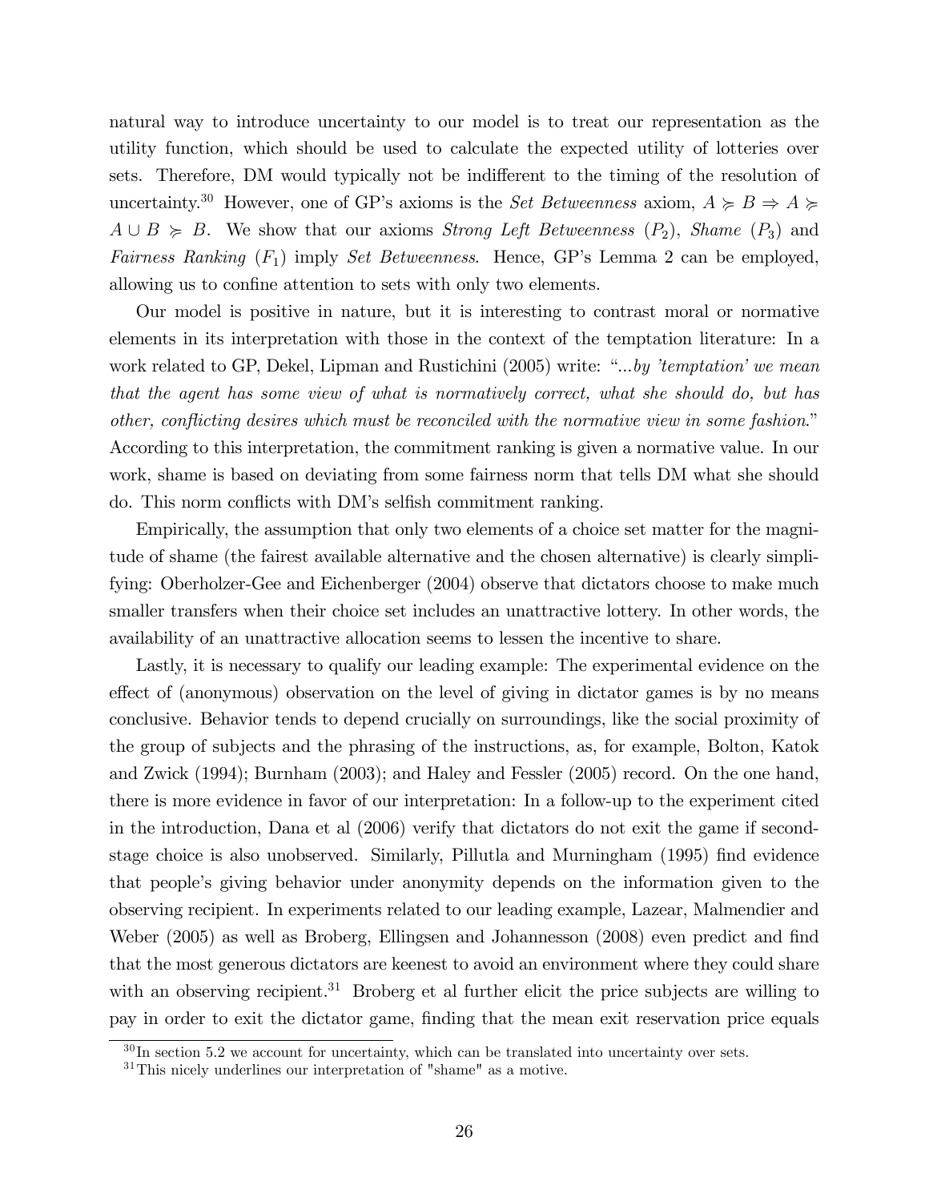natural way to introduce uncertainty to our model is to treat our representation as the utility function, which should be used to calculate the expected utility of lotteries over sets. Therefore, DM would typically not be indifferent to the timing of the resolution of uncertainty.[30] However, one of GP's axioms is the *Set Betweenness* axiom, $A \succcurlyeq B \Rightarrow A \succcurlyeq A \cup B \succcurlyeq B$. We show that our axioms *Strong Left Betweenness* ($P_2$), *Shame* ($P_3$) and *Fairness Ranking* ($F_1$) imply *Set Betweenness*. Hence, GP's Lemma 2 can be employed, allowing us to confine attention to sets with only two elements.

Our model is positive in nature, but it is interesting to contrast moral or normative elements in its interpretation with those in the context of the temptation literature: In a work related to GP, Dekel, Lipman and Rustichini (2005) write: "*...by 'temptation' we mean that the agent has some view of what is normatively correct, what she should do, but has other, conflicting desires which must be reconciled with the normative view in some fashion.*" According to this interpretation, the commitment ranking is given a normative value. In our work, shame is based on deviating from some fairness norm that tells DM what she should do. This norm conflicts with DM's selfish commitment ranking.

Empirically, the assumption that only two elements of a choice set matter for the magnitude of shame (the fairest available alternative and the chosen alternative) is clearly simplifying: Oberholzer-Gee and Eichenberger (2004) observe that dictators choose to make much smaller transfers when their choice set includes an unattractive lottery. In other words, the availability of an unattractive allocation seems to lessen the incentive to share.

Lastly, it is necessary to qualify our leading example: The experimental evidence on the effect of (anonymous) observation on the level of giving in dictator games is by no means conclusive. Behavior tends to depend crucially on surroundings, like the social proximity of the group of subjects and the phrasing of the instructions, as, for example, Bolton, Katok and Zwick (1994); Burnham (2003); and Haley and Fessler (2005) record. On the one hand, there is more evidence in favor of our interpretation: In a follow-up to the experiment cited in the introduction, Dana et al (2006) verify that dictators do not exit the game if second-stage choice is also unobserved. Similarly, Pillutla and Murningham (1995) find evidence that people's giving behavior under anonymity depends on the information given to the observing recipient. In experiments related to our leading example, Lazear, Malmendier and Weber (2005) as well as Broberg, Ellingsen and Johannesson (2008) even predict and find that the most generous dictators are keenest to avoid an environment where they could share with an observing recipient.[31] Broberg et al further elicit the price subjects are willing to pay in order to exit the dictator game, finding that the mean exit reservation price equals

[30] In section 5.2 we account for uncertainty, which can be translated into uncertainty over sets.

[31] This nicely underlines our interpretation of "shame" as a motive.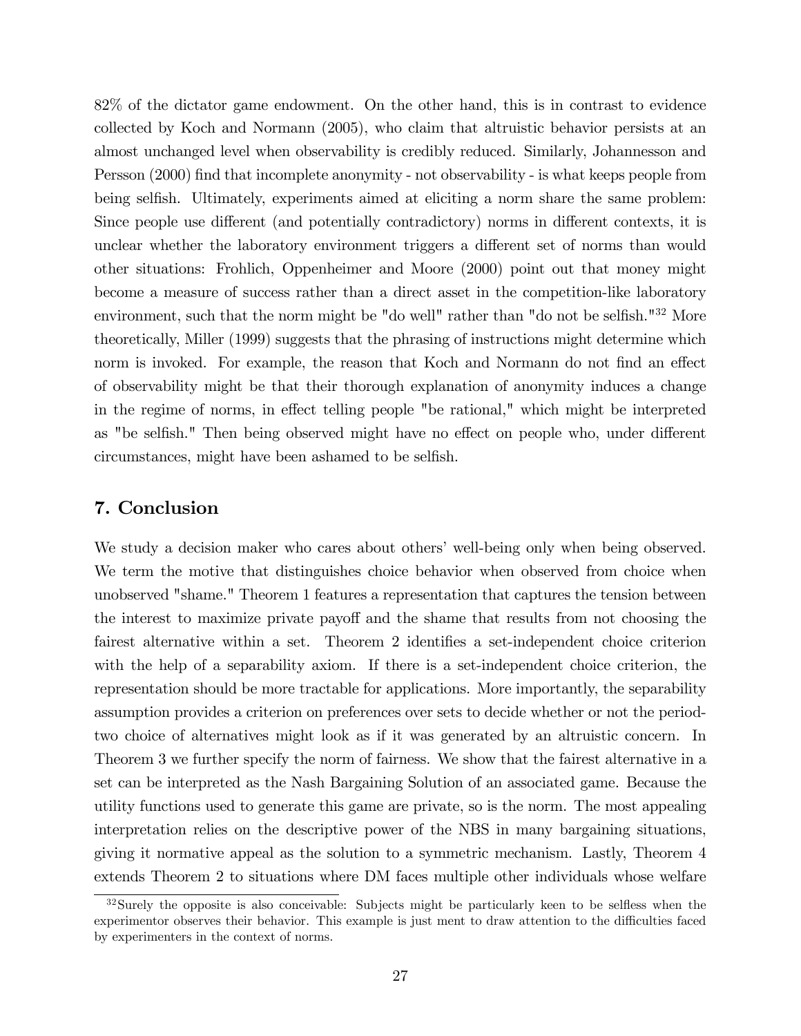82% of the dictator game endowment. On the other hand, this is in contrast to evidence collected by Koch and Normann (2005), who claim that altruistic behavior persists at an almost unchanged level when observability is credibly reduced. Similarly, Johannesson and Persson (2000) find that incomplete anonymity - not observability - is what keeps people from being selfish. Ultimately, experiments aimed at eliciting a norm share the same problem: Since people use different (and potentially contradictory) norms in different contexts, it is unclear whether the laboratory environment triggers a different set of norms than would other situations: Frohlich, Oppenheimer and Moore (2000) point out that money might become a measure of success rather than a direct asset in the competition-like laboratory environment, such that the norm might be "do well" rather than "do not be selfish."[32] More theoretically, Miller (1999) suggests that the phrasing of instructions might determine which norm is invoked. For example, the reason that Koch and Normann do not find an effect of observability might be that their thorough explanation of anonymity induces a change in the regime of norms, in effect telling people "be rational," which might be interpreted as "be selfish." Then being observed might have no effect on people who, under different circumstances, might have been ashamed to be selfish.

## 7. Conclusion

We study a decision maker who cares about others' well-being only when being observed. We term the motive that distinguishes choice behavior when observed from choice when unobserved "shame." Theorem 1 features a representation that captures the tension between the interest to maximize private payoff and the shame that results from not choosing the fairest alternative within a set. Theorem 2 identifies a set-independent choice criterion with the help of a separability axiom. If there is a set-independent choice criterion, the representation should be more tractable for applications. More importantly, the separability assumption provides a criterion on preferences over sets to decide whether or not the period-two choice of alternatives might look as if it was generated by an altruistic concern. In Theorem 3 we further specify the norm of fairness. We show that the fairest alternative in a set can be interpreted as the Nash Bargaining Solution of an associated game. Because the utility functions used to generate this game are private, so is the norm. The most appealing interpretation relies on the descriptive power of the NBS in many bargaining situations, giving it normative appeal as the solution to a symmetric mechanism. Lastly, Theorem 4 extends Theorem 2 to situations where DM faces multiple other individuals whose welfare

[32] Surely the opposite is also conceivable: Subjects might be particularly keen to be selfless when the experimentor observes their behavior. This example is just ment to draw attention to the difficulties faced by experimenters in the context of norms.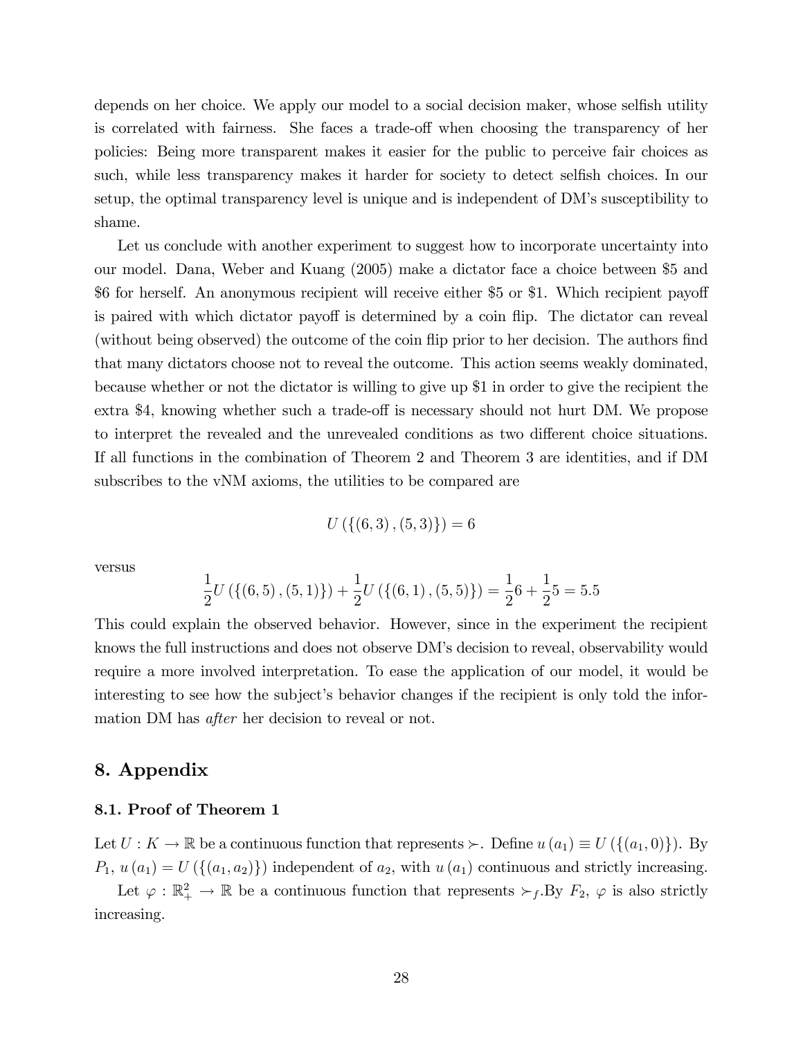depends on her choice. We apply our model to a social decision maker, whose selfish utility is correlated with fairness. She faces a trade-off when choosing the transparency of her policies: Being more transparent makes it easier for the public to perceive fair choices as such, while less transparency makes it harder for society to detect selfish choices. In our setup, the optimal transparency level is unique and is independent of DM's susceptibility to shame.

Let us conclude with another experiment to suggest how to incorporate uncertainty into our model. Dana, Weber and Kuang (2005) make a dictator face a choice between \$5 and \$6 for herself. An anonymous recipient will receive either \$5 or \$1. Which recipient payoff is paired with which dictator payoff is determined by a coin flip. The dictator can reveal (without being observed) the outcome of the coin flip prior to her decision. The authors find that many dictators choose not to reveal the outcome. This action seems weakly dominated, because whether or not the dictator is willing to give up \$1 in order to give the recipient the extra \$4, knowing whether such a trade-off is necessary should not hurt DM. We propose to interpret the revealed and the unrevealed conditions as two different choice situations. If all functions in the combination of Theorem 2 and Theorem 3 are identities, and if DM subscribes to the vNM axioms, the utilities to be compared are

$$U\left(\left\{\left(6,3\right),\left(5,3\right)\right\}\right)=6$$

versus

$$\frac{1}{2}U\left(\left\{\left(6,5\right),\left(5,1\right)\right\}\right)+\frac{1}{2}U\left(\left\{\left(6,1\right),\left(5,5\right)\right\}\right)=\frac{1}{2}6+\frac{1}{2}5=5.5$$

This could explain the observed behavior. However, since in the experiment the recipient knows the full instructions and does not observe DM's decision to reveal, observability would require a more involved interpretation. To ease the application of our model, it would be interesting to see how the subject's behavior changes if the recipient is only told the information DM has *after* her decision to reveal or not.

## 8. Appendix

### 8.1. Proof of Theorem 1

Let $U : K \to \mathbb{R}$ be a continuous function that represents $\succ$. Define $u(a_1) \equiv U(\{(a_1, 0)\})$. By $P_1$, $u(a_1) = U(\{(a_1, a_2)\})$ independent of $a_2$, with $u(a_1)$ continuous and strictly increasing.

Let $\varphi : \mathbb{R}_+^2 \to \mathbb{R}$ be a continuous function that represents $\succ_f$. By $F_2$, $\varphi$ is also strictly increasing.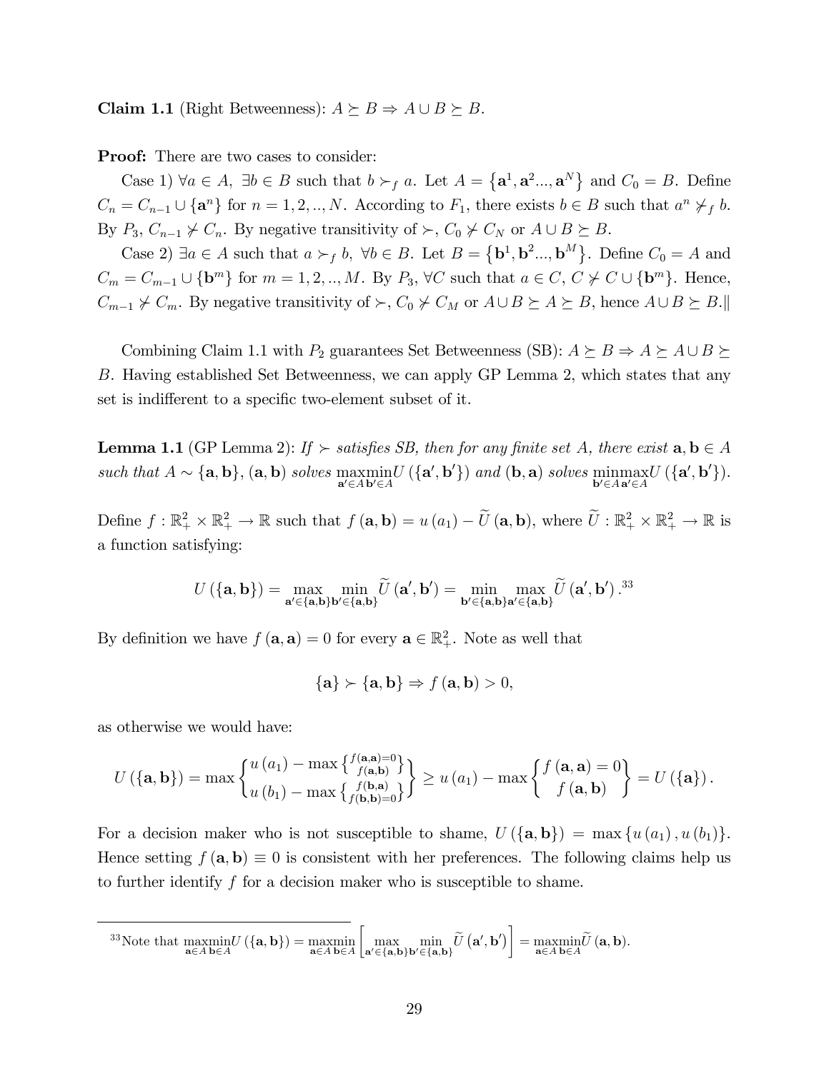**Claim 1.1** (Right Betweenness): $A \succeq B \Rightarrow A \cup B \succeq B$.

**Proof:** There are two cases to consider:

Case 1) $\forall a \in A,\ \exists b \in B$ such that $b \succ_f a$. Let $A = \{\mathbf{a}^1, \mathbf{a}^2 ..., \mathbf{a}^N\}$ and $C_0 = B$. Define $C_n = C_{n-1} \cup \{\mathbf{a}^n\}$ for $n = 1, 2, .., N$. According to $F_1$, there exists $b \in B$ such that $a^n \not\succ_f b$. By $P_3$, $C_{n-1} \not\succ C_n$. By negative transitivity of $\succ$, $C_0 \not\succ C_N$ or $A \cup B \succeq B$.

Case 2) $\exists a \in A$ such that $a \succ_f b,\ \forall b \in B$. Let $B = \{\mathbf{b}^1, \mathbf{b}^2 ..., \mathbf{b}^M\}$. Define $C_0 = A$ and $C_m = C_{m-1} \cup \{\mathbf{b}^m\}$ for $m = 1, 2, .., M$. By $P_3$, $\forall C$ such that $a \in C$, $C \not\succ C \cup \{\mathbf{b}^m\}$. Hence, $C_{m-1} \not\succ C_m$. By negative transitivity of $\succ$, $C_0 \not\succ C_M$ or $A \cup B \succeq A \succeq B$, hence $A \cup B \succeq B$.$\|$

Combining Claim 1.1 with $P_2$ guarantees Set Betweenness (SB): $A \succeq B \Rightarrow A \succeq A \cup B \succeq B$. Having established Set Betweenness, we can apply GP Lemma 2, which states that any set is indifferent to a specific two-element subset of it.

**Lemma 1.1** (GP Lemma 2): *If $\succ$ satisfies SB, then for any finite set $A$, there exist $\mathbf{a}, \mathbf{b} \in A$ such that $A \sim \{\mathbf{a}, \mathbf{b}\}$, $(\mathbf{a}, \mathbf{b})$ solves $\underset{\mathbf{a}' \in A}{\max} \underset{\mathbf{b}' \in A}{\min} U(\{\mathbf{a}', \mathbf{b}'\})$ and $(\mathbf{b}, \mathbf{a})$ solves $\underset{\mathbf{b}' \in A}{\min} \underset{\mathbf{a}' \in A}{\max} U(\{\mathbf{a}', \mathbf{b}'\})$.*

Define $f : \mathbb{R}^2_+ \times \mathbb{R}^2_+ \to \mathbb{R}$ such that $f(\mathbf{a}, \mathbf{b}) = u(a_1) - \widetilde{U}(\mathbf{a}, \mathbf{b})$, where $\widetilde{U} : \mathbb{R}^2_+ \times \mathbb{R}^2_+ \to \mathbb{R}$ is a function satisfying:

$$U(\{\mathbf{a}, \mathbf{b}\}) = \max_{\mathbf{a}' \in \{\mathbf{a}, \mathbf{b}\}} \min_{\mathbf{b}' \in \{\mathbf{a}, \mathbf{b}\}} \widetilde{U}(\mathbf{a}', \mathbf{b}') = \min_{\mathbf{b}' \in \{\mathbf{a}, \mathbf{b}\}} \max_{\mathbf{a}' \in \{\mathbf{a}, \mathbf{b}\}} \widetilde{U}(\mathbf{a}', \mathbf{b}').[33]$$

By definition we have $f(\mathbf{a}, \mathbf{a}) = 0$ for every $\mathbf{a} \in \mathbb{R}^2_+$. Note as well that

$$\{\mathbf{a}\} \succ \{\mathbf{a}, \mathbf{b}\} \Rightarrow f(\mathbf{a}, \mathbf{b}) > 0,$$

as otherwise we would have:

$$U(\{\mathbf{a}, \mathbf{b}\}) = \max \begin{Bmatrix} u(a_1) - \max\left\{ \begin{smallmatrix} f(\mathbf{a}, \mathbf{a}) = 0 \\ f(\mathbf{a}, \mathbf{b}) \end{smallmatrix} \right\} \\ u(b_1) - \max\left\{ \begin{smallmatrix} f(\mathbf{b}, \mathbf{a}) \\ f(\mathbf{b}, \mathbf{b}) = 0 \end{smallmatrix} \right\} \end{Bmatrix} \geq u(a_1) - \max \begin{Bmatrix} f(\mathbf{a}, \mathbf{a}) = 0 \\ f(\mathbf{a}, \mathbf{b}) \end{Bmatrix} = U(\{\mathbf{a}\}).$$

For a decision maker who is not susceptible to shame, $U(\{\mathbf{a}, \mathbf{b}\}) = \max\{u(a_1), u(b_1)\}$. Hence setting $f(\mathbf{a}, \mathbf{b}) \equiv 0$ is consistent with her preferences. The following claims help us to further identify $f$ for a decision maker who is susceptible to shame.

---

[33] Note that $\underset{\mathbf{a} \in A}{\max} \underset{\mathbf{b} \in A}{\min} U(\{\mathbf{a}, \mathbf{b}\}) = \underset{\mathbf{a} \in A}{\max} \underset{\mathbf{b} \in A}{\min} \left[ \underset{\mathbf{a}' \in \{\mathbf{a}, \mathbf{b}\}}{\max} \underset{\mathbf{b}' \in \{\mathbf{a}, \mathbf{b}\}}{\min} \widetilde{U}(\mathbf{a}', \mathbf{b}') \right] = \underset{\mathbf{a} \in A}{\max} \underset{\mathbf{b} \in A}{\min} \widetilde{U}(\mathbf{a}, \mathbf{b})$.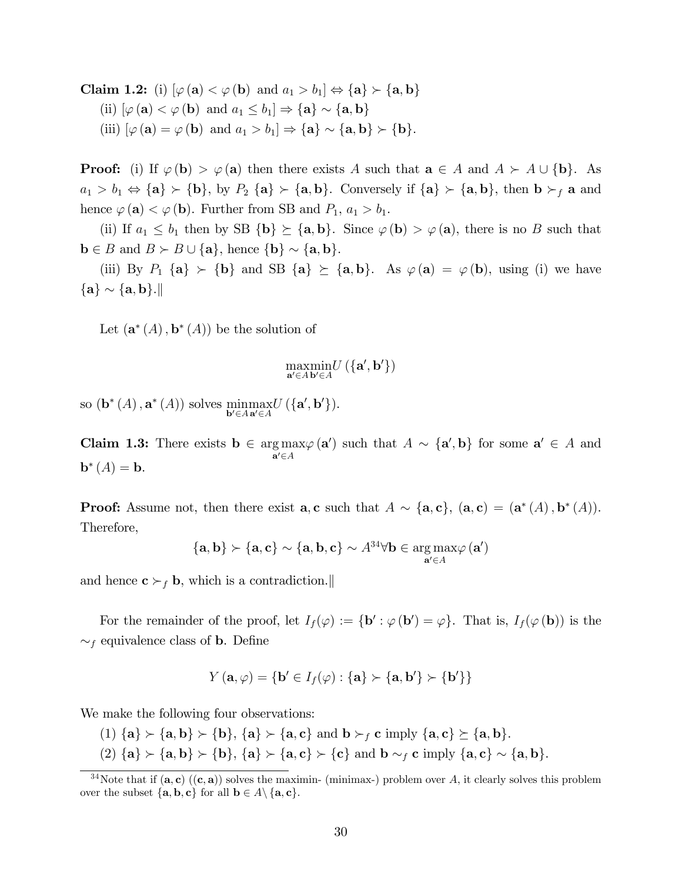**Claim 1.2:** (i) $[\varphi(\mathbf{a}) < \varphi(\mathbf{b})$ and $a_1 > b_1] \Leftrightarrow \{\mathbf{a}\} \succ \{\mathbf{a}, \mathbf{b}\}$

(ii) $[\varphi(\mathbf{a}) < \varphi(\mathbf{b})$ and $a_1 \leq b_1] \Rightarrow \{\mathbf{a}\} \sim \{\mathbf{a}, \mathbf{b}\}$

(iii) $[\varphi(\mathbf{a}) = \varphi(\mathbf{b})$ and $a_1 > b_1] \Rightarrow \{\mathbf{a}\} \sim \{\mathbf{a}, \mathbf{b}\} \succ \{\mathbf{b}\}$.

**Proof:** (i) If $\varphi(\mathbf{b}) > \varphi(\mathbf{a})$ then there exists $A$ such that $\mathbf{a} \in A$ and $A \succ A \cup \{\mathbf{b}\}$. As $a_1 > b_1 \Leftrightarrow \{\mathbf{a}\} \succ \{\mathbf{b}\}$, by $P_2$ $\{\mathbf{a}\} \succ \{\mathbf{a}, \mathbf{b}\}$. Conversely if $\{\mathbf{a}\} \succ \{\mathbf{a}, \mathbf{b}\}$, then $\mathbf{b} \succ_f \mathbf{a}$ and hence $\varphi(\mathbf{a}) < \varphi(\mathbf{b})$. Further from SB and $P_1$, $a_1 > b_1$.

(ii) If $a_1 \leq b_1$ then by SB $\{\mathbf{b}\} \succeq \{\mathbf{a}, \mathbf{b}\}$. Since $\varphi(\mathbf{b}) > \varphi(\mathbf{a})$, there is no $B$ such that $\mathbf{b} \in B$ and $B \succ B \cup \{\mathbf{a}\}$, hence $\{\mathbf{b}\} \sim \{\mathbf{a}, \mathbf{b}\}$.

(iii) By $P_1$ $\{\mathbf{a}\} \succ \{\mathbf{b}\}$ and SB $\{\mathbf{a}\} \succeq \{\mathbf{a}, \mathbf{b}\}$. As $\varphi(\mathbf{a}) = \varphi(\mathbf{b})$, using (i) we have $\{\mathbf{a}\} \sim \{\mathbf{a}, \mathbf{b}\}$.‖

Let $(\mathbf{a}^*(A), \mathbf{b}^*(A))$ be the solution of

$$\max_{\mathbf{a}' \in A} \min_{\mathbf{b}' \in A} U(\{\mathbf{a}', \mathbf{b}'\})$$

so $(\mathbf{b}^*(A), \mathbf{a}^*(A))$ solves $\min_{\mathbf{b}' \in A} \max_{\mathbf{a}' \in A} U(\{\mathbf{a}', \mathbf{b}'\})$.

**Claim 1.3:** There exists $\mathbf{b} \in \arg\max_{\mathbf{a}' \in A} \varphi(\mathbf{a}')$ such that $A \sim \{\mathbf{a}', \mathbf{b}\}$ for some $\mathbf{a}' \in A$ and $\mathbf{b}^*(A) = \mathbf{b}$.

**Proof:** Assume not, then there exist $\mathbf{a}, \mathbf{c}$ such that $A \sim \{\mathbf{a}, \mathbf{c}\}$, $(\mathbf{a}, \mathbf{c}) = (\mathbf{a}^*(A), \mathbf{b}^*(A))$. Therefore,

$$\{\mathbf{a}, \mathbf{b}\} \succ \{\mathbf{a}, \mathbf{c}\} \sim \{\mathbf{a}, \mathbf{b}, \mathbf{c}\} \sim A^{34} \forall \mathbf{b} \in \arg\max_{\mathbf{a}' \in A} \varphi(\mathbf{a}')$$

and hence $\mathbf{c} \succ_f \mathbf{b}$, which is a contradiction.‖

For the remainder of the proof, let $I_f(\varphi) := \{\mathbf{b}' : \varphi(\mathbf{b}') = \varphi\}$. That is, $I_f(\varphi(\mathbf{b}))$ is the $\sim_f$ equivalence class of $\mathbf{b}$. Define

$$Y(\mathbf{a}, \varphi) = \{\mathbf{b}' \in I_f(\varphi) : \{\mathbf{a}\} \succ \{\mathbf{a}, \mathbf{b}'\} \succ \{\mathbf{b}'\}\}$$

We make the following four observations:

(1) $\{\mathbf{a}\} \succ \{\mathbf{a}, \mathbf{b}\} \succ \{\mathbf{b}\}$, $\{\mathbf{a}\} \succ \{\mathbf{a}, \mathbf{c}\}$ and $\mathbf{b} \succ_f \mathbf{c}$ imply $\{\mathbf{a}, \mathbf{c}\} \succeq \{\mathbf{a}, \mathbf{b}\}$.

(2) $\{\mathbf{a}\} \succ \{\mathbf{a}, \mathbf{b}\} \succ \{\mathbf{b}\}$, $\{\mathbf{a}\} \succ \{\mathbf{a}, \mathbf{c}\} \succ \{\mathbf{c}\}$ and $\mathbf{b} \sim_f \mathbf{c}$ imply $\{\mathbf{a}, \mathbf{c}\} \sim \{\mathbf{a}, \mathbf{b}\}$.

[34] Note that if $(\mathbf{a}, \mathbf{c})$ $((\mathbf{c}, \mathbf{a}))$ solves the maximin- (minimax-) problem over $A$, it clearly solves this problem over the subset $\{\mathbf{a}, \mathbf{b}, \mathbf{c}\}$ for all $\mathbf{b} \in A \setminus \{\mathbf{a}, \mathbf{c}\}$.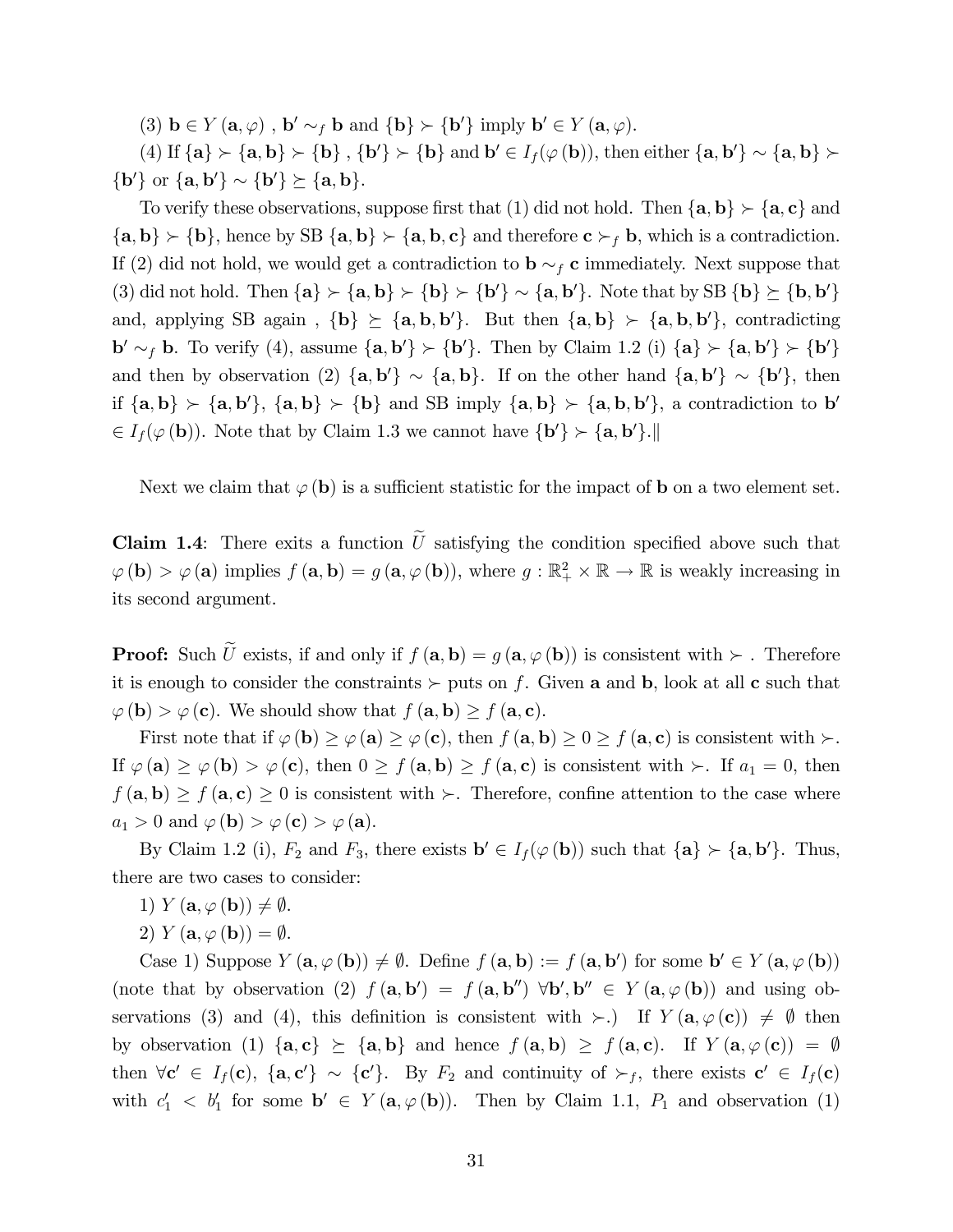(3) $\mathbf{b} \in Y(\mathbf{a}, \varphi)$ , $\mathbf{b}' \sim_f \mathbf{b}$ and $\{\mathbf{b}\} \succ \{\mathbf{b}'\}$ imply $\mathbf{b}' \in Y(\mathbf{a}, \varphi)$.

(4) If $\{\mathbf{a}\} \succ \{\mathbf{a}, \mathbf{b}\} \succ \{\mathbf{b}\}$ , $\{\mathbf{b}'\} \succ \{\mathbf{b}\}$ and $\mathbf{b}' \in I_f(\varphi(\mathbf{b}))$, then either $\{\mathbf{a}, \mathbf{b}'\} \sim \{\mathbf{a}, \mathbf{b}\} \succ \{\mathbf{b}'\}$ or $\{\mathbf{a}, \mathbf{b}'\} \sim \{\mathbf{b}'\} \succeq \{\mathbf{a}, \mathbf{b}\}$.

To verify these observations, suppose first that (1) did not hold. Then $\{\mathbf{a}, \mathbf{b}\} \succ \{\mathbf{a}, \mathbf{c}\}$ and $\{\mathbf{a}, \mathbf{b}\} \succ \{\mathbf{b}\}$, hence by SB $\{\mathbf{a}, \mathbf{b}\} \succ \{\mathbf{a}, \mathbf{b}, \mathbf{c}\}$ and therefore $\mathbf{c} \succ_f \mathbf{b}$, which is a contradiction. If (2) did not hold, we would get a contradiction to $\mathbf{b} \sim_f \mathbf{c}$ immediately. Next suppose that (3) did not hold. Then $\{\mathbf{a}\} \succ \{\mathbf{a}, \mathbf{b}\} \succ \{\mathbf{b}\} \succ \{\mathbf{b}'\} \sim \{\mathbf{a}, \mathbf{b}'\}$. Note that by SB $\{\mathbf{b}\} \succeq \{\mathbf{b}, \mathbf{b}'\}$ and, applying SB again , $\{\mathbf{b}\} \succeq \{\mathbf{a}, \mathbf{b}, \mathbf{b}'\}$. But then $\{\mathbf{a}, \mathbf{b}\} \succ \{\mathbf{a}, \mathbf{b}, \mathbf{b}'\}$, contradicting $\mathbf{b}' \sim_f \mathbf{b}$. To verify (4), assume $\{\mathbf{a}, \mathbf{b}'\} \succ \{\mathbf{b}'\}$. Then by Claim 1.2 (i) $\{\mathbf{a}\} \succ \{\mathbf{a}, \mathbf{b}'\} \succ \{\mathbf{b}'\}$ and then by observation (2) $\{\mathbf{a}, \mathbf{b}'\} \sim \{\mathbf{a}, \mathbf{b}\}$. If on the other hand $\{\mathbf{a}, \mathbf{b}'\} \sim \{\mathbf{b}'\}$, then if $\{\mathbf{a}, \mathbf{b}\} \succ \{\mathbf{a}, \mathbf{b}'\}$, $\{\mathbf{a}, \mathbf{b}\} \succ \{\mathbf{b}\}$ and SB imply $\{\mathbf{a}, \mathbf{b}\} \succ \{\mathbf{a}, \mathbf{b}, \mathbf{b}'\}$, a contradiction to $\mathbf{b}' \in I_f(\varphi(\mathbf{b}))$. Note that by Claim 1.3 we cannot have $\{\mathbf{b}'\} \succ \{\mathbf{a}, \mathbf{b}'\}$.‖

Next we claim that $\varphi(\mathbf{b})$ is a sufficient statistic for the impact of $\mathbf{b}$ on a two element set.

**Claim 1.4**: There exits a function $\widetilde{U}$ satisfying the condition specified above such that $\varphi(\mathbf{b}) > \varphi(\mathbf{a})$ implies $f(\mathbf{a}, \mathbf{b}) = g(\mathbf{a}, \varphi(\mathbf{b}))$, where $g : \mathbb{R}^2_+ \times \mathbb{R} \to \mathbb{R}$ is weakly increasing in its second argument.

**Proof:** Such $\widetilde{U}$ exists, if and only if $f(\mathbf{a}, \mathbf{b}) = g(\mathbf{a}, \varphi(\mathbf{b}))$ is consistent with $\succ$ . Therefore it is enough to consider the constraints $\succ$ puts on $f$. Given $\mathbf{a}$ and $\mathbf{b}$, look at all $\mathbf{c}$ such that $\varphi(\mathbf{b}) > \varphi(\mathbf{c})$. We should show that $f(\mathbf{a}, \mathbf{b}) \geq f(\mathbf{a}, \mathbf{c})$.

First note that if $\varphi(\mathbf{b}) \geq \varphi(\mathbf{a}) \geq \varphi(\mathbf{c})$, then $f(\mathbf{a}, \mathbf{b}) \geq 0 \geq f(\mathbf{a}, \mathbf{c})$ is consistent with $\succ$. If $\varphi(\mathbf{a}) \geq \varphi(\mathbf{b}) > \varphi(\mathbf{c})$, then $0 \geq f(\mathbf{a}, \mathbf{b}) \geq f(\mathbf{a}, \mathbf{c})$ is consistent with $\succ$. If $a_1 = 0$, then $f(\mathbf{a}, \mathbf{b}) \geq f(\mathbf{a}, \mathbf{c}) \geq 0$ is consistent with $\succ$. Therefore, confine attention to the case where $a_1 > 0$ and $\varphi(\mathbf{b}) > \varphi(\mathbf{c}) > \varphi(\mathbf{a})$.

By Claim 1.2 (i), $F_2$ and $F_3$, there exists $\mathbf{b}' \in I_f(\varphi(\mathbf{b}))$ such that $\{\mathbf{a}\} \succ \{\mathbf{a}, \mathbf{b}'\}$. Thus, there are two cases to consider:

1) $Y(\mathbf{a}, \varphi(\mathbf{b})) \neq \emptyset$.

2) $Y(\mathbf{a}, \varphi(\mathbf{b})) = \emptyset$.

Case 1) Suppose $Y(\mathbf{a}, \varphi(\mathbf{b})) \neq \emptyset$. Define $f(\mathbf{a}, \mathbf{b}) := f(\mathbf{a}, \mathbf{b}')$ for some $\mathbf{b}' \in Y(\mathbf{a}, \varphi(\mathbf{b}))$ (note that by observation (2) $f(\mathbf{a}, \mathbf{b}') = f(\mathbf{a}, \mathbf{b}'')$ $\forall \mathbf{b}', \mathbf{b}'' \in Y(\mathbf{a}, \varphi(\mathbf{b}))$ and using observations (3) and (4), this definition is consistent with $\succ$.) If $Y(\mathbf{a}, \varphi(\mathbf{c})) \neq \emptyset$ then by observation (1) $\{\mathbf{a}, \mathbf{c}\} \succeq \{\mathbf{a}, \mathbf{b}\}$ and hence $f(\mathbf{a}, \mathbf{b}) \geq f(\mathbf{a}, \mathbf{c})$. If $Y(\mathbf{a}, \varphi(\mathbf{c})) = \emptyset$ then $\forall \mathbf{c}' \in I_f(\mathbf{c})$, $\{\mathbf{a}, \mathbf{c}'\} \sim \{\mathbf{c}'\}$. By $F_2$ and continuity of $\succ_f$, there exists $\mathbf{c}' \in I_f(\mathbf{c})$ with $c_1' < b_1'$ for some $\mathbf{b}' \in Y(\mathbf{a}, \varphi(\mathbf{b}))$. Then by Claim 1.1, $P_1$ and observation (1)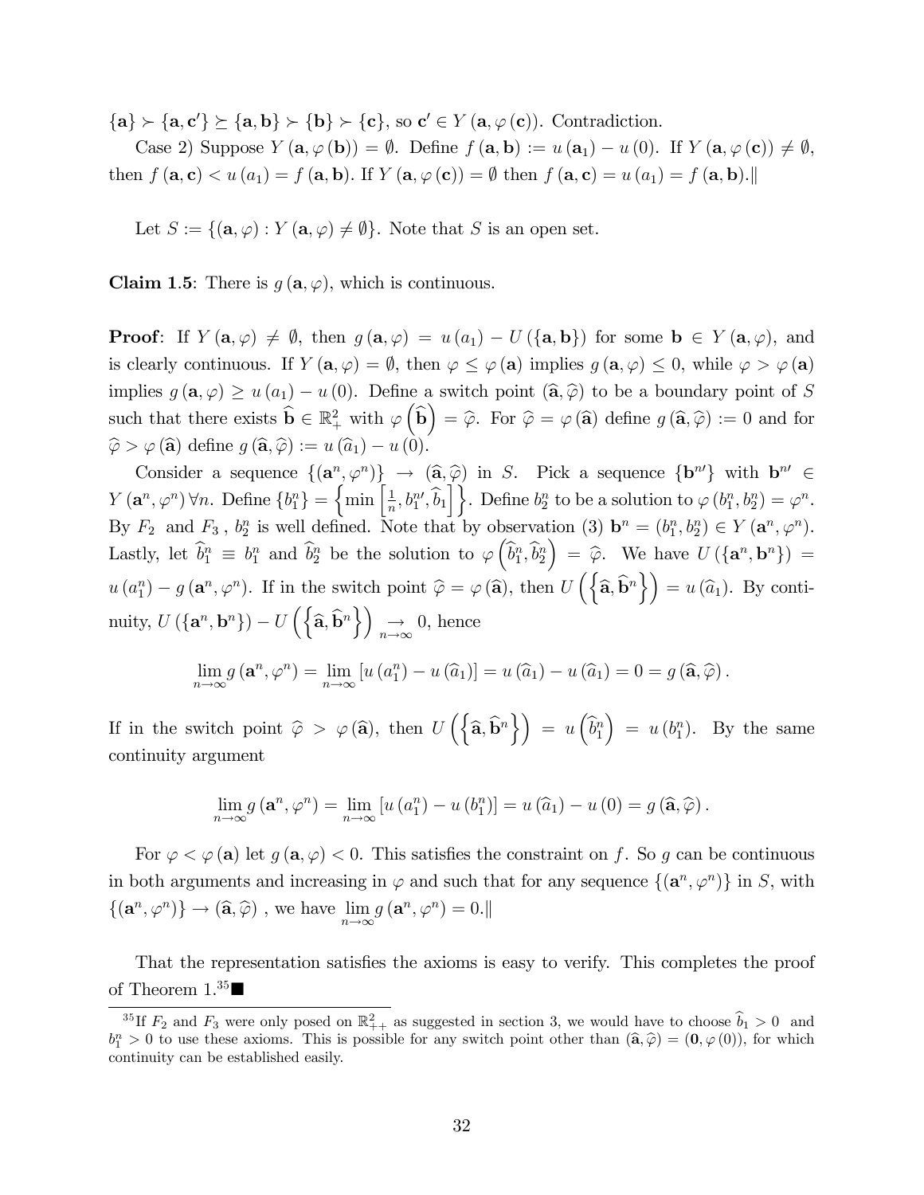$\{\mathbf{a}\} \succ \{\mathbf{a}, \mathbf{c}'\} \succeq \{\mathbf{a}, \mathbf{b}\} \succ \{\mathbf{b}\} \succ \{\mathbf{c}\}$, so $\mathbf{c}' \in Y(\mathbf{a}, \varphi(\mathbf{c}))$. Contradiction.

Case 2) Suppose $Y(\mathbf{a}, \varphi(\mathbf{b})) = \emptyset$. Define $f(\mathbf{a}, \mathbf{b}) := u(\mathbf{a}_1) - u(0)$. If $Y(\mathbf{a}, \varphi(\mathbf{c})) \neq \emptyset$, then $f(\mathbf{a}, \mathbf{c}) < u(a_1) = f(\mathbf{a}, \mathbf{b})$. If $Y(\mathbf{a}, \varphi(\mathbf{c})) = \emptyset$ then $f(\mathbf{a}, \mathbf{c}) = u(a_1) = f(\mathbf{a}, \mathbf{b})$.$\|$

Let $S := \{(\mathbf{a}, \varphi) : Y(\mathbf{a}, \varphi) \neq \emptyset\}$. Note that $S$ is an open set.

**Claim 1.5**: There is $g(\mathbf{a}, \varphi)$, which is continuous.

**Proof**: If $Y(\mathbf{a}, \varphi) \neq \emptyset$, then $g(\mathbf{a}, \varphi) = u(a_1) - U(\{\mathbf{a}, \mathbf{b}\})$ for some $\mathbf{b} \in Y(\mathbf{a}, \varphi)$, and is clearly continuous. If $Y(\mathbf{a}, \varphi) = \emptyset$, then $\varphi \leq \varphi(\mathbf{a})$ implies $g(\mathbf{a}, \varphi) \leq 0$, while $\varphi > \varphi(\mathbf{a})$ implies $g(\mathbf{a}, \varphi) \geq u(a_1) - u(0)$. Define a switch point $(\widehat{\mathbf{a}}, \widehat{\varphi})$ to be a boundary point of $S$ such that there exists $\widehat{\mathbf{b}} \in \mathbb{R}^2_+$ with $\varphi\left(\widehat{\mathbf{b}}\right) = \widehat{\varphi}$. For $\widehat{\varphi} = \varphi(\widehat{\mathbf{a}})$ define $g(\widehat{\mathbf{a}}, \widehat{\varphi}) := 0$ and for $\widehat{\varphi} > \varphi(\widehat{\mathbf{a}})$ define $g(\widehat{\mathbf{a}}, \widehat{\varphi}) := u(\widehat{a}_1) - u(0)$.

Consider a sequence $\{(\mathbf{a}^n, \varphi^n)\} \to (\widehat{\mathbf{a}}, \widehat{\varphi})$ in $S$. Pick a sequence $\{\mathbf{b}^{n\prime}\}$ with $\mathbf{b}^{n\prime} \in Y(\mathbf{a}^n, \varphi^n)\, \forall n$. Define $\{b_1^n\} = \left\{\min\left[\frac{1}{n}, b_1^{n\prime}, \widehat{b}_1\right]\right\}$. Define $b_2^n$ to be a solution to $\varphi(b_1^n, b_2^n) = \varphi^n$. By $F_2$ and $F_3$, $b_2^n$ is well defined. Note that by observation (3) $\mathbf{b}^n = (b_1^n, b_2^n) \in Y(\mathbf{a}^n, \varphi^n)$. Lastly, let $\widehat{b}_1^n \equiv b_1^n$ and $\widehat{b}_2^n$ be the solution to $\varphi\left(\widehat{b}_1^n, \widehat{b}_2^n\right) = \widehat{\varphi}$. We have $U(\{\mathbf{a}^n, \mathbf{b}^n\}) = u(a_1^n) - g(\mathbf{a}^n, \varphi^n)$. If in the switch point $\widehat{\varphi} = \varphi(\widehat{\mathbf{a}})$, then $U\left(\left\{\widehat{\mathbf{a}}, \widehat{\mathbf{b}}^n\right\}\right) = u(\widehat{a}_1)$. By continuity, $U(\{\mathbf{a}^n, \mathbf{b}^n\}) - U\left(\left\{\widehat{\mathbf{a}}, \widehat{\mathbf{b}}^n\right\}\right) \underset{n \to \infty}{\to} 0$, hence

$$\lim_{n \to \infty} g(\mathbf{a}^n, \varphi^n) = \lim_{n \to \infty} [u(a_1^n) - u(\widehat{a}_1)] = u(\widehat{a}_1) - u(\widehat{a}_1) = 0 = g(\widehat{\mathbf{a}}, \widehat{\varphi}).$$

If in the switch point $\widehat{\varphi} > \varphi(\widehat{\mathbf{a}})$, then $U\left(\left\{\widehat{\mathbf{a}}, \widehat{\mathbf{b}}^n\right\}\right) = u\left(\widehat{b}_1^n\right) = u(b_1^n)$. By the same continuity argument

$$\lim_{n \to \infty} g(\mathbf{a}^n, \varphi^n) = \lim_{n \to \infty} [u(a_1^n) - u(b_1^n)] = u(\widehat{a}_1) - u(0) = g(\widehat{\mathbf{a}}, \widehat{\varphi}).$$

For $\varphi < \varphi(\mathbf{a})$ let $g(\mathbf{a}, \varphi) < 0$. This satisfies the constraint on $f$. So $g$ can be continuous in both arguments and increasing in $\varphi$ and such that for any sequence $\{(\mathbf{a}^n, \varphi^n)\}$ in $S$, with $\{(\mathbf{a}^n, \varphi^n)\} \to (\widehat{\mathbf{a}}, \widehat{\varphi})$, we have $\lim_{n \to \infty} g(\mathbf{a}^n, \varphi^n) = 0$.$\|$

That the representation satisfies the axioms is easy to verify. This completes the proof of Theorem 1.[35]■

[35] If $F_2$ and $F_3$ were only posed on $\mathbb{R}^2_{++}$ as suggested in section 3, we would have to choose $\widehat{b}_1 > 0$ and $b_1^n > 0$ to use these axioms. This is possible for any switch point other than $(\widehat{\mathbf{a}}, \widehat{\varphi}) = (\mathbf{0}, \varphi(0))$, for which continuity can be established easily.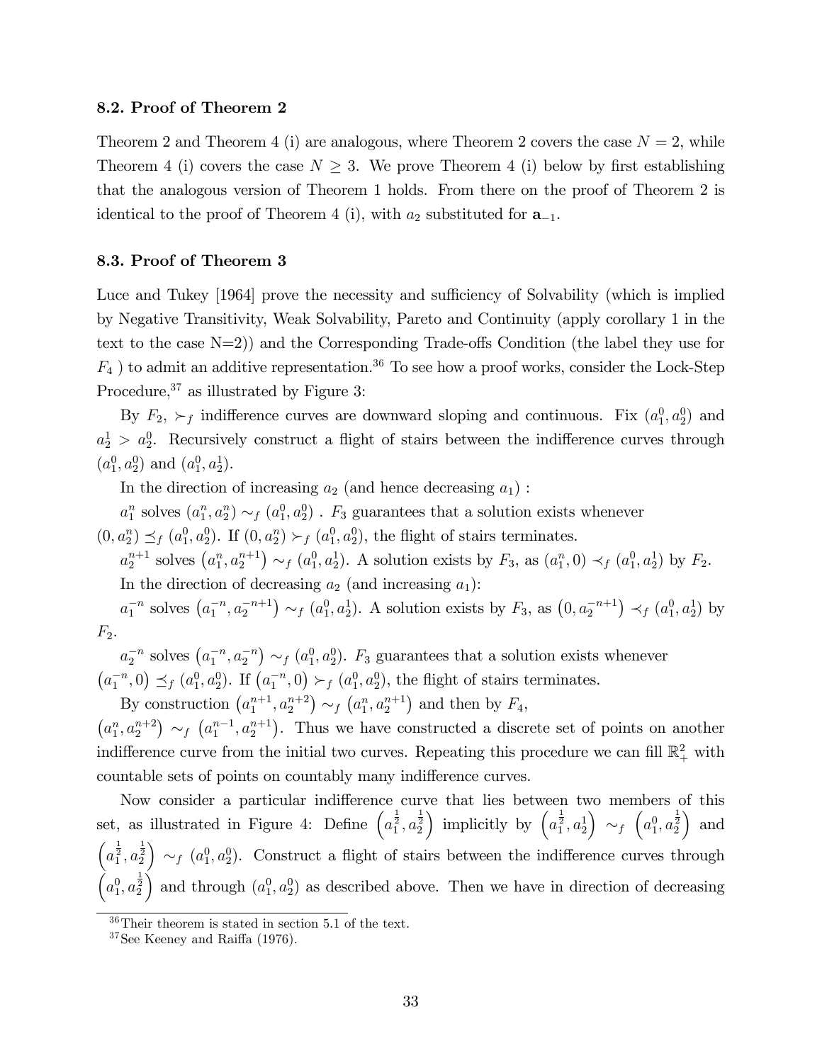### 8.2. Proof of Theorem 2

Theorem 2 and Theorem 4 (i) are analogous, where Theorem 2 covers the case $N = 2$, while Theorem 4 (i) covers the case $N \geq 3$. We prove Theorem 4 (i) below by first establishing that the analogous version of Theorem 1 holds. From there on the proof of Theorem 2 is identical to the proof of Theorem 4 (i), with $a_2$ substituted for $\mathbf{a}_{-1}$.

### 8.3. Proof of Theorem 3

Luce and Tukey [1964] prove the necessity and sufficiency of Solvability (which is implied by Negative Transitivity, Weak Solvability, Pareto and Continuity (apply corollary 1 in the text to the case N=2)) and the Corresponding Trade-offs Condition (the label they use for $F_4$ ) to admit an additive representation.[36] To see how a proof works, consider the Lock-Step Procedure,[37] as illustrated by Figure 3:

By $F_2$, $\succ_f$ indifference curves are downward sloping and continuous. Fix $(a_1^0, a_2^0)$ and $a_2^1 > a_2^0$. Recursively construct a flight of stairs between the indifference curves through $(a_1^0, a_2^0)$ and $(a_1^0, a_2^1)$.

In the direction of increasing $a_2$ (and hence decreasing $a_1$) :

$a_1^n$ solves $(a_1^n, a_2^n) \sim_f (a_1^0, a_2^0)$ . $F_3$ guarantees that a solution exists whenever $(0, a_2^n) \preceq_f (a_1^0, a_2^0)$. If $(0, a_2^n) \succ_f (a_1^0, a_2^0)$, the flight of stairs terminates.

$a_2^{n+1}$ solves $\left(a_1^n, a_2^{n+1}\right) \sim_f (a_1^0, a_2^1)$. A solution exists by $F_3$, as $(a_1^n, 0) \prec_f (a_1^0, a_2^1)$ by $F_2$.

In the direction of decreasing $a_2$ (and increasing $a_1$):

$a_1^{-n}$ solves $\left(a_1^{-n}, a_2^{-n+1}\right) \sim_f (a_1^0, a_2^1)$. A solution exists by $F_3$, as $\left(0, a_2^{-n+1}\right) \prec_f (a_1^0, a_2^1)$ by $F_2$.

$a_2^{-n}$ solves $\left(a_1^{-n}, a_2^{-n}\right) \sim_f (a_1^0, a_2^0)$. $F_3$ guarantees that a solution exists whenever $\left(a_1^{-n}, 0\right) \preceq_f (a_1^0, a_2^0)$. If $\left(a_1^{-n}, 0\right) \succ_f (a_1^0, a_2^0)$, the flight of stairs terminates.

By construction $\left(a_1^{n+1}, a_2^{n+2}\right) \sim_f \left(a_1^n, a_2^{n+1}\right)$ and then by $F_4$, $\left(a_1^n, a_2^{n+2}\right) \sim_f \left(a_1^{n-1}, a_2^{n+1}\right)$. Thus we have constructed a discrete set of points on another indifference curve from the initial two curves. Repeating this procedure we can fill $\mathbb{R}_+^2$ with countable sets of points on countably many indifference curves.

Now consider a particular indifference curve that lies between two members of this set, as illustrated in Figure 4: Define $\left(a_1^{\frac{1}{2}}, a_2^{\frac{1}{2}}\right)$ implicitly by $\left(a_1^{\frac{1}{2}}, a_2^1\right) \sim_f \left(a_1^0, a_2^{\frac{1}{2}}\right)$ and $\left(a_1^{\frac{1}{2}}, a_2^{\frac{1}{2}}\right) \sim_f (a_1^0, a_2^0)$. Construct a flight of stairs between the indifference curves through $\left(a_1^0, a_2^{\frac{1}{2}}\right)$ and through $(a_1^0, a_2^0)$ as described above. Then we have in direction of decreasing

[36] Their theorem is stated in section 5.1 of the text.

[37] See Keeney and Raiffa (1976).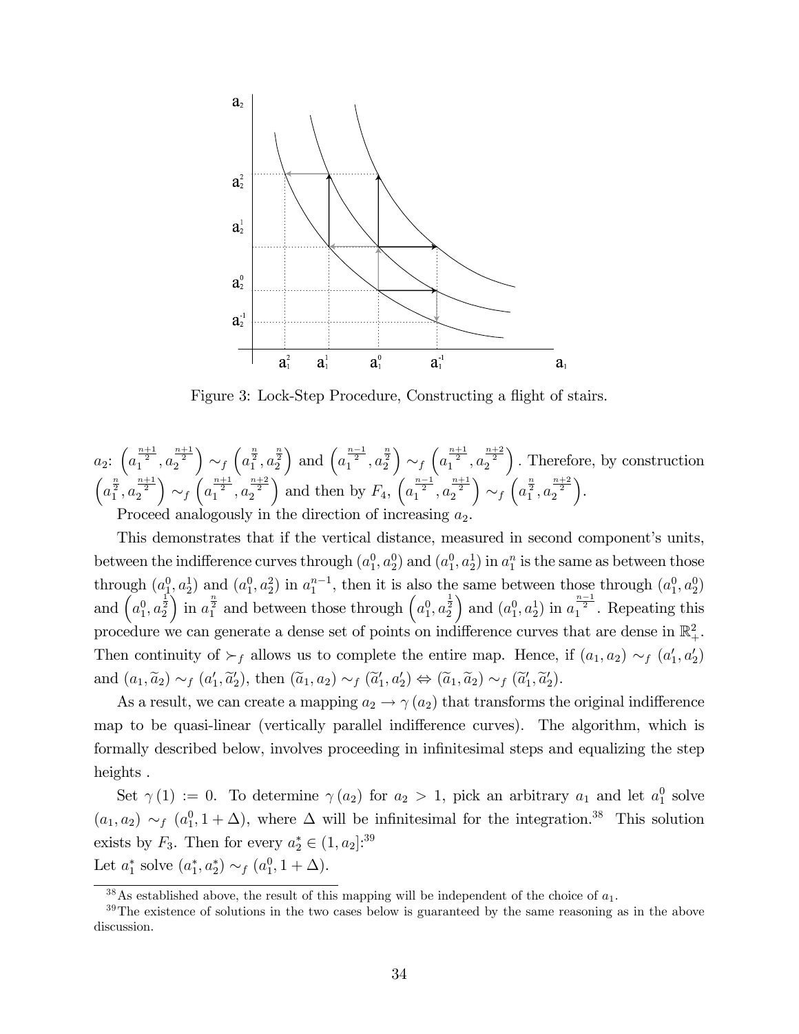Figure 3: Lock-Step Procedure, Constructing a flight of stairs.

$a_2$: $\left(a_1^{\frac{n+1}{2}}, a_2^{\frac{n+1}{2}}\right) \sim_f \left(a_1^{\frac{n}{2}}, a_2^{\frac{n}{2}}\right)$ and $\left(a_1^{\frac{n-1}{2}}, a_2^{\frac{n}{2}}\right) \sim_f \left(a_1^{\frac{n+1}{2}}, a_2^{\frac{n+2}{2}}\right)$. Therefore, by construction $\left(a_1^{\frac{n}{2}}, a_2^{\frac{n+1}{2}}\right) \sim_f \left(a_1^{\frac{n+1}{2}}, a_2^{\frac{n+2}{2}}\right)$ and then by $F_4$, $\left(a_1^{\frac{n-1}{2}}, a_2^{\frac{n+1}{2}}\right) \sim_f \left(a_1^{\frac{n}{2}}, a_2^{\frac{n+2}{2}}\right)$.

Proceed analogously in the direction of increasing $a_2$.

This demonstrates that if the vertical distance, measured in second component's units, between the indifference curves through $(a_1^0, a_2^0)$ and $(a_1^0, a_2^1)$ in $a_1^n$ is the same as between those through $(a_1^0, a_2^1)$ and $(a_1^0, a_2^2)$ in $a_1^{n-1}$, then it is also the same between those through $(a_1^0, a_2^0)$ and $\left(a_1^0, a_2^{\frac{1}{2}}\right)$ in $a_1^{\frac{n}{2}}$ and between those through $\left(a_1^0, a_2^{\frac{1}{2}}\right)$ and $(a_1^0, a_2^1)$ in $a_1^{\frac{n-1}{2}}$. Repeating this procedure we can generate a dense set of points on indifference curves that are dense in $\mathbb{R}_+^2$. Then continuity of $\succ_f$ allows us to complete the entire map. Hence, if $(a_1, a_2) \sim_f (a_1', a_2')$ and $(a_1, \widetilde{a}_2) \sim_f (a_1', \widetilde{a}_2')$, then $(\widetilde{a}_1, a_2) \sim_f (\widetilde{a}_1', a_2') \Leftrightarrow (\widetilde{a}_1, \widetilde{a}_2) \sim_f (\widetilde{a}_1', \widetilde{a}_2')$.

As a result, we can create a mapping $a_2 \to \gamma(a_2)$ that transforms the original indifference map to be quasi-linear (vertically parallel indifference curves). The algorithm, which is formally described below, involves proceeding in infinitesimal steps and equalizing the step heights .

Set $\gamma(1) := 0$. To determine $\gamma(a_2)$ for $a_2 > 1$, pick an arbitrary $a_1$ and let $a_1^0$ solve $(a_1, a_2) \sim_f (a_1^0, 1 + \Delta)$, where $\Delta$ will be infinitesimal for the integration.[38] This solution exists by $F_3$. Then for every $a_2^* \in (1, a_2]$:[39]

Let $a_1^*$ solve $(a_1^*, a_2^*) \sim_f (a_1^0, 1 + \Delta)$.

[38] As established above, the result of this mapping will be independent of the choice of $a_1$.

[39] The existence of solutions in the two cases below is guaranteed by the same reasoning as in the above discussion.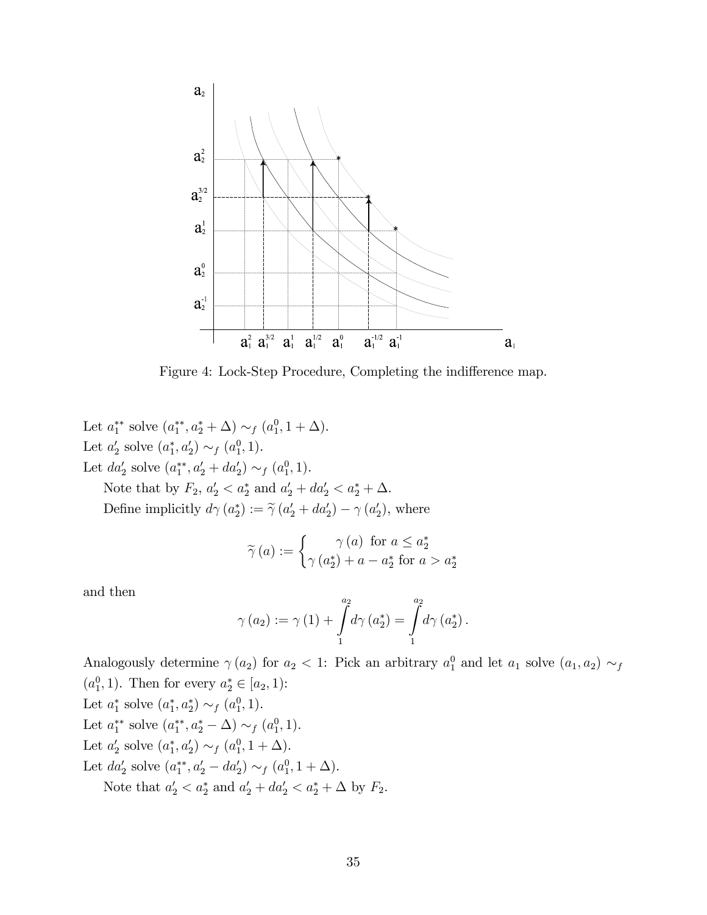Figure 4: Lock-Step Procedure, Completing the indifference map.

Let $a_1^{**}$ solve $(a_1^{**}, a_2^* + \Delta) \sim_f (a_1^0, 1 + \Delta)$.
Let $a_2'$ solve $(a_1^*, a_2') \sim_f (a_1^0, 1)$.
Let $da_2'$ solve $(a_1^{**}, a_2' + da_2') \sim_f (a_1^0, 1)$.

Note that by $F_2$, $a_2' < a_2^*$ and $a_2' + da_2' < a_2^* + \Delta$.

Define implicitly $d\gamma(a_2^*) := \widetilde{\gamma}(a_2' + da_2') - \gamma(a_2')$, where

$$\widetilde{\gamma}(a) := \begin{cases} \gamma(a) \text{ for } a \leq a_2^* \\ \gamma(a_2^*) + a - a_2^* \text{ for } a > a_2^* \end{cases}$$

and then

$$\gamma(a_2) := \gamma(1) + \int_1^{a_2} d\gamma(a_2^*) = \int_1^{a_2} d\gamma(a_2^*).$$

Analogously determine $\gamma(a_2)$ for $a_2 < 1$: Pick an arbitrary $a_1^0$ and let $a_1$ solve $(a_1, a_2) \sim_f (a_1^0, 1)$. Then for every $a_2^* \in [a_2, 1)$:
Let $a_1^*$ solve $(a_1^*, a_2^*) \sim_f (a_1^0, 1)$.
Let $a_1^{**}$ solve $(a_1^{**}, a_2^* - \Delta) \sim_f (a_1^0, 1)$.
Let $a_2'$ solve $(a_1^*, a_2') \sim_f (a_1^0, 1 + \Delta)$.
Let $da_2'$ solve $(a_1^{**}, a_2' - da_2') \sim_f (a_1^0, 1 + \Delta)$.

Note that $a_2' < a_2^*$ and $a_2' + da_2' < a_2^* + \Delta$ by $F_2$.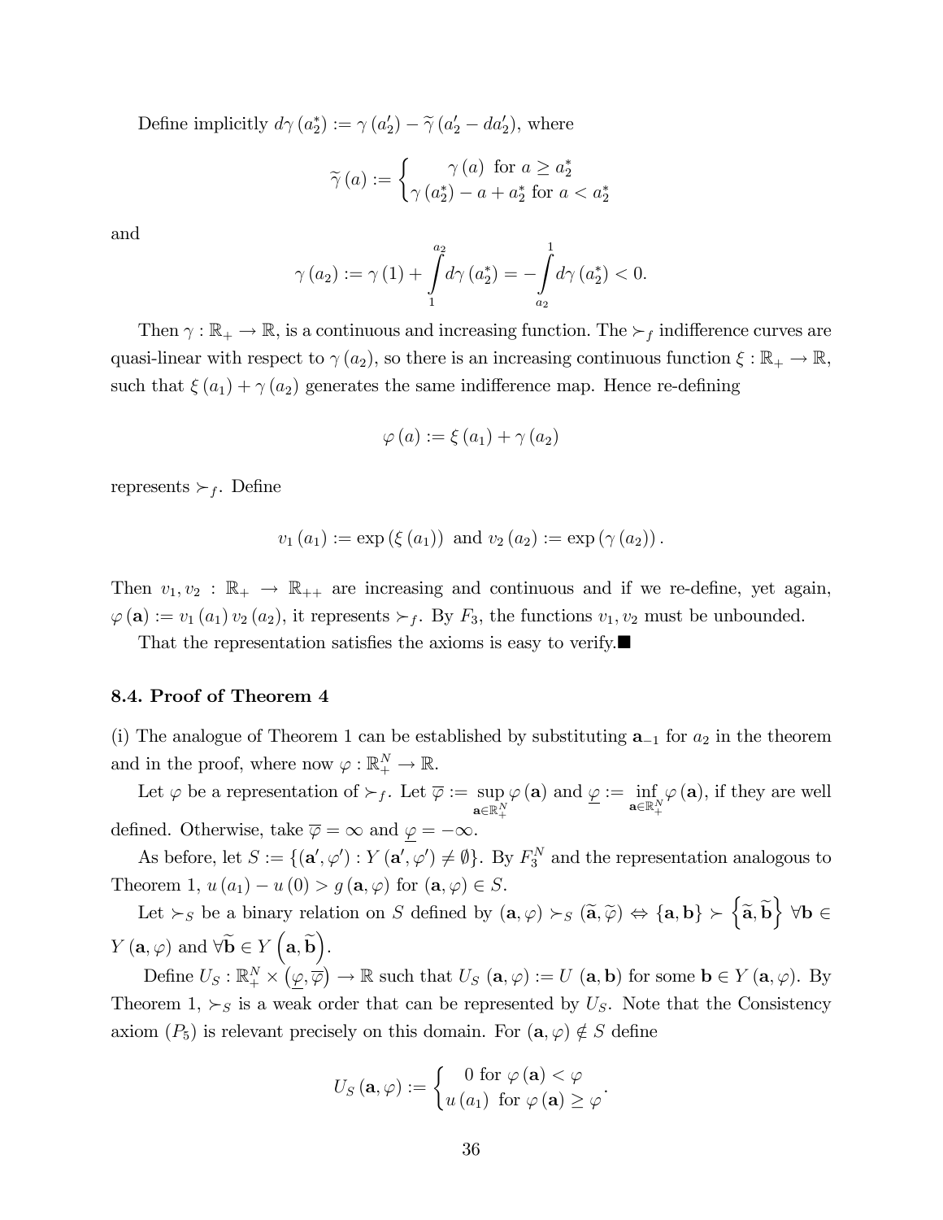Define implicitly $d\gamma(a_2^*) := \gamma(a_2') - \widetilde{\gamma}(a_2' - da_2')$, where

$$\widetilde{\gamma}(a) := \begin{cases} \gamma(a) \text{ for } a \geq a_2^* \\ \gamma(a_2^*) - a + a_2^* \text{ for } a < a_2^* \end{cases}$$

and

$$\gamma(a_2) := \gamma(1) + \int_1^{a_2} d\gamma(a_2^*) = -\int_{a_2}^{1} d\gamma(a_2^*) < 0.$$

Then $\gamma : \mathbb{R}_+ \to \mathbb{R}$, is a continuous and increasing function. The $\succ_f$ indifference curves are quasi-linear with respect to $\gamma(a_2)$, so there is an increasing continuous function $\xi : \mathbb{R}_+ \to \mathbb{R}$, such that $\xi(a_1) + \gamma(a_2)$ generates the same indifference map. Hence re-defining

$$\varphi(a) := \xi(a_1) + \gamma(a_2)$$

represents $\succ_f$. Define

$$v_1(a_1) := \exp(\xi(a_1)) \text{ and } v_2(a_2) := \exp(\gamma(a_2)).$$

Then $v_1, v_2 : \mathbb{R}_+ \to \mathbb{R}_{++}$ are increasing and continuous and if we re-define, yet again, $\varphi(\mathbf{a}) := v_1(a_1) v_2(a_2)$, it represents $\succ_f$. By $F_3$, the functions $v_1, v_2$ must be unbounded.

That the representation satisfies the axioms is easy to verify.■

### 8.4. Proof of Theorem 4

(i) The analogue of Theorem 1 can be established by substituting $\mathbf{a}_{-1}$ for $a_2$ in the theorem and in the proof, where now $\varphi : \mathbb{R}_+^N \to \mathbb{R}$.

Let $\varphi$ be a representation of $\succ_f$. Let $\overline{\varphi} := \sup_{\mathbf{a} \in \mathbb{R}_+^N} \varphi(\mathbf{a})$ and $\underline{\varphi} := \inf_{\mathbf{a} \in \mathbb{R}_+^N} \varphi(\mathbf{a})$, if they are well defined. Otherwise, take $\overline{\varphi} = \infty$ and $\underline{\varphi} = -\infty$.

As before, let $S := \{(\mathbf{a}', \varphi') : Y(\mathbf{a}', \varphi') \neq \emptyset\}$. By $F_3^N$ and the representation analogous to Theorem 1, $u(a_1) - u(0) > g(\mathbf{a}, \varphi)$ for $(\mathbf{a}, \varphi) \in S$.

Let $\succ_S$ be a binary relation on $S$ defined by $(\mathbf{a}, \varphi) \succ_S (\widetilde{\mathbf{a}}, \widetilde{\varphi}) \Leftrightarrow \{\mathbf{a}, \mathbf{b}\} \succ \left\{\widetilde{\mathbf{a}}, \widetilde{\mathbf{b}}\right\}$ $\forall \mathbf{b} \in Y(\mathbf{a}, \varphi)$ and $\forall \widetilde{\mathbf{b}} \in Y\left(\mathbf{a}, \widetilde{\mathbf{b}}\right)$.

Define $U_S : \mathbb{R}_+^N \times (\underline{\varphi}, \overline{\varphi}) \to \mathbb{R}$ such that $U_S(\mathbf{a}, \varphi) := U(\mathbf{a}, \mathbf{b})$ for some $\mathbf{b} \in Y(\mathbf{a}, \varphi)$. By Theorem 1, $\succ_S$ is a weak order that can be represented by $U_S$. Note that the Consistency axiom ($P_5$) is relevant precisely on this domain. For $(\mathbf{a}, \varphi) \notin S$ define

$$U_S(\mathbf{a}, \varphi) := \begin{cases} 0 \text{ for } \varphi(\mathbf{a}) < \varphi \\ u(a_1) \text{ for } \varphi(\mathbf{a}) \geq \varphi \end{cases}.$$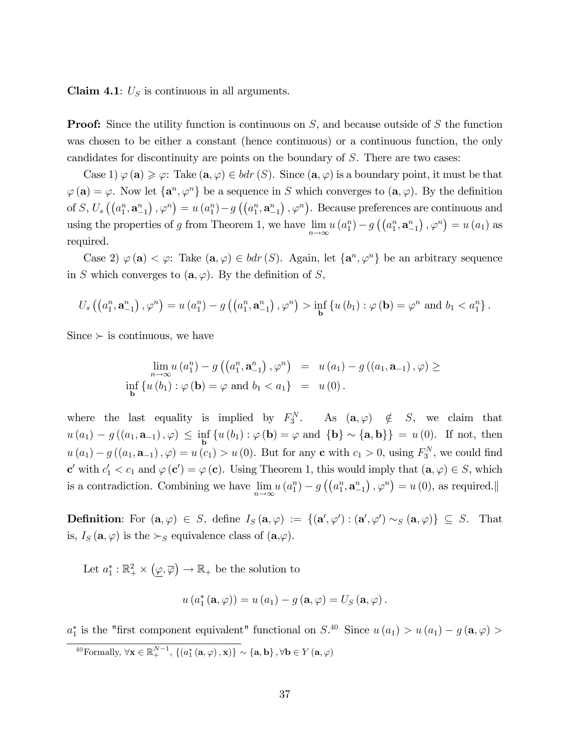**Claim 4.1**: $U_S$ is continuous in all arguments.

**Proof:** Since the utility function is continuous on $S$, and because outside of $S$ the function was chosen to be either a constant (hence continuous) or a continuous function, the only candidates for discontinuity are points on the boundary of $S$. There are two cases:

Case 1) $\varphi(\mathbf{a}) \geqslant \varphi$: Take $(\mathbf{a}, \varphi) \in bdr(S)$. Since $(\mathbf{a}, \varphi)$ is a boundary point, it must be that $\varphi(\mathbf{a}) = \varphi$. Now let $\{\mathbf{a}^n, \varphi^n\}$ be a sequence in $S$ which converges to $(\mathbf{a}, \varphi)$. By the definition of $S$, $U_S\left(\left(a_1^n, \mathbf{a}_{-1}^n\right), \varphi^n\right) = u(a_1^n) - g\left(\left(a_1^n, \mathbf{a}_{-1}^n\right), \varphi^n\right)$. Because preferences are continuous and using the properties of $g$ from Theorem 1, we have $\lim_{n\to\infty} u(a_1^n) - g\left(\left(a_1^n, \mathbf{a}_{-1}^n\right), \varphi^n\right) = u(a_1)$ as required.

Case 2) $\varphi(\mathbf{a}) < \varphi$: Take $(\mathbf{a}, \varphi) \in bdr(S)$. Again, let $\{\mathbf{a}^n, \varphi^n\}$ be an arbitrary sequence in $S$ which converges to $(\mathbf{a}, \varphi)$. By the definition of $S$,

$$U_s\left(\left(a_1^n, \mathbf{a}_{-1}^n\right), \varphi^n\right) = u(a_1^n) - g\left(\left(a_1^n, \mathbf{a}_{-1}^n\right), \varphi^n\right) > \inf_{\mathbf{b}} \{u(b_1) : \varphi(\mathbf{b}) = \varphi^n \text{ and } b_1 < a_1^n\}.$$

Since $\succ$ is continuous, we have

$$\begin{aligned}
\lim_{n\to\infty} u(a_1^n) - g\left(\left(a_1^n, \mathbf{a}_{-1}^n\right), \varphi^n\right) &= u(a_1) - g\left((a_1, \mathbf{a}_{-1}), \varphi\right) \geq \\
\inf_{\mathbf{b}} \{u(b_1) : \varphi(\mathbf{b}) = \varphi \text{ and } b_1 < a_1\} &= u(0).
\end{aligned}$$

where the last equality is implied by $F_3^N$. As $(\mathbf{a}, \varphi) \notin S$, we claim that $u(a_1) - g\left((a_1, \mathbf{a}_{-1}), \varphi\right) \leq \inf_{\mathbf{b}} \{u(b_1) : \varphi(\mathbf{b}) = \varphi \text{ and } \{\mathbf{b}\} \sim \{\mathbf{a}, \mathbf{b}\}\} = u(0)$. If not, then $u(a_1) - g\left((a_1, \mathbf{a}_{-1}), \varphi\right) = u(c_1) > u(0)$. But for any $\mathbf{c}$ with $c_1 > 0$, using $F_3^N$, we could find $\mathbf{c}'$ with $c_1' < c_1$ and $\varphi(\mathbf{c}') = \varphi(\mathbf{c})$. Using Theorem 1, this would imply that $(\mathbf{a}, \varphi) \in S$, which is a contradiction. Combining we have $\lim_{n\to\infty} u(a_1^n) - g\left(\left(a_1^n, \mathbf{a}_{-1}^n\right), \varphi^n\right) = u(0)$, as required.‖

**Definition**: For $(\mathbf{a}, \varphi) \in S$, define $I_S(\mathbf{a}, \varphi) := \{(\mathbf{a}', \varphi') : (\mathbf{a}', \varphi') \sim_S (\mathbf{a}, \varphi)\} \subseteq S$. That is, $I_S(\mathbf{a}, \varphi)$ is the $\succ_S$ equivalence class of $(\mathbf{a}, \varphi)$.

Let $a_1^* : \mathbb{R}_+^2 \times \left(\underline{\varphi}, \overline{\varphi}\right) \to \mathbb{R}_+$ be the solution to

$$u\left(a_1^*(\mathbf{a}, \varphi)\right) = u(a_1) - g(\mathbf{a}, \varphi) = U_S(\mathbf{a}, \varphi).$$

$a_1^*$ is the "first component equivalent" functional on $S$.[40] Since $u(a_1) > u(a_1) - g(\mathbf{a}, \varphi) >$

[40] Formally, $\forall \mathbf{x} \in \mathbb{R}_+^{N-1}$, $\{(a_1^*(\mathbf{a}, \varphi), \mathbf{x})\} \sim \{\mathbf{a}, \mathbf{b}\}, \forall \mathbf{b} \in Y(\mathbf{a}, \varphi)$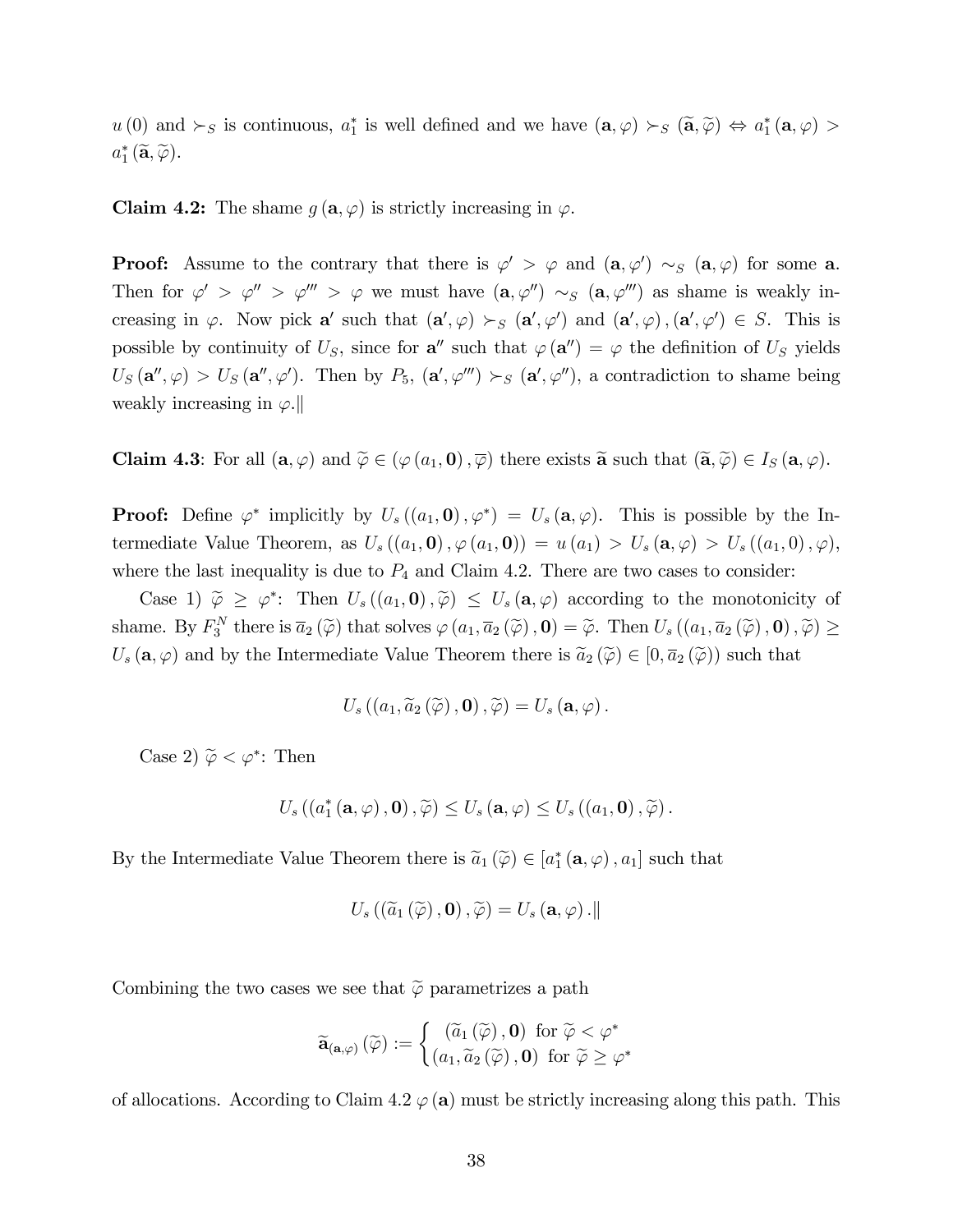$u(0)$ and $\succ_S$ is continuous, $a_1^*$ is well defined and we have $(\mathbf{a}, \varphi) \succ_S (\widetilde{\mathbf{a}}, \widetilde{\varphi}) \Leftrightarrow a_1^*(\mathbf{a}, \varphi) > a_1^*(\widetilde{\mathbf{a}}, \widetilde{\varphi})$.

**Claim 4.2:** The shame $g(\mathbf{a}, \varphi)$ is strictly increasing in $\varphi$.

**Proof:** Assume to the contrary that there is $\varphi' > \varphi$ and $(\mathbf{a}, \varphi') \sim_S (\mathbf{a}, \varphi)$ for some $\mathbf{a}$. Then for $\varphi' > \varphi'' > \varphi''' > \varphi$ we must have $(\mathbf{a}, \varphi'') \sim_S (\mathbf{a}, \varphi''')$ as shame is weakly increasing in $\varphi$. Now pick $\mathbf{a}'$ such that $(\mathbf{a}', \varphi) \succ_S (\mathbf{a}', \varphi')$ and $(\mathbf{a}', \varphi), (\mathbf{a}', \varphi') \in S$. This is possible by continuity of $U_S$, since for $\mathbf{a}''$ such that $\varphi(\mathbf{a}'') = \varphi$ the definition of $U_S$ yields $U_S(\mathbf{a}'', \varphi) > U_S(\mathbf{a}'', \varphi')$. Then by $P_5$, $(\mathbf{a}', \varphi''') \succ_S (\mathbf{a}', \varphi'')$, a contradiction to shame being weakly increasing in $\varphi$.‖

**Claim 4.3**: For all $(\mathbf{a}, \varphi)$ and $\widetilde{\varphi} \in (\varphi(a_1, \mathbf{0}), \overline{\varphi})$ there exists $\widetilde{\mathbf{a}}$ such that $(\widetilde{\mathbf{a}}, \widetilde{\varphi}) \in I_S(\mathbf{a}, \varphi)$.

**Proof:** Define $\varphi^*$ implicitly by $U_s((a_1, \mathbf{0}), \varphi^*) = U_s(\mathbf{a}, \varphi)$. This is possible by the Intermediate Value Theorem, as $U_s((a_1, \mathbf{0}), \varphi(a_1, \mathbf{0})) = u(a_1) > U_s(\mathbf{a}, \varphi) > U_s((a_1, 0), \varphi)$, where the last inequality is due to $P_4$ and Claim 4.2. There are two cases to consider:

Case 1) $\widetilde{\varphi} \geq \varphi^*$: Then $U_s((a_1, \mathbf{0}), \widetilde{\varphi}) \leq U_s(\mathbf{a}, \varphi)$ according to the monotonicity of shame. By $F_3^N$ there is $\overline{a}_2(\widetilde{\varphi})$ that solves $\varphi(a_1, \overline{a}_2(\widetilde{\varphi}), \mathbf{0}) = \widetilde{\varphi}$. Then $U_s((a_1, \overline{a}_2(\widetilde{\varphi}), \mathbf{0}), \widetilde{\varphi}) \geq U_s(\mathbf{a}, \varphi)$ and by the Intermediate Value Theorem there is $\widetilde{a}_2(\widetilde{\varphi}) \in [0, \overline{a}_2(\widetilde{\varphi}))$ such that

$$U_s((a_1, \widetilde{a}_2(\widetilde{\varphi}), \mathbf{0}), \widetilde{\varphi}) = U_s(\mathbf{a}, \varphi).$$

Case 2) $\widetilde{\varphi} < \varphi^*$: Then

$$U_s((a_1^*(\mathbf{a}, \varphi), \mathbf{0}), \widetilde{\varphi}) \leq U_s(\mathbf{a}, \varphi) \leq U_s((a_1, \mathbf{0}), \widetilde{\varphi}).$$

By the Intermediate Value Theorem there is $\widetilde{a}_1(\widetilde{\varphi}) \in [a_1^*(\mathbf{a}, \varphi), a_1]$ such that

$$U_s((\widetilde{a}_1(\widetilde{\varphi}), \mathbf{0}), \widetilde{\varphi}) = U_s(\mathbf{a}, \varphi).\|$$

Combining the two cases we see that $\widetilde{\varphi}$ parametrizes a path

$$\widetilde{\mathbf{a}}_{(\mathbf{a},\varphi)}(\widetilde{\varphi}) := \begin{cases} (\widetilde{a}_1(\widetilde{\varphi}), \mathbf{0}) & \text{for } \widetilde{\varphi} < \varphi^* \\ (a_1, \widetilde{a}_2(\widetilde{\varphi}), \mathbf{0}) & \text{for } \widetilde{\varphi} \geq \varphi^* \end{cases}$$

of allocations. According to Claim 4.2 $\varphi(\mathbf{a})$ must be strictly increasing along this path. This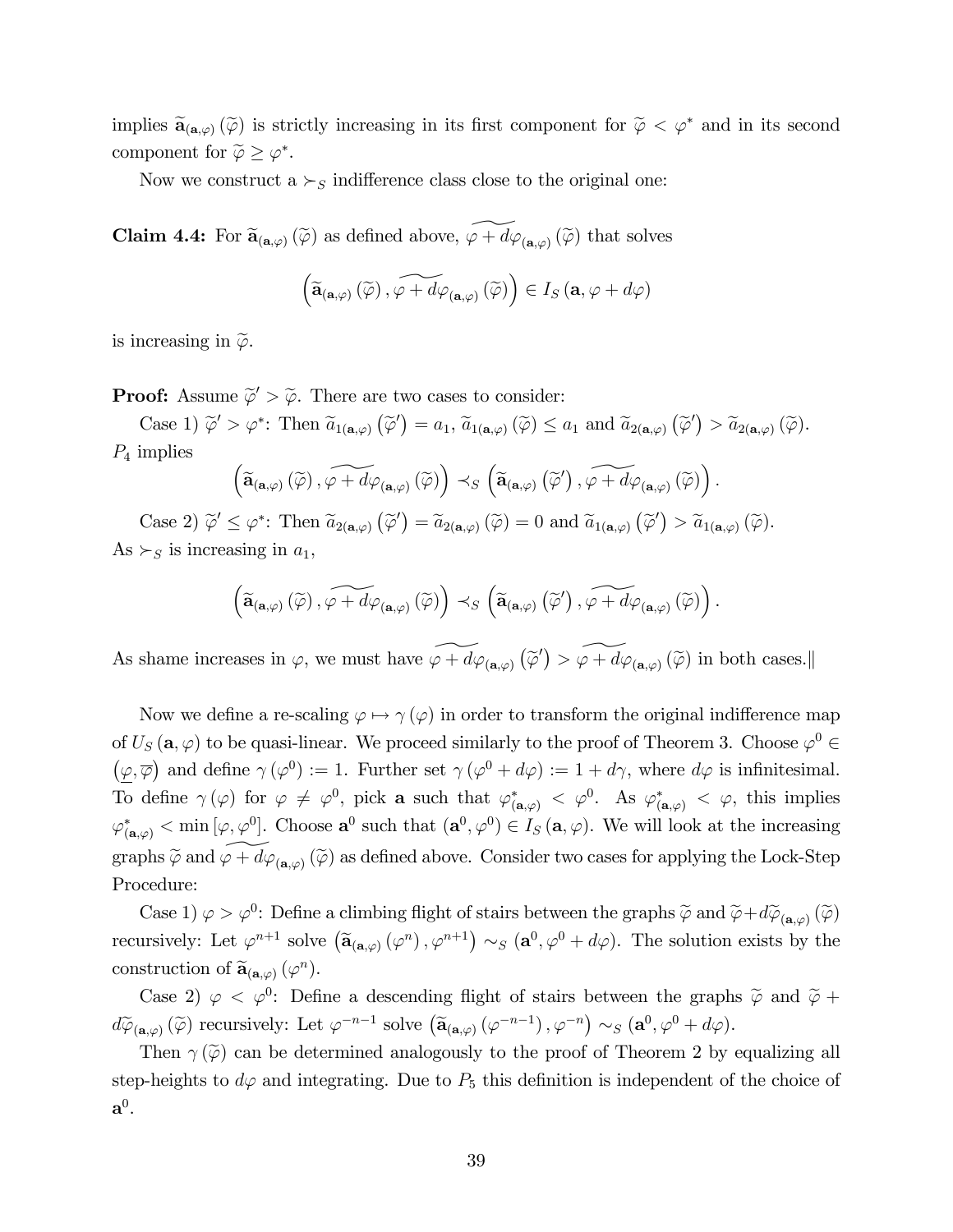implies $\widetilde{\mathbf{a}}_{(\mathbf{a},\varphi)}(\widetilde{\varphi})$ is strictly increasing in its first component for $\widetilde{\varphi} < \varphi^*$ and in its second component for $\widetilde{\varphi} \geq \varphi^*$.

Now we construct a $\succ_S$ indifference class close to the original one:

**Claim 4.4:** For $\widetilde{\mathbf{a}}_{(\mathbf{a},\varphi)}(\widetilde{\varphi})$ as defined above, $\widetilde{\varphi + d\varphi}_{(\mathbf{a},\varphi)}(\widetilde{\varphi})$ that solves

$$\left(\widetilde{\mathbf{a}}_{(\mathbf{a},\varphi)}(\widetilde{\varphi}), \widetilde{\varphi + d\varphi}_{(\mathbf{a},\varphi)}(\widetilde{\varphi})\right) \in I_S(\mathbf{a}, \varphi + d\varphi)$$

is increasing in $\widetilde{\varphi}$.

**Proof:** Assume $\widetilde{\varphi}' > \widetilde{\varphi}$. There are two cases to consider:

Case 1) $\widetilde{\varphi}' > \varphi^*$: Then $\widetilde{a}_{1(\mathbf{a},\varphi)}(\widetilde{\varphi}') = a_1$, $\widetilde{a}_{1(\mathbf{a},\varphi)}(\widetilde{\varphi}) \leq a_1$ and $\widetilde{a}_{2(\mathbf{a},\varphi)}(\widetilde{\varphi}') > \widetilde{a}_{2(\mathbf{a},\varphi)}(\widetilde{\varphi})$. $P_4$ implies

$$\left(\widetilde{\mathbf{a}}_{(\mathbf{a},\varphi)}(\widetilde{\varphi}), \widetilde{\varphi + d\varphi}_{(\mathbf{a},\varphi)}(\widetilde{\varphi})\right) \prec_S \left(\widetilde{\mathbf{a}}_{(\mathbf{a},\varphi)}(\widetilde{\varphi}'), \widetilde{\varphi + d\varphi}_{(\mathbf{a},\varphi)}(\widetilde{\varphi})\right).$$

Case 2) $\widetilde{\varphi}' \leq \varphi^*$: Then $\widetilde{a}_{2(\mathbf{a},\varphi)}(\widetilde{\varphi}') = \widetilde{a}_{2(\mathbf{a},\varphi)}(\widetilde{\varphi}) = 0$ and $\widetilde{a}_{1(\mathbf{a},\varphi)}(\widetilde{\varphi}') > \widetilde{a}_{1(\mathbf{a},\varphi)}(\widetilde{\varphi})$. As $\succ_S$ is increasing in $a_1$,

$$\left(\widetilde{\mathbf{a}}_{(\mathbf{a},\varphi)}(\widetilde{\varphi}), \widetilde{\varphi + d\varphi}_{(\mathbf{a},\varphi)}(\widetilde{\varphi})\right) \prec_S \left(\widetilde{\mathbf{a}}_{(\mathbf{a},\varphi)}(\widetilde{\varphi}'), \widetilde{\varphi + d\varphi}_{(\mathbf{a},\varphi)}(\widetilde{\varphi})\right).$$

As shame increases in $\varphi$, we must have $\widetilde{\varphi + d\varphi}_{(\mathbf{a},\varphi)}(\widetilde{\varphi}') > \widetilde{\varphi + d\varphi}_{(\mathbf{a},\varphi)}(\widetilde{\varphi})$ in both cases.$\|$

Now we define a re-scaling $\varphi \mapsto \gamma(\varphi)$ in order to transform the original indifference map of $U_S(\mathbf{a}, \varphi)$ to be quasi-linear. We proceed similarly to the proof of Theorem 3. Choose $\varphi^0 \in (\underline{\varphi}, \overline{\varphi})$ and define $\gamma(\varphi^0) := 1$. Further set $\gamma(\varphi^0 + d\varphi) := 1 + d\gamma$, where $d\varphi$ is infinitesimal. To define $\gamma(\varphi)$ for $\varphi \neq \varphi^0$, pick $\mathbf{a}$ such that $\varphi^*_{(\mathbf{a},\varphi)} < \varphi^0$. As $\varphi^*_{(\mathbf{a},\varphi)} < \varphi$, this implies $\varphi^*_{(\mathbf{a},\varphi)} < \min[\varphi, \varphi^0]$. Choose $\mathbf{a}^0$ such that $(\mathbf{a}^0, \varphi^0) \in I_S(\mathbf{a}, \varphi)$. We will look at the increasing graphs $\widetilde{\varphi}$ and $\widetilde{\varphi + d\varphi}_{(\mathbf{a},\varphi)}(\widetilde{\varphi})$ as defined above. Consider two cases for applying the Lock-Step Procedure:

Case 1) $\varphi > \varphi^0$: Define a climbing flight of stairs between the graphs $\widetilde{\varphi}$ and $\widetilde{\varphi} + d\widetilde{\varphi}_{(\mathbf{a},\varphi)}(\widetilde{\varphi})$ recursively: Let $\varphi^{n+1}$ solve $\left(\widetilde{\mathbf{a}}_{(\mathbf{a},\varphi)}(\varphi^n), \varphi^{n+1}\right) \sim_S (\mathbf{a}^0, \varphi^0 + d\varphi)$. The solution exists by the construction of $\widetilde{\mathbf{a}}_{(\mathbf{a},\varphi)}(\varphi^n)$.

Case 2) $\varphi < \varphi^0$: Define a descending flight of stairs between the graphs $\widetilde{\varphi}$ and $\widetilde{\varphi} + d\widetilde{\varphi}_{(\mathbf{a},\varphi)}(\widetilde{\varphi})$ recursively: Let $\varphi^{-n-1}$ solve $\left(\widetilde{\mathbf{a}}_{(\mathbf{a},\varphi)}(\varphi^{-n-1}), \varphi^{-n}\right) \sim_S (\mathbf{a}^0, \varphi^0 + d\varphi)$.

Then $\gamma(\widetilde{\varphi})$ can be determined analogously to the proof of Theorem 2 by equalizing all step-heights to $d\varphi$ and integrating. Due to $P_5$ this definition is independent of the choice of $\mathbf{a}^0$.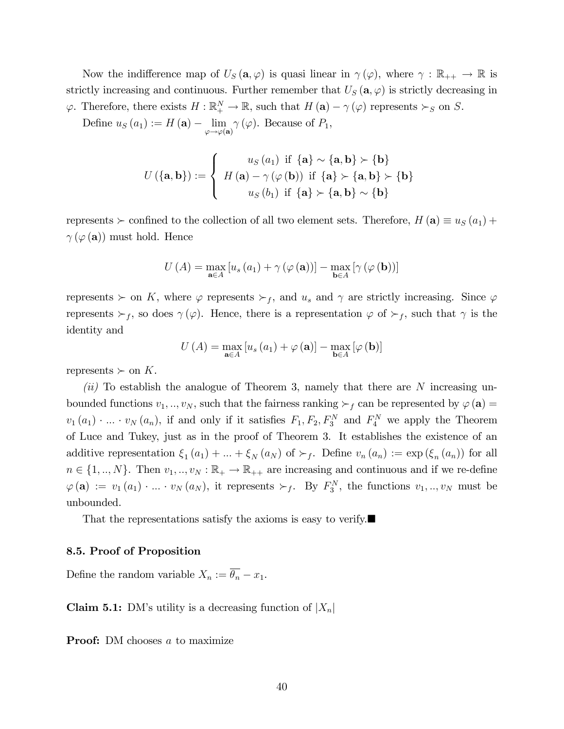Now the indifference map of $U_S(\mathbf{a}, \varphi)$ is quasi linear in $\gamma(\varphi)$, where $\gamma : \mathbb{R}_{++} \to \mathbb{R}$ is strictly increasing and continuous. Further remember that $U_S(\mathbf{a}, \varphi)$ is strictly decreasing in $\varphi$. Therefore, there exists $H : \mathbb{R}_+^N \to \mathbb{R}$, such that $H(\mathbf{a}) - \gamma(\varphi)$ represents $\succ_S$ on $S$.

Define $u_S(a_1) := H(\mathbf{a}) - \lim_{\varphi \to \varphi(\mathbf{a})} \gamma(\varphi)$. Because of $P_1$,

$$U(\{\mathbf{a}, \mathbf{b}\}) := \begin{cases} u_S(a_1) \text{ if } \{\mathbf{a}\} \sim \{\mathbf{a}, \mathbf{b}\} \succ \{\mathbf{b}\} \\ H(\mathbf{a}) - \gamma(\varphi(\mathbf{b})) \text{ if } \{\mathbf{a}\} \succ \{\mathbf{a}, \mathbf{b}\} \succ \{\mathbf{b}\} \\ u_S(b_1) \text{ if } \{\mathbf{a}\} \succ \{\mathbf{a}, \mathbf{b}\} \sim \{\mathbf{b}\} \end{cases}$$

represents $\succ$ confined to the collection of all two element sets. Therefore, $H(\mathbf{a}) \equiv u_S(a_1) + \gamma(\varphi(\mathbf{a}))$ must hold. Hence

$$U(A) = \max_{\mathbf{a} \in A} [u_s(a_1) + \gamma(\varphi(\mathbf{a}))] - \max_{\mathbf{b} \in A} [\gamma(\varphi(\mathbf{b}))]$$

represents $\succ$ on $K$, where $\varphi$ represents $\succ_f$, and $u_s$ and $\gamma$ are strictly increasing. Since $\varphi$ represents $\succ_f$, so does $\gamma(\varphi)$. Hence, there is a representation $\varphi$ of $\succ_f$, such that $\gamma$ is the identity and

$$U(A) = \max_{\mathbf{a} \in A} [u_s(a_1) + \varphi(\mathbf{a})] - \max_{\mathbf{b} \in A} [\varphi(\mathbf{b})]$$

represents $\succ$ on $K$.

*(ii)* To establish the analogue of Theorem 3, namely that there are $N$ increasing unbounded functions $v_1, .., v_N$, such that the fairness ranking $\succ_f$ can be represented by $\varphi(\mathbf{a}) = v_1(a_1) \cdot ... \cdot v_N(a_n)$, if and only if it satisfies $F_1, F_2, F_3^N$ and $F_4^N$ we apply the Theorem of Luce and Tukey, just as in the proof of Theorem 3. It establishes the existence of an additive representation $\xi_1(a_1) + ... + \xi_N(a_N)$ of $\succ_f$. Define $v_n(a_n) := \exp(\xi_n(a_n))$ for all $n \in \{1, .., N\}$. Then $v_1, .., v_N : \mathbb{R}_+ \to \mathbb{R}_{++}$ are increasing and continuous and if we re-define $\varphi(\mathbf{a}) := v_1(a_1) \cdot ... \cdot v_N(a_N)$, it represents $\succ_f$. By $F_3^N$, the functions $v_1, .., v_N$ must be unbounded.

That the representations satisfy the axioms is easy to verify.■

### 8.5. Proof of Proposition

Define the random variable $X_n := \overline{\theta_n} - x_1$.

**Claim 5.1:** DM's utility is a decreasing function of $|X_n|$

**Proof:** DM chooses $a$ to maximize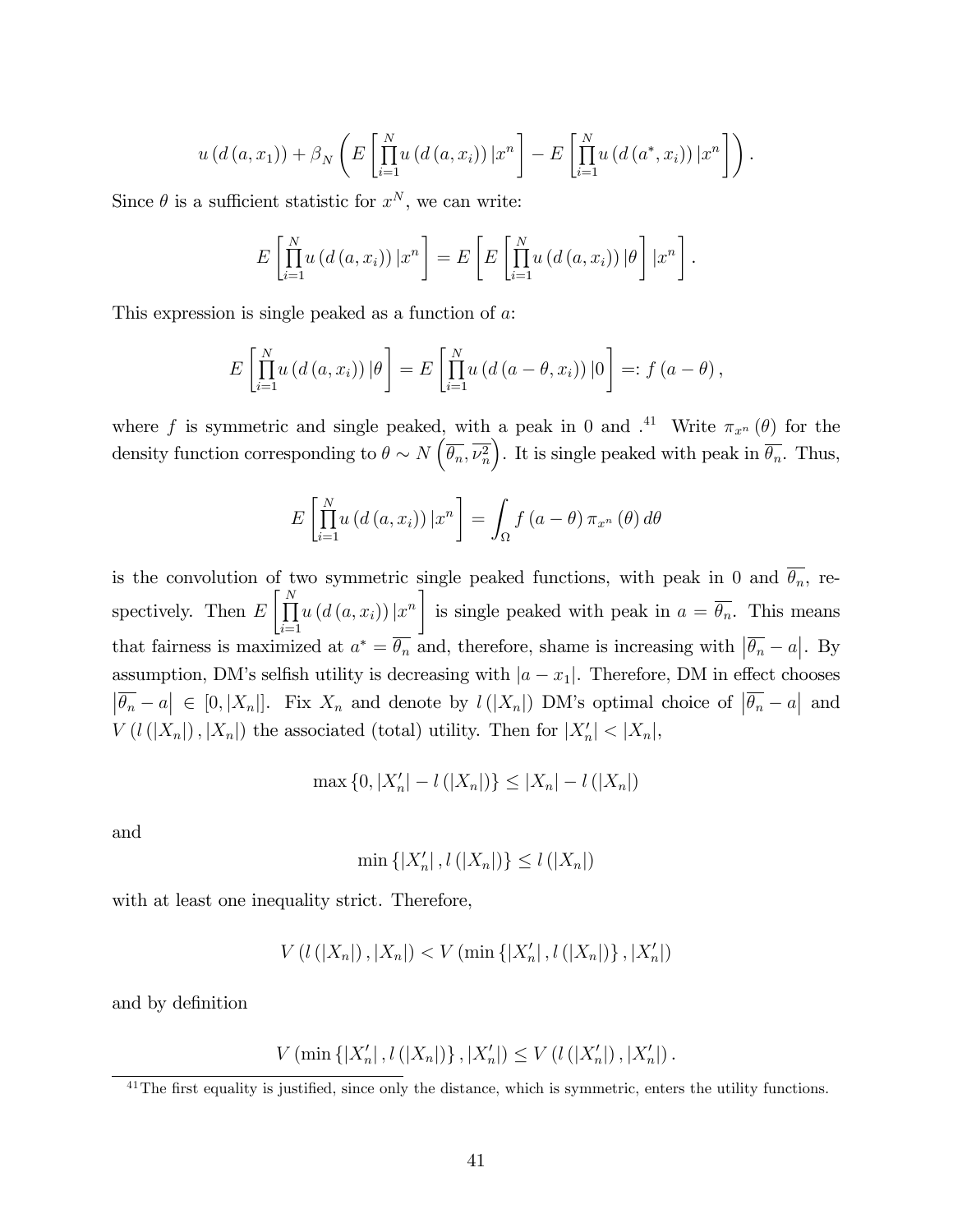$$u\left(d\left(a,x_1\right)\right)+\beta_N\left(E\left[\prod_{i=1}^{N}u\left(d\left(a,x_i\right)\right)|x^n\right]-E\left[\prod_{i=1}^{N}u\left(d\left(a^*,x_i\right)\right)|x^n\right]\right).$$

Since $\theta$ is a sufficient statistic for $x^N$, we can write:

$$E\left[\prod_{i=1}^{N}u\left(d\left(a,x_i\right)\right)|x^n\right]=E\left[E\left[\prod_{i=1}^{N}u\left(d\left(a,x_i\right)\right)|\theta\right]|x^n\right].$$

This expression is single peaked as a function of $a$:

$$E\left[\prod_{i=1}^{N}u\left(d\left(a,x_i\right)\right)|\theta\right]=E\left[\prod_{i=1}^{N}u\left(d\left(a-\theta,x_i\right)\right)|0\right]=:f\left(a-\theta\right),$$

where $f$ is symmetric and single peaked, with a peak in 0 and .[41] Write $\pi_{x^n}\left(\theta\right)$ for the density function corresponding to $\theta\sim N\left(\overline{\theta_n},\overline{\nu_n^2}\right)$. It is single peaked with peak in $\overline{\theta_n}$. Thus,

$$E\left[\prod_{i=1}^{N}u\left(d\left(a,x_i\right)\right)|x^n\right]=\int_{\Omega}f\left(a-\theta\right)\pi_{x^n}\left(\theta\right)d\theta$$

is the convolution of two symmetric single peaked functions, with peak in 0 and $\overline{\theta_n}$, respectively. Then $E\left[\prod_{i=1}^{N}u\left(d\left(a,x_i\right)\right)|x^n\right]$ is single peaked with peak in $a=\overline{\theta_n}$. This means that fairness is maximized at $a^*=\overline{\theta_n}$ and, therefore, shame is increasing with $\left|\overline{\theta_n}-a\right|$. By assumption, DM's selfish utility is decreasing with $|a-x_1|$. Therefore, DM in effect chooses $\left|\overline{\theta_n}-a\right|\in[0,|X_n|]$. Fix $X_n$ and denote by $l\left(|X_n|\right)$ DM's optimal choice of $\left|\overline{\theta_n}-a\right|$ and $V\left(l\left(|X_n|\right),|X_n|\right)$ the associated (total) utility. Then for $|X_n'|<|X_n|$,

$$\max\left\{0,|X_n'|-l\left(|X_n|\right)\right\}\leq|X_n|-l\left(|X_n|\right)$$

and

$$\min\left\{|X_n'|,l\left(|X_n|\right)\right\}\leq l\left(|X_n|\right)$$

with at least one inequality strict. Therefore,

$$V\left(l\left(|X_n|\right),|X_n|\right)<V\left(\min\left\{|X_n'|,l\left(|X_n|\right)\right\},|X_n'|\right)$$

and by definition

$$V\left(\min\left\{|X_n'|,l\left(|X_n|\right)\right\},|X_n'|\right)\leq V\left(l\left(|X_n'|\right),|X_n'|\right).$$

[41] The first equality is justified, since only the distance, which is symmetric, enters the utility functions.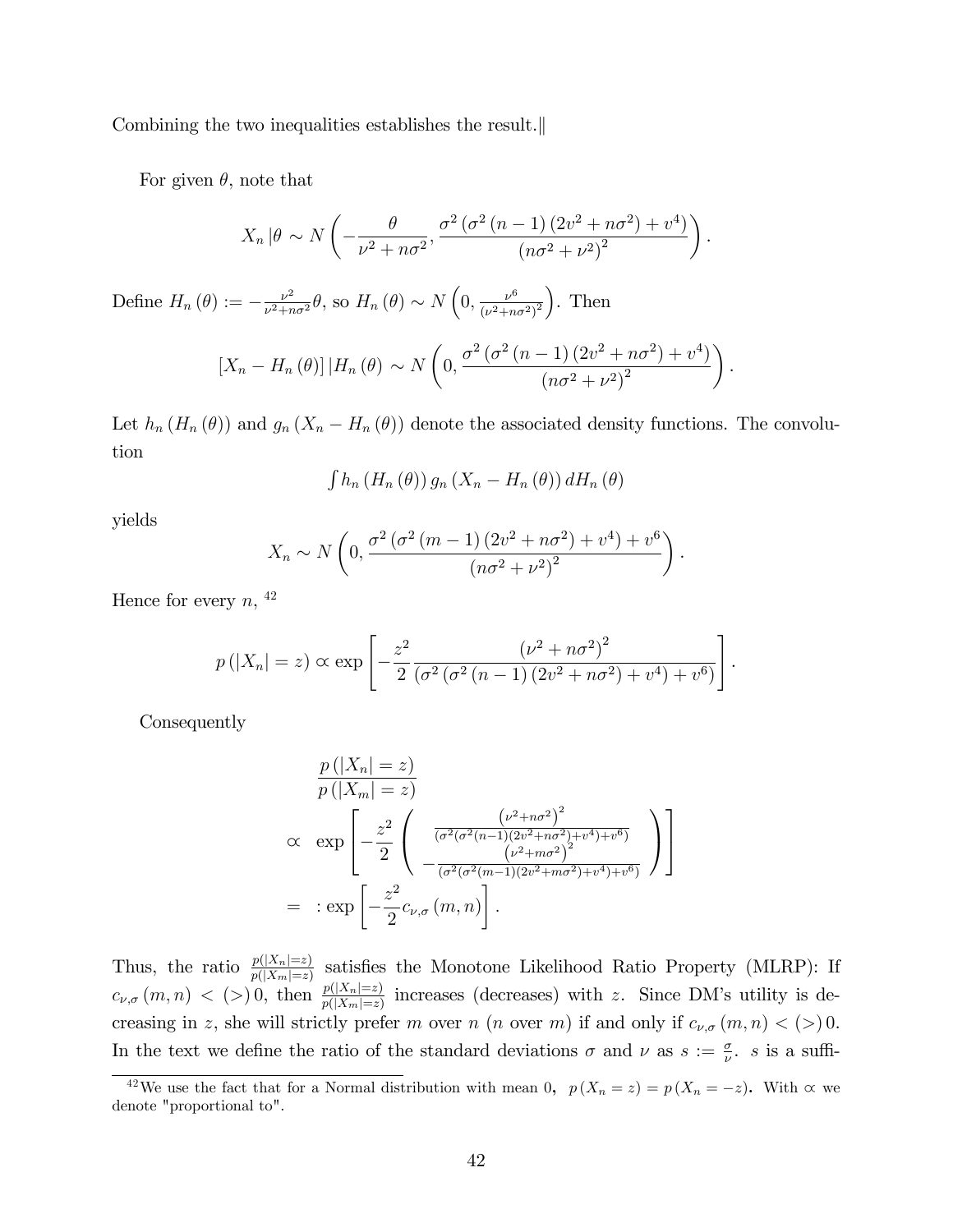Combining the two inequalities establishes the result.‖

For given $\theta$, note that

$$X_n\,|\theta \sim N\left(-\frac{\theta}{\nu^2+n\sigma^2}, \frac{\sigma^2\left(\sigma^2\left(n-1\right)\left(2v^2+n\sigma^2\right)+v^4\right)}{\left(n\sigma^2+\nu^2\right)^2}\right).$$

Define $H_n\left(\theta\right) := -\frac{\nu^2}{\nu^2+n\sigma^2}\theta$, so $H_n\left(\theta\right) \sim N\left(0, \frac{\nu^6}{\left(\nu^2+n\sigma^2\right)^2}\right)$. Then

$$\left[X_n - H_n\left(\theta\right)\right]|H_n\left(\theta\right) \sim N\left(0, \frac{\sigma^2\left(\sigma^2\left(n-1\right)\left(2v^2+n\sigma^2\right)+v^4\right)}{\left(n\sigma^2+\nu^2\right)^2}\right).$$

Let $h_n\left(H_n\left(\theta\right)\right)$ and $g_n\left(X_n - H_n\left(\theta\right)\right)$ denote the associated density functions. The convolution

$$\int h_n\left(H_n\left(\theta\right)\right) g_n\left(X_n - H_n\left(\theta\right)\right) dH_n\left(\theta\right)$$

yields

$$X_n \sim N\left(0, \frac{\sigma^2\left(\sigma^2\left(m-1\right)\left(2v^2+n\sigma^2\right)+v^4\right)+v^6}{\left(n\sigma^2+\nu^2\right)^2}\right).$$

Hence for every $n$, [42]

$$p\left(|X_n| = z\right) \propto \exp\left[-\frac{z^2}{2}\frac{\left(\nu^2+n\sigma^2\right)^2}{\left(\sigma^2\left(\sigma^2\left(n-1\right)\left(2v^2+n\sigma^2\right)+v^4\right)+v^6\right)}\right].$$

Consequently

$$\begin{aligned}
&\frac{p\left(|X_n| = z\right)}{p\left(|X_m| = z\right)} \\
\propto\ &\exp\left[-\frac{z^2}{2}\left(\begin{array}{c}\frac{\left(\nu^2+n\sigma^2\right)^2}{\left(\sigma^2\left(\sigma^2\left(n-1\right)\left(2v^2+n\sigma^2\right)+v^4\right)+v^6\right)} \\ -\frac{\left(\nu^2+m\sigma^2\right)^2}{\left(\sigma^2\left(\sigma^2\left(m-1\right)\left(2v^2+m\sigma^2\right)+v^4\right)+v^6\right)}\end{array}\right)\right] \\
=\ &: \exp\left[-\frac{z^2}{2}c_{\nu,\sigma}\left(m,n\right)\right].
\end{aligned}$$

Thus, the ratio $\frac{p(|X_n|=z)}{p(|X_m|=z)}$ satisfies the Monotone Likelihood Ratio Property (MLRP): If $c_{\nu,\sigma}\left(m,n\right) < (>)\, 0$, then $\frac{p(|X_n|=z)}{p(|X_m|=z)}$ increases (decreases) with $z$. Since DM's utility is decreasing in $z$, she will strictly prefer $m$ over $n$ ($n$ over $m$) if and only if $c_{\nu,\sigma}\left(m,n\right) < (>)\, 0$. In the text we define the ratio of the standard deviations $\sigma$ and $\nu$ as $s := \frac{\sigma}{\nu}$. $s$ is a suffi-

[42] We use the fact that for a Normal distribution with mean 0, $p\left(X_n = z\right) = p\left(X_n = -z\right)$. With $\propto$ we denote "proportional to".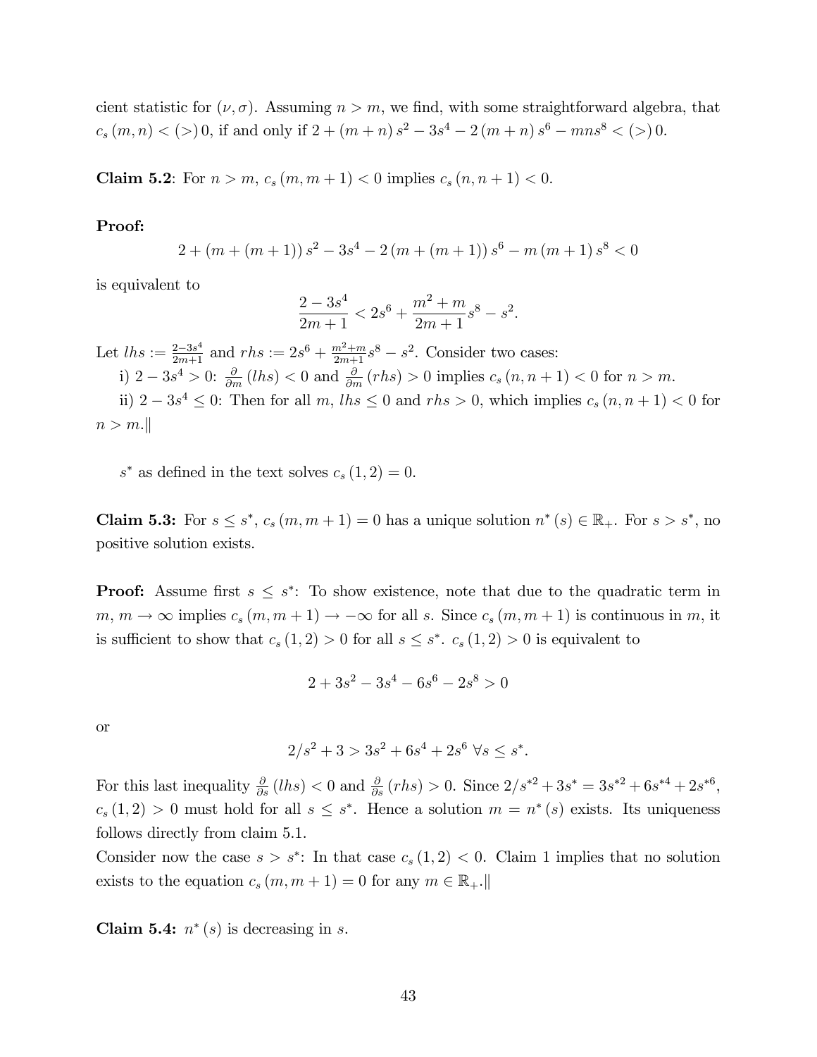cient statistic for $(\nu, \sigma)$. Assuming $n > m$, we find, with some straightforward algebra, that $c_s(m,n) < (>) \, 0$, if and only if $2 + (m+n)s^2 - 3s^4 - 2(m+n)s^6 - mns^8 < (>) \, 0$.

**Claim 5.2**: For $n > m$, $c_s(m, m+1) < 0$ implies $c_s(n, n+1) < 0$.

**Proof:**

$$2 + (m + (m+1))s^2 - 3s^4 - 2(m + (m+1))s^6 - m(m+1)s^8 < 0$$

is equivalent to

$$\frac{2 - 3s^4}{2m+1} < 2s^6 + \frac{m^2 + m}{2m+1}s^8 - s^2.$$

Let $lhs := \frac{2-3s^4}{2m+1}$ and $rhs := 2s^6 + \frac{m^2+m}{2m+1}s^8 - s^2$. Consider two cases:

i) $2 - 3s^4 > 0$: $\frac{\partial}{\partial m}(lhs) < 0$ and $\frac{\partial}{\partial m}(rhs) > 0$ implies $c_s(n, n+1) < 0$ for $n > m$.

ii) $2 - 3s^4 \leq 0$: Then for all $m$, $lhs \leq 0$ and $rhs > 0$, which implies $c_s(n, n+1) < 0$ for $n > m$.‖

$s^*$ as defined in the text solves $c_s(1, 2) = 0$.

**Claim 5.3:** For $s \leq s^*$, $c_s(m, m+1) = 0$ has a unique solution $n^*(s) \in \mathbb{R}_+$. For $s > s^*$, no positive solution exists.

**Proof:** Assume first $s \leq s^*$: To show existence, note that due to the quadratic term in $m$, $m \to \infty$ implies $c_s(m, m+1) \to -\infty$ for all $s$. Since $c_s(m, m+1)$ is continuous in $m$, it is sufficient to show that $c_s(1, 2) > 0$ for all $s \leq s^*$. $c_s(1, 2) > 0$ is equivalent to

$$2 + 3s^2 - 3s^4 - 6s^6 - 2s^8 > 0$$

or

$$2/s^2 + 3 > 3s^2 + 6s^4 + 2s^6 \;\; \forall s \leq s^*.$$

For this last inequality $\frac{\partial}{\partial s}(lhs) < 0$ and $\frac{\partial}{\partial s}(rhs) > 0$. Since $2/s^{*2} + 3s^* = 3s^{*2} + 6s^{*4} + 2s^{*6}$, $c_s(1, 2) > 0$ must hold for all $s \leq s^*$. Hence a solution $m = n^*(s)$ exists. Its uniqueness follows directly from claim 5.1.

Consider now the case $s > s^*$: In that case $c_s(1, 2) < 0$. Claim 1 implies that no solution exists to the equation $c_s(m, m+1) = 0$ for any $m \in \mathbb{R}_+$.‖

**Claim 5.4:** $n^*(s)$ is decreasing in $s$.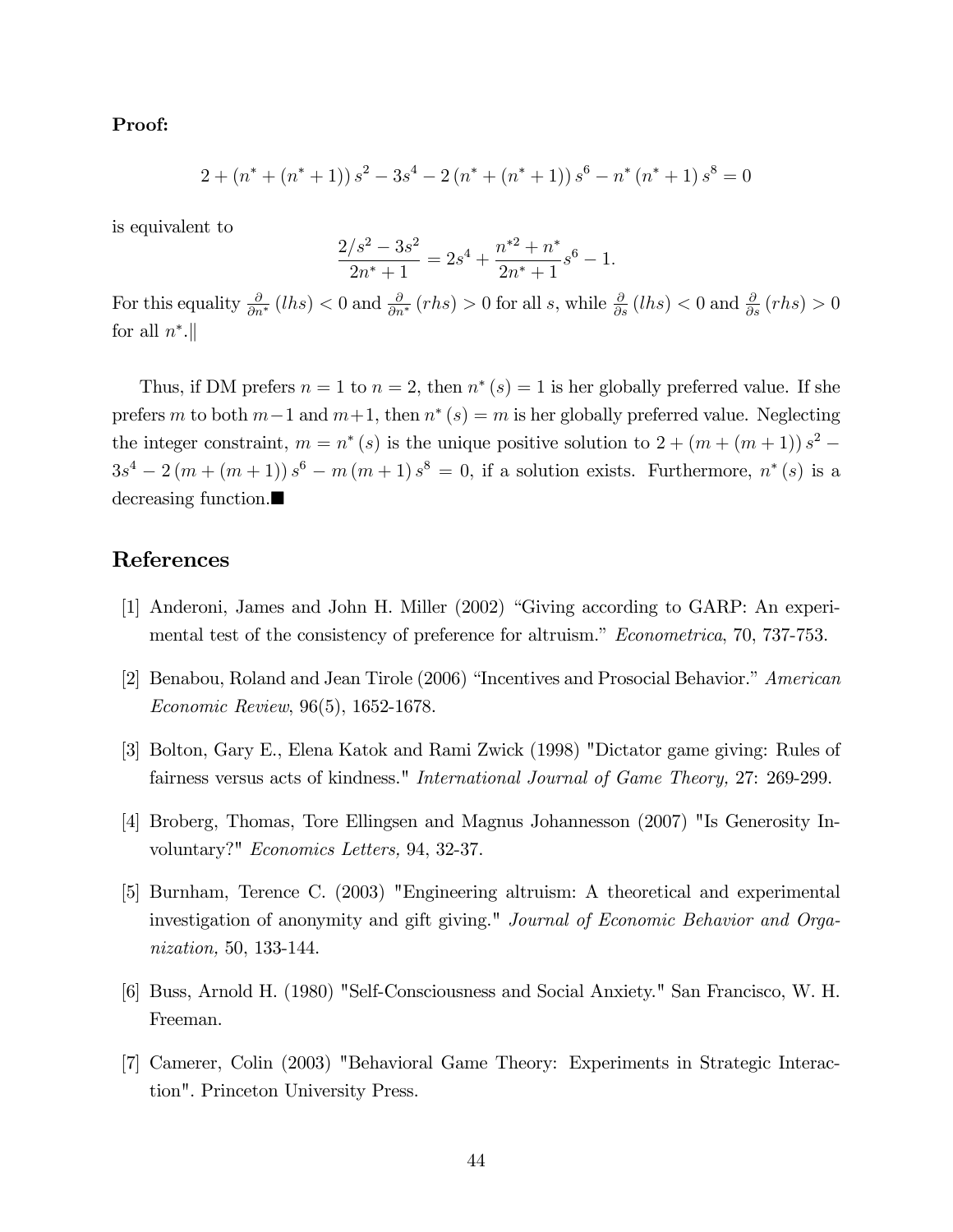**Proof:**

$$2 + (n^* + (n^* + 1)) s^2 - 3s^4 - 2 (n^* + (n^* + 1)) s^6 - n^* (n^* + 1) s^8 = 0$$

is equivalent to

$$\frac{2/s^2 - 3s^2}{2n^* + 1} = 2s^4 + \frac{n^{*2} + n^*}{2n^* + 1} s^6 - 1.$$

For this equality $\frac{\partial}{\partial n^*}(lhs) < 0$ and $\frac{\partial}{\partial n^*}(rhs) > 0$ for all $s$, while $\frac{\partial}{\partial s}(lhs) < 0$ and $\frac{\partial}{\partial s}(rhs) > 0$ for all $n^*$.‖

Thus, if DM prefers $n = 1$ to $n = 2$, then $n^*(s) = 1$ is her globally preferred value. If she prefers $m$ to both $m-1$ and $m+1$, then $n^*(s) = m$ is her globally preferred value. Neglecting the integer constraint, $m = n^*(s)$ is the unique positive solution to $2 + (m + (m + 1)) s^2 - 3s^4 - 2 (m + (m + 1)) s^6 - m (m + 1) s^8 = 0$, if a solution exists. Furthermore, $n^*(s)$ is a decreasing function.■

## References

[1] Anderoni, James and John H. Miller (2002) "Giving according to GARP: An experimental test of the consistency of preference for altruism." *Econometrica*, 70, 737-753.

[2] Benabou, Roland and Jean Tirole (2006) "Incentives and Prosocial Behavior." *American Economic Review*, 96(5), 1652-1678.

[3] Bolton, Gary E., Elena Katok and Rami Zwick (1998) "Dictator game giving: Rules of fairness versus acts of kindness." *International Journal of Game Theory,* 27: 269-299.

[4] Broberg, Thomas, Tore Ellingsen and Magnus Johannesson (2007) "Is Generosity Involuntary?" *Economics Letters,* 94, 32-37.

[5] Burnham, Terence C. (2003) "Engineering altruism: A theoretical and experimental investigation of anonymity and gift giving." *Journal of Economic Behavior and Organization,* 50, 133-144.

[6] Buss, Arnold H. (1980) "Self-Consciousness and Social Anxiety." San Francisco, W. H. Freeman.

[7] Camerer, Colin (2003) "Behavioral Game Theory: Experiments in Strategic Interaction". Princeton University Press.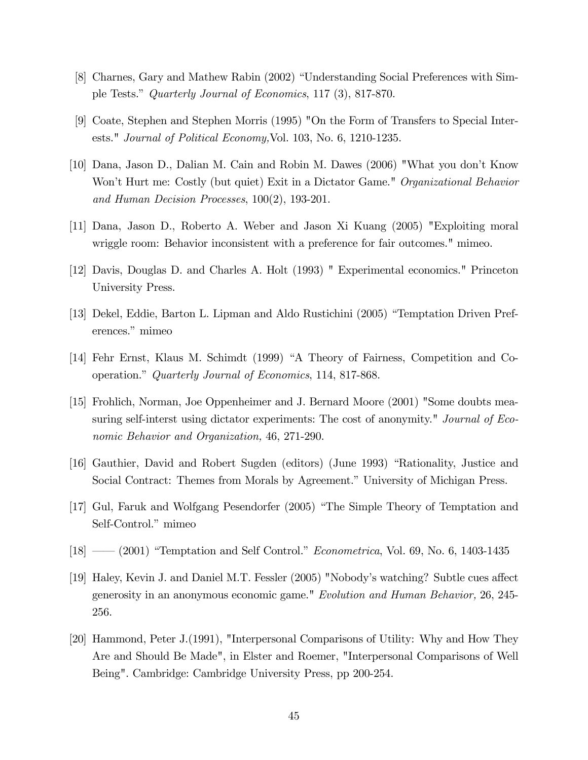[8] Charnes, Gary and Mathew Rabin (2002) "Understanding Social Preferences with Simple Tests." *Quarterly Journal of Economics*, 117 (3), 817-870.

[9] Coate, Stephen and Stephen Morris (1995) "On the Form of Transfers to Special Interests." *Journal of Political Economy,*Vol. 103, No. 6, 1210-1235.

[10] Dana, Jason D., Dalian M. Cain and Robin M. Dawes (2006) "What you don't Know Won't Hurt me: Costly (but quiet) Exit in a Dictator Game." *Organizational Behavior and Human Decision Processes*, 100(2), 193-201.

[11] Dana, Jason D., Roberto A. Weber and Jason Xi Kuang (2005) "Exploiting moral wriggle room: Behavior inconsistent with a preference for fair outcomes." mimeo.

[12] Davis, Douglas D. and Charles A. Holt (1993) " Experimental economics." Princeton University Press.

[13] Dekel, Eddie, Barton L. Lipman and Aldo Rustichini (2005) "Temptation Driven Preferences." mimeo

[14] Fehr Ernst, Klaus M. Schimdt (1999) "A Theory of Fairness, Competition and Cooperation." *Quarterly Journal of Economics*, 114, 817-868.

[15] Frohlich, Norman, Joe Oppenheimer and J. Bernard Moore (2001) "Some doubts measuring self-interst using dictator experiments: The cost of anonymity." *Journal of Economic Behavior and Organization,* 46, 271-290.

[16] Gauthier, David and Robert Sugden (editors) (June 1993) "Rationality, Justice and Social Contract: Themes from Morals by Agreement." University of Michigan Press.

[17] Gul, Faruk and Wolfgang Pesendorfer (2005) "The Simple Theory of Temptation and Self-Control." mimeo

[18] —— (2001) "Temptation and Self Control." *Econometrica*, Vol. 69, No. 6, 1403-1435

[19] Haley, Kevin J. and Daniel M.T. Fessler (2005) "Nobody's watching? Subtle cues affect generosity in an anonymous economic game." *Evolution and Human Behavior,* 26, 245-256.

[20] Hammond, Peter J.(1991), "Interpersonal Comparisons of Utility: Why and How They Are and Should Be Made", in Elster and Roemer, "Interpersonal Comparisons of Well Being". Cambridge: Cambridge University Press, pp 200-254.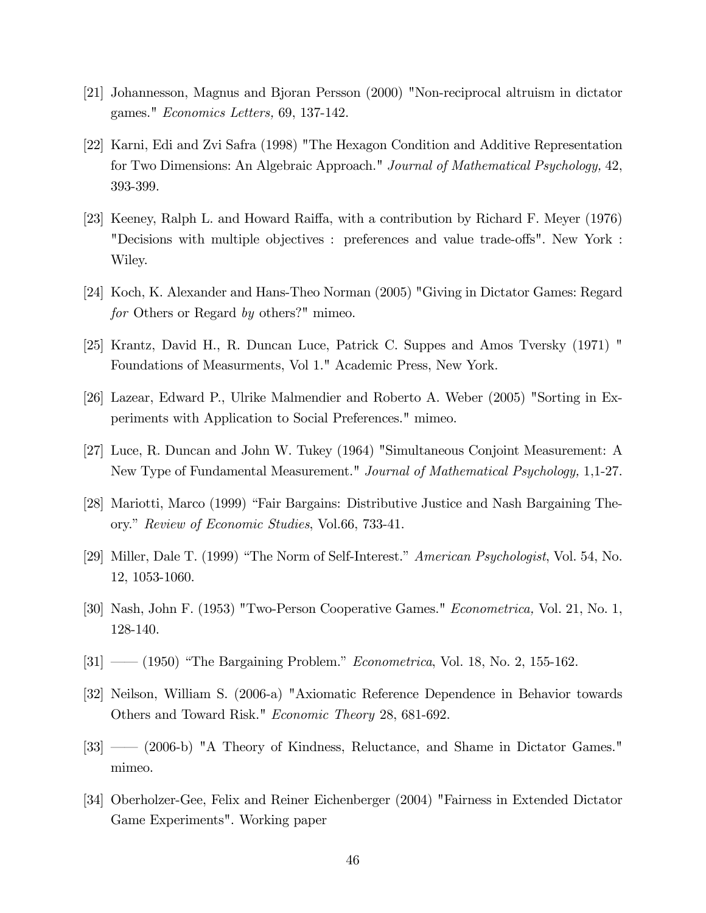[21] Johannesson, Magnus and Bjoran Persson (2000) "Non-reciprocal altruism in dictator games." *Economics Letters,* 69, 137-142.

[22] Karni, Edi and Zvi Safra (1998) "The Hexagon Condition and Additive Representation for Two Dimensions: An Algebraic Approach." *Journal of Mathematical Psychology,* 42, 393-399.

[23] Keeney, Ralph L. and Howard Raiffa, with a contribution by Richard F. Meyer (1976) "Decisions with multiple objectives : preferences and value trade-offs". New York : Wiley.

[24] Koch, K. Alexander and Hans-Theo Norman (2005) "Giving in Dictator Games: Regard *for* Others or Regard *by* others?" mimeo.

[25] Krantz, David H., R. Duncan Luce, Patrick C. Suppes and Amos Tversky (1971) " Foundations of Measurments, Vol 1." Academic Press, New York.

[26] Lazear, Edward P., Ulrike Malmendier and Roberto A. Weber (2005) "Sorting in Experiments with Application to Social Preferences." mimeo.

[27] Luce, R. Duncan and John W. Tukey (1964) "Simultaneous Conjoint Measurement: A New Type of Fundamental Measurement." *Journal of Mathematical Psychology,* 1,1-27.

[28] Mariotti, Marco (1999) "Fair Bargains: Distributive Justice and Nash Bargaining Theory." *Review of Economic Studies*, Vol.66, 733-41.

[29] Miller, Dale T. (1999) "The Norm of Self-Interest." *American Psychologist*, Vol. 54, No. 12, 1053-1060.

[30] Nash, John F. (1953) "Two-Person Cooperative Games." *Econometrica,* Vol. 21, No. 1, 128-140.

[31] —— (1950) "The Bargaining Problem." *Econometrica*, Vol. 18, No. 2, 155-162.

[32] Neilson, William S. (2006-a) "Axiomatic Reference Dependence in Behavior towards Others and Toward Risk." *Economic Theory* 28, 681-692.

[33] —— (2006-b) "A Theory of Kindness, Reluctance, and Shame in Dictator Games." mimeo.

[34] Oberholzer-Gee, Felix and Reiner Eichenberger (2004) "Fairness in Extended Dictator Game Experiments". Working paper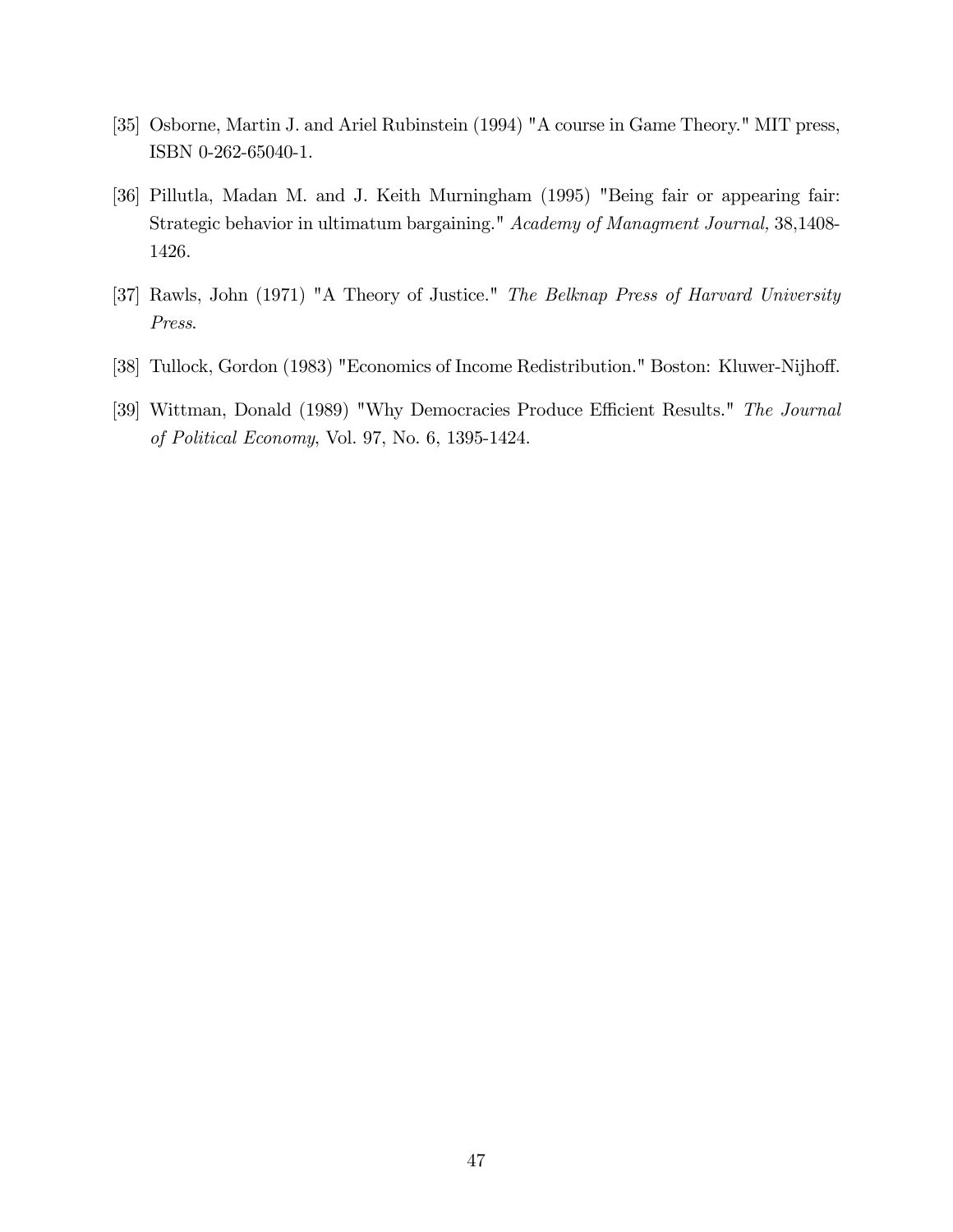[35] Osborne, Martin J. and Ariel Rubinstein (1994) "A course in Game Theory." MIT press, ISBN 0-262-65040-1.

[36] Pillutla, Madan M. and J. Keith Murningham (1995) "Being fair or appearing fair: Strategic behavior in ultimatum bargaining." *Academy of Managment Journal,* 38,1408-1426.

[37] Rawls, John (1971) "A Theory of Justice." *The Belknap Press of Harvard University Press.*

[38] Tullock, Gordon (1983) "Economics of Income Redistribution." Boston: Kluwer-Nijhoff.

[39] Wittman, Donald (1989) "Why Democracies Produce Efficient Results." *The Journal of Political Economy,* Vol. 97, No. 6, 1395-1424.